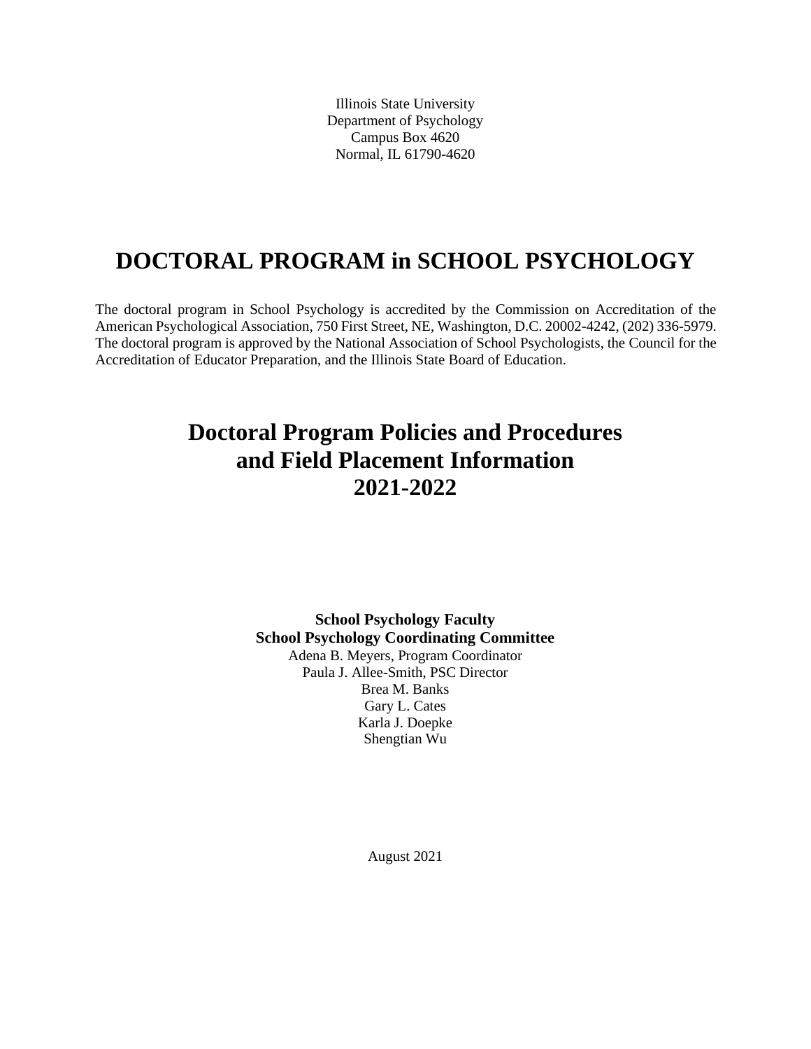Illinois State University
Department of Psychology
Campus Box 4620
Normal, IL 61790-4620

# DOCTORAL PROGRAM in SCHOOL PSYCHOLOGY

The doctoral program in School Psychology is accredited by the Commission on Accreditation of the American Psychological Association, 750 First Street, NE, Washington, D.C. 20002-4242, (202) 336-5979. The doctoral program is approved by the National Association of School Psychologists, the Council for the Accreditation of Educator Preparation, and the Illinois State Board of Education.

## Doctoral Program Policies and Procedures and Field Placement Information 2021-2022

**School Psychology Faculty**
**School Psychology Coordinating Committee**
Adena B. Meyers, Program Coordinator
Paula J. Allee-Smith, PSC Director
Brea M. Banks
Gary L. Cates
Karla J. Doepke
Shengtian Wu

August 2021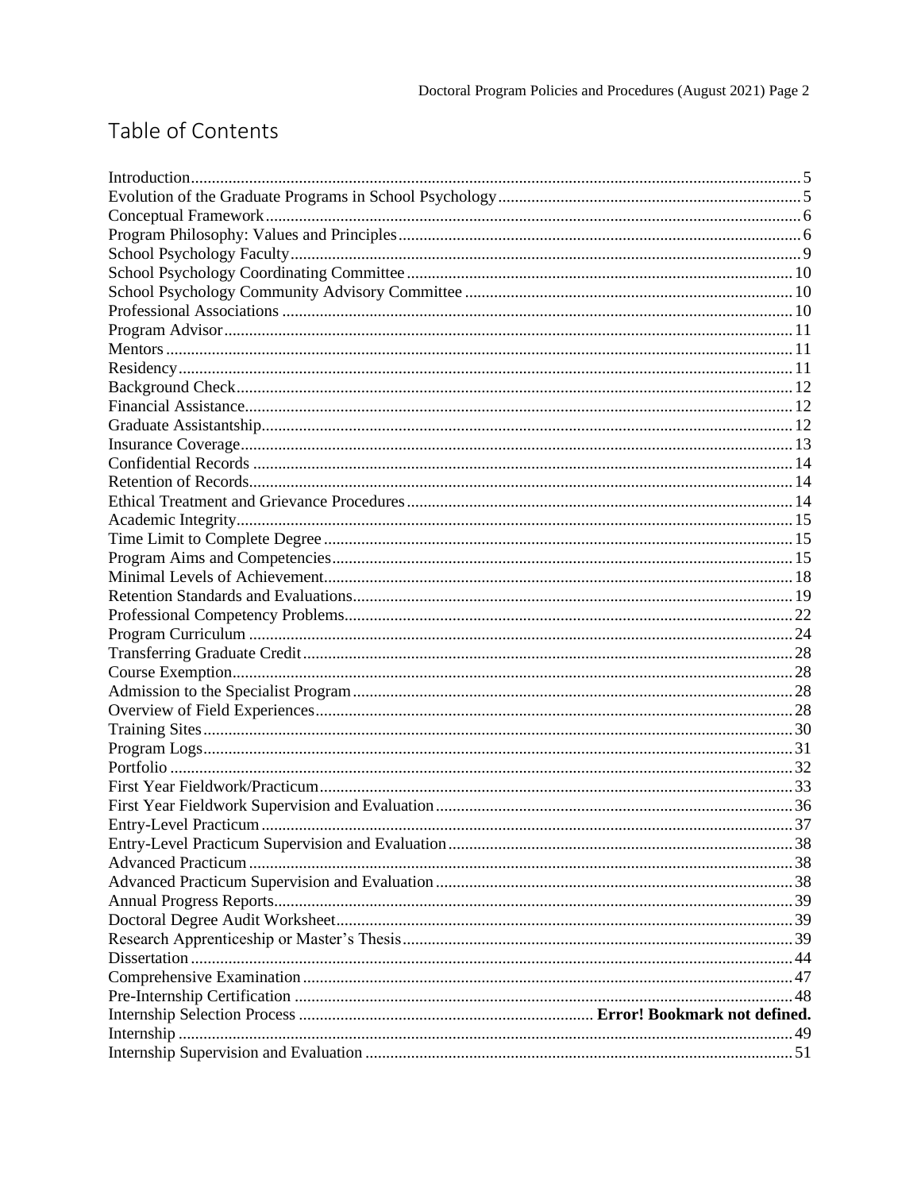# Table of Contents

Introduction................................................................................................................................5
Evolution of the Graduate Programs in School Psychology........................................................................5
Conceptual Framework...............................................................................................................6
Program Philosophy: Values and Principles...............................................................................6
School Psychology Faculty.........................................................................................................9
School Psychology Coordinating Committee............................................................................10
School Psychology Community Advisory Committee..............................................................10
Professional Associations.........................................................................................................10
Program Advisor.......................................................................................................................11
Mentors.....................................................................................................................................11
Residency..................................................................................................................................11
Background Check....................................................................................................................12
Financial Assistance..................................................................................................................12
Graduate Assistantship..............................................................................................................12
Insurance Coverage...................................................................................................................13
Confidential Records.................................................................................................................14
Retention of Records.................................................................................................................14
Ethical Treatment and Grievance Procedures...........................................................................14
Academic Integrity....................................................................................................................15
Time Limit to Complete Degree...............................................................................................15
Program Aims and Competencies.............................................................................................15
Minimal Levels of Achievement...............................................................................................18
Retention Standards and Evaluations........................................................................................19
Professional Competency Problems..........................................................................................22
Program Curriculum.................................................................................................................24
Transferring Graduate Credit....................................................................................................28
Course Exemption.....................................................................................................................28
Admission to the Specialist Program........................................................................................28
Overview of Field Experiences.................................................................................................28
Training Sites............................................................................................................................30
Program Logs............................................................................................................................31
Portfolio....................................................................................................................................32
First Year Fieldwork/Practicum.................................................................................................33
First Year Fieldwork Supervision and Evaluation.....................................................................36
Entry-Level Practicum..............................................................................................................37
Entry-Level Practicum Supervision and Evaluation..................................................................38
Advanced Practicum.................................................................................................................38
Advanced Practicum Supervision and Evaluation.....................................................................38
Annual Progress Reports...........................................................................................................39
Doctoral Degree Audit Worksheet............................................................................................39
Research Apprenticeship or Master's Thesis.............................................................................39
Dissertation...............................................................................................................................44
Comprehensive Examination....................................................................................................47
Pre-Internship Certification......................................................................................................48
Internship Selection Process...................................................................... **Error! Bookmark not defined.**
Internship.................................................................................................................................49
Internship Supervision and Evaluation.....................................................................................51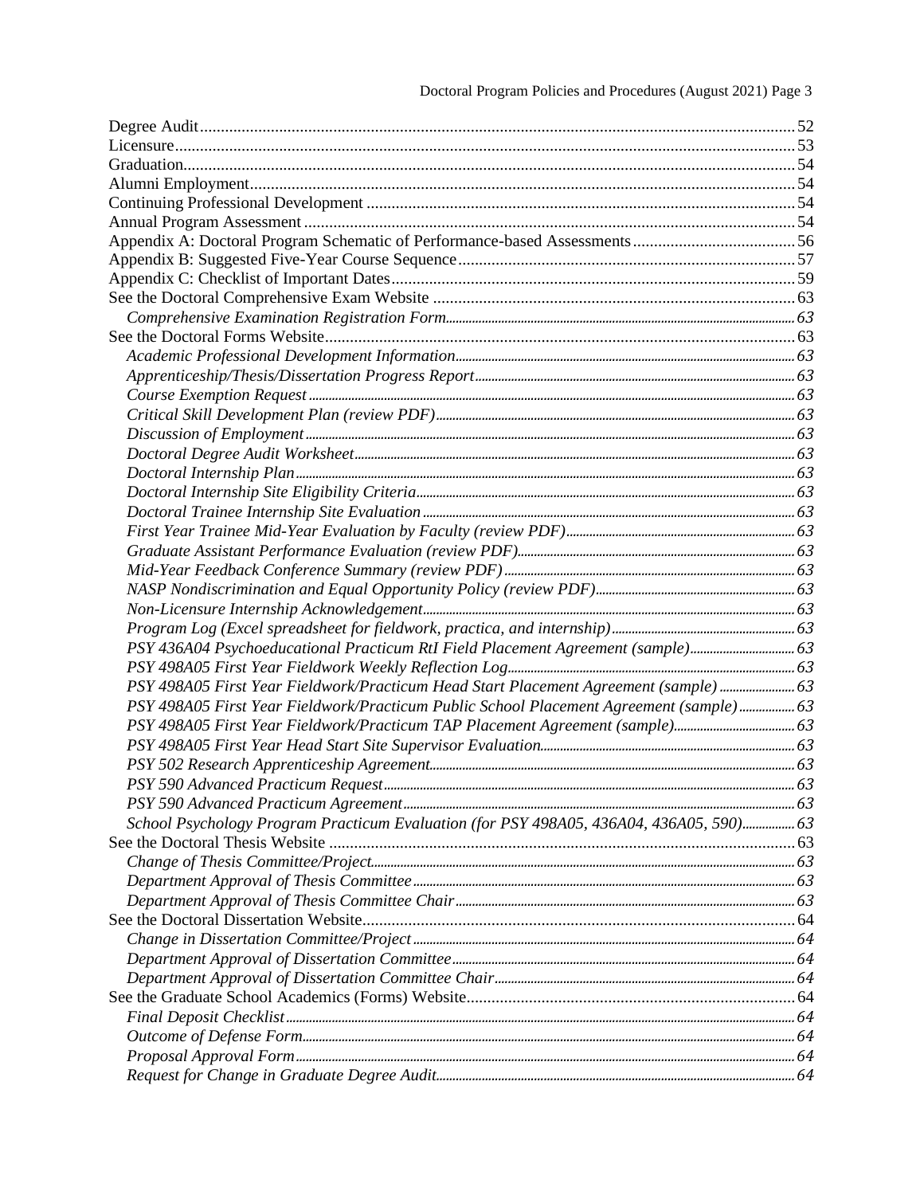Degree Audit ..... 52
Licensure ..... 53
Graduation ..... 54
Alumni Employment ..... 54
Continuing Professional Development ..... 54
Annual Program Assessment ..... 54
Appendix A: Doctoral Program Schematic of Performance-based Assessments ..... 56
Appendix B: Suggested Five-Year Course Sequence ..... 57
Appendix C: Checklist of Important Dates ..... 59
See the Doctoral Comprehensive Exam Website ..... 63
- *Comprehensive Examination Registration Form* ..... 63

See the Doctoral Forms Website ..... 63
- *Academic Professional Development Information* ..... 63
- *Apprenticeship/Thesis/Dissertation Progress Report* ..... 63
- *Course Exemption Request* ..... 63
- *Critical Skill Development Plan (review PDF)* ..... 63
- *Discussion of Employment* ..... 63
- *Doctoral Degree Audit Worksheet* ..... 63
- *Doctoral Internship Plan* ..... 63
- *Doctoral Internship Site Eligibility Criteria* ..... 63
- *Doctoral Trainee Internship Site Evaluation* ..... 63
- *First Year Trainee Mid-Year Evaluation by Faculty (review PDF)* ..... 63
- *Graduate Assistant Performance Evaluation (review PDF)* ..... 63
- *Mid-Year Feedback Conference Summary (review PDF)* ..... 63
- *NASP Nondiscrimination and Equal Opportunity Policy (review PDF)* ..... 63
- *Non-Licensure Internship Acknowledgement* ..... 63
- *Program Log (Excel spreadsheet for fieldwork, practica, and internship)* ..... 63
- *PSY 436A04 Psychoeducational Practicum RtI Field Placement Agreement (sample)* ..... 63
- *PSY 498A05 First Year Fieldwork Weekly Reflection Log* ..... 63
- *PSY 498A05 First Year Fieldwork/Practicum Head Start Placement Agreement (sample)* ..... 63
- *PSY 498A05 First Year Fieldwork/Practicum Public School Placement Agreement (sample)* ..... 63
- *PSY 498A05 First Year Fieldwork/Practicum TAP Placement Agreement (sample)* ..... 63
- *PSY 498A05 First Year Head Start Site Supervisor Evaluation* ..... 63
- *PSY 502 Research Apprenticeship Agreement* ..... 63
- *PSY 590 Advanced Practicum Request* ..... 63
- *PSY 590 Advanced Practicum Agreement* ..... 63
- *School Psychology Program Practicum Evaluation (for PSY 498A05, 436A04, 436A05, 590)* ..... 63

See the Doctoral Thesis Website ..... 63
- *Change of Thesis Committee/Project* ..... 63
- *Department Approval of Thesis Committee* ..... 63
- *Department Approval of Thesis Committee Chair* ..... 63

See the Doctoral Dissertation Website ..... 64
- *Change in Dissertation Committee/Project* ..... 64
- *Department Approval of Dissertation Committee* ..... 64
- *Department Approval of Dissertation Committee Chair* ..... 64

See the Graduate School Academics (Forms) Website ..... 64
- *Final Deposit Checklist* ..... 64
- *Outcome of Defense Form* ..... 64
- *Proposal Approval Form* ..... 64
- *Request for Change in Graduate Degree Audit* ..... 64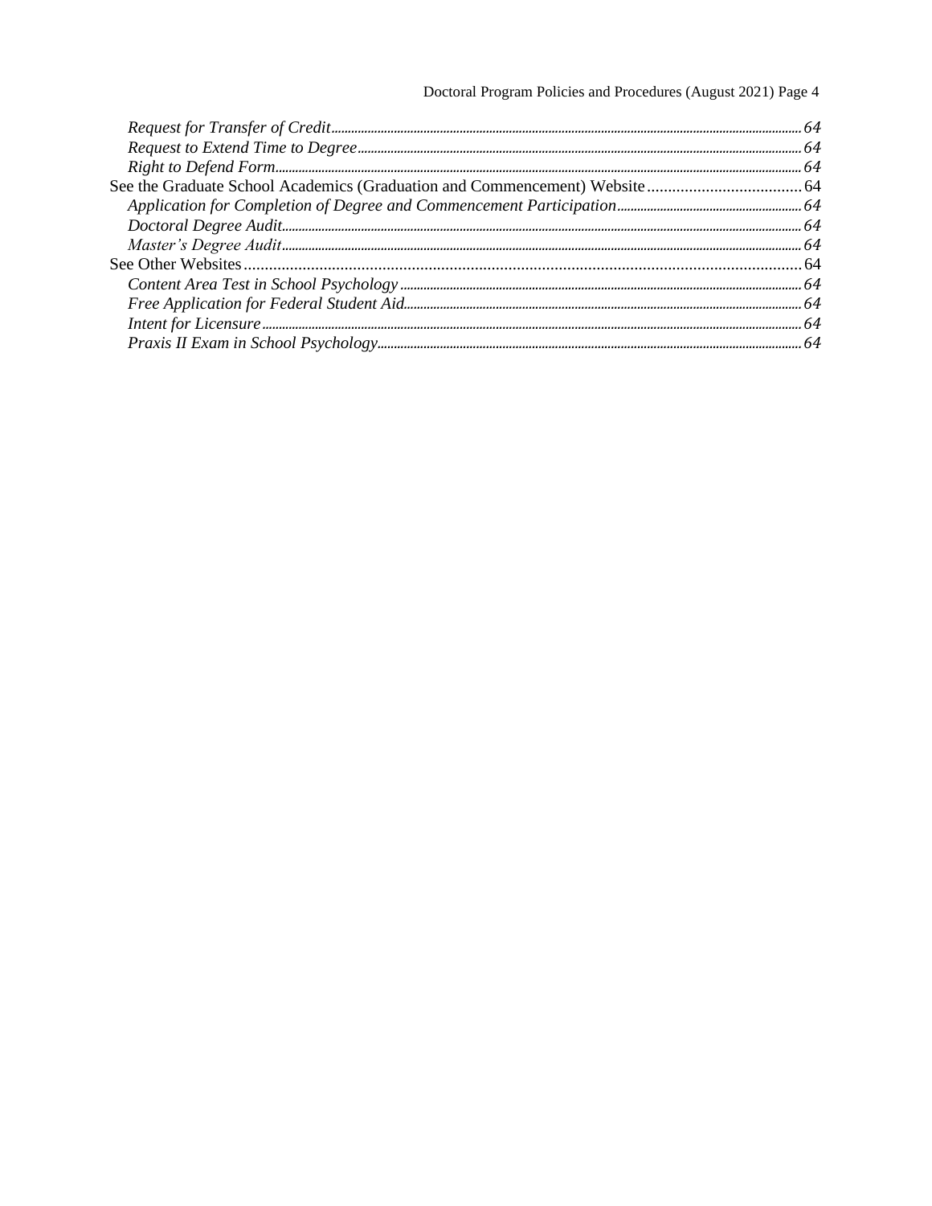*Request for Transfer of Credit* ... 64
*Request to Extend Time to Degree* ... 64
*Right to Defend Form* ... 64
See the Graduate School Academics (Graduation and Commencement) Website ... 64
*Application for Completion of Degree and Commencement Participation* ... 64
*Doctoral Degree Audit* ... 64
*Master's Degree Audit* ... 64
See Other Websites ... 64
*Content Area Test in School Psychology* ... 64
*Free Application for Federal Student Aid* ... 64
*Intent for Licensure* ... 64
*Praxis II Exam in School Psychology* ... 64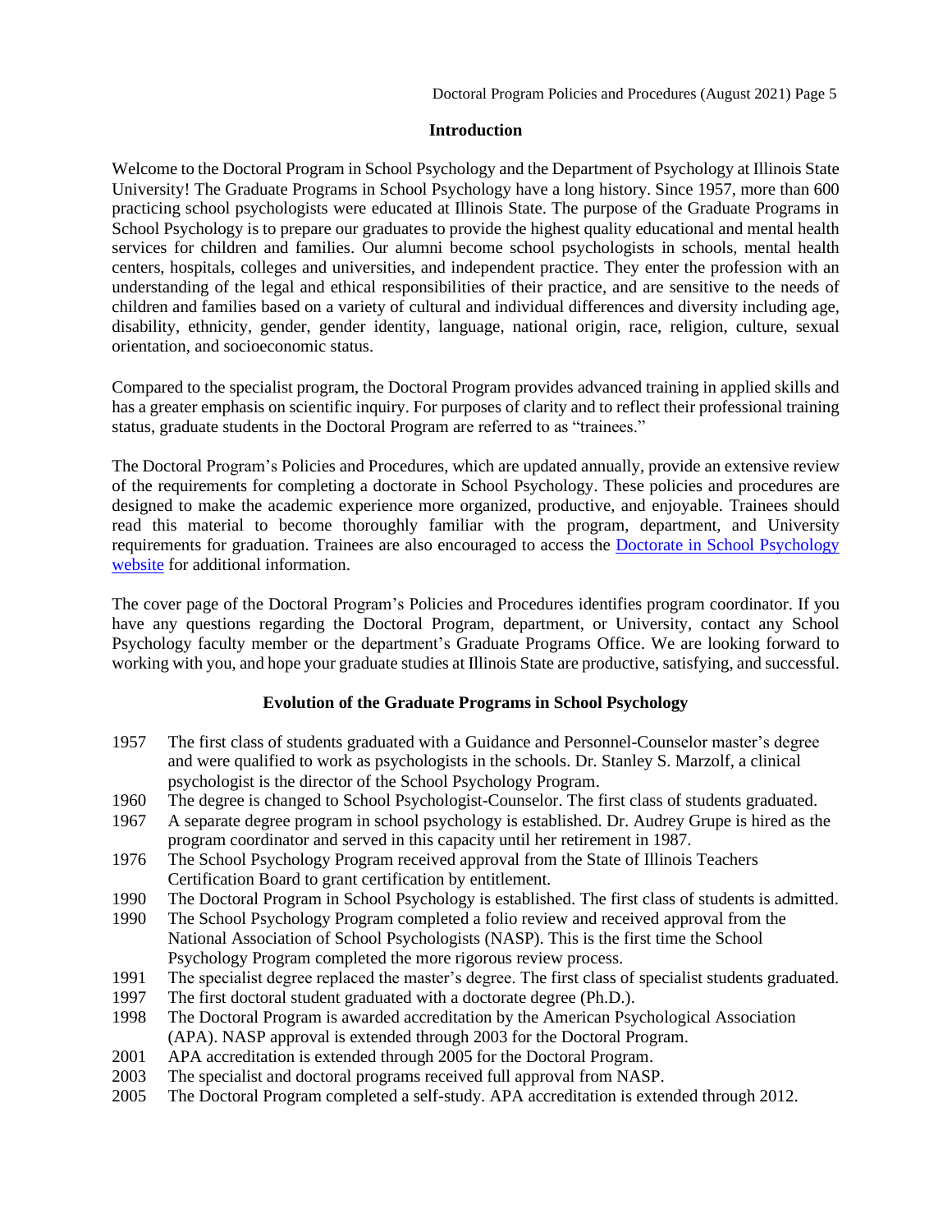## Introduction

Welcome to the Doctoral Program in School Psychology and the Department of Psychology at Illinois State University! The Graduate Programs in School Psychology have a long history. Since 1957, more than 600 practicing school psychologists were educated at Illinois State. The purpose of the Graduate Programs in School Psychology is to prepare our graduates to provide the highest quality educational and mental health services for children and families. Our alumni become school psychologists in schools, mental health centers, hospitals, colleges and universities, and independent practice. They enter the profession with an understanding of the legal and ethical responsibilities of their practice, and are sensitive to the needs of children and families based on a variety of cultural and individual differences and diversity including age, disability, ethnicity, gender, gender identity, language, national origin, race, religion, culture, sexual orientation, and socioeconomic status.

Compared to the specialist program, the Doctoral Program provides advanced training in applied skills and has a greater emphasis on scientific inquiry. For purposes of clarity and to reflect their professional training status, graduate students in the Doctoral Program are referred to as "trainees."

The Doctoral Program's Policies and Procedures, which are updated annually, provide an extensive review of the requirements for completing a doctorate in School Psychology. These policies and procedures are designed to make the academic experience more organized, productive, and enjoyable. Trainees should read this material to become thoroughly familiar with the program, department, and University requirements for graduation. Trainees are also encouraged to access the Doctorate in School Psychology website for additional information.

The cover page of the Doctoral Program's Policies and Procedures identifies program coordinator. If you have any questions regarding the Doctoral Program, department, or University, contact any School Psychology faculty member or the department's Graduate Programs Office. We are looking forward to working with you, and hope your graduate studies at Illinois State are productive, satisfying, and successful.

## Evolution of the Graduate Programs in School Psychology

- 1957 The first class of students graduated with a Guidance and Personnel-Counselor master's degree and were qualified to work as psychologists in the schools. Dr. Stanley S. Marzolf, a clinical psychologist is the director of the School Psychology Program.
- 1960 The degree is changed to School Psychologist-Counselor. The first class of students graduated.
- 1967 A separate degree program in school psychology is established. Dr. Audrey Grupe is hired as the program coordinator and served in this capacity until her retirement in 1987.
- 1976 The School Psychology Program received approval from the State of Illinois Teachers Certification Board to grant certification by entitlement.
- 1990 The Doctoral Program in School Psychology is established. The first class of students is admitted.
- 1990 The School Psychology Program completed a folio review and received approval from the National Association of School Psychologists (NASP). This is the first time the School Psychology Program completed the more rigorous review process.
- 1991 The specialist degree replaced the master's degree. The first class of specialist students graduated.
- 1997 The first doctoral student graduated with a doctorate degree (Ph.D.).
- 1998 The Doctoral Program is awarded accreditation by the American Psychological Association (APA). NASP approval is extended through 2003 for the Doctoral Program.
- 2001 APA accreditation is extended through 2005 for the Doctoral Program.
- 2003 The specialist and doctoral programs received full approval from NASP.
- 2005 The Doctoral Program completed a self-study. APA accreditation is extended through 2012.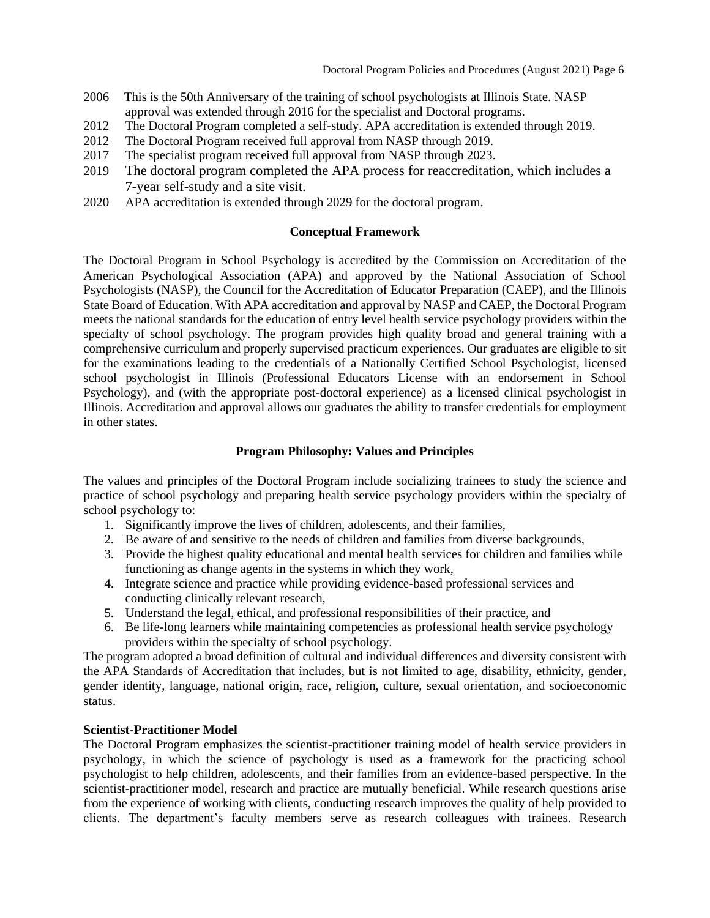2006 This is the 50th Anniversary of the training of school psychologists at Illinois State. NASP approval was extended through 2016 for the specialist and Doctoral programs.

2012 The Doctoral Program completed a self-study. APA accreditation is extended through 2019.

2012 The Doctoral Program received full approval from NASP through 2019.

2017 The specialist program received full approval from NASP through 2023.

2019 The doctoral program completed the APA process for reaccreditation, which includes a 7-year self-study and a site visit.

2020 APA accreditation is extended through 2029 for the doctoral program.

## Conceptual Framework

The Doctoral Program in School Psychology is accredited by the Commission on Accreditation of the American Psychological Association (APA) and approved by the National Association of School Psychologists (NASP), the Council for the Accreditation of Educator Preparation (CAEP), and the Illinois State Board of Education. With APA accreditation and approval by NASP and CAEP, the Doctoral Program meets the national standards for the education of entry level health service psychology providers within the specialty of school psychology. The program provides high quality broad and general training with a comprehensive curriculum and properly supervised practicum experiences. Our graduates are eligible to sit for the examinations leading to the credentials of a Nationally Certified School Psychologist, licensed school psychologist in Illinois (Professional Educators License with an endorsement in School Psychology), and (with the appropriate post-doctoral experience) as a licensed clinical psychologist in Illinois. Accreditation and approval allows our graduates the ability to transfer credentials for employment in other states.

## Program Philosophy: Values and Principles

The values and principles of the Doctoral Program include socializing trainees to study the science and practice of school psychology and preparing health service psychology providers within the specialty of school psychology to:

1. Significantly improve the lives of children, adolescents, and their families,
2. Be aware of and sensitive to the needs of children and families from diverse backgrounds,
3. Provide the highest quality educational and mental health services for children and families while functioning as change agents in the systems in which they work,
4. Integrate science and practice while providing evidence-based professional services and conducting clinically relevant research,
5. Understand the legal, ethical, and professional responsibilities of their practice, and
6. Be life-long learners while maintaining competencies as professional health service psychology providers within the specialty of school psychology.

The program adopted a broad definition of cultural and individual differences and diversity consistent with the APA Standards of Accreditation that includes, but is not limited to age, disability, ethnicity, gender, gender identity, language, national origin, race, religion, culture, sexual orientation, and socioeconomic status.

**Scientist-Practitioner Model**

The Doctoral Program emphasizes the scientist-practitioner training model of health service providers in psychology, in which the science of psychology is used as a framework for the practicing school psychologist to help children, adolescents, and their families from an evidence-based perspective. In the scientist-practitioner model, research and practice are mutually beneficial. While research questions arise from the experience of working with clients, conducting research improves the quality of help provided to clients. The department's faculty members serve as research colleagues with trainees. Research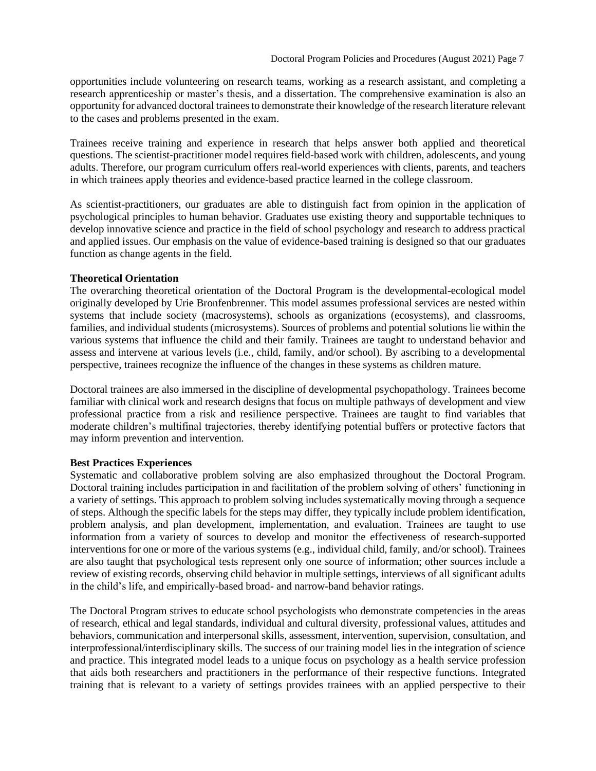opportunities include volunteering on research teams, working as a research assistant, and completing a research apprenticeship or master's thesis, and a dissertation. The comprehensive examination is also an opportunity for advanced doctoral trainees to demonstrate their knowledge of the research literature relevant to the cases and problems presented in the exam.

Trainees receive training and experience in research that helps answer both applied and theoretical questions. The scientist-practitioner model requires field-based work with children, adolescents, and young adults. Therefore, our program curriculum offers real-world experiences with clients, parents, and teachers in which trainees apply theories and evidence-based practice learned in the college classroom.

As scientist-practitioners, our graduates are able to distinguish fact from opinion in the application of psychological principles to human behavior. Graduates use existing theory and supportable techniques to develop innovative science and practice in the field of school psychology and research to address practical and applied issues. Our emphasis on the value of evidence-based training is designed so that our graduates function as change agents in the field.

**Theoretical Orientation**

The overarching theoretical orientation of the Doctoral Program is the developmental-ecological model originally developed by Urie Bronfenbrenner. This model assumes professional services are nested within systems that include society (macrosystems), schools as organizations (ecosystems), and classrooms, families, and individual students (microsystems). Sources of problems and potential solutions lie within the various systems that influence the child and their family. Trainees are taught to understand behavior and assess and intervene at various levels (i.e., child, family, and/or school). By ascribing to a developmental perspective, trainees recognize the influence of the changes in these systems as children mature.

Doctoral trainees are also immersed in the discipline of developmental psychopathology. Trainees become familiar with clinical work and research designs that focus on multiple pathways of development and view professional practice from a risk and resilience perspective. Trainees are taught to find variables that moderate children's multifinal trajectories, thereby identifying potential buffers or protective factors that may inform prevention and intervention.

**Best Practices Experiences**

Systematic and collaborative problem solving are also emphasized throughout the Doctoral Program. Doctoral training includes participation in and facilitation of the problem solving of others' functioning in a variety of settings. This approach to problem solving includes systematically moving through a sequence of steps. Although the specific labels for the steps may differ, they typically include problem identification, problem analysis, and plan development, implementation, and evaluation. Trainees are taught to use information from a variety of sources to develop and monitor the effectiveness of research-supported interventions for one or more of the various systems (e.g., individual child, family, and/or school). Trainees are also taught that psychological tests represent only one source of information; other sources include a review of existing records, observing child behavior in multiple settings, interviews of all significant adults in the child's life, and empirically-based broad- and narrow-band behavior ratings.

The Doctoral Program strives to educate school psychologists who demonstrate competencies in the areas of research, ethical and legal standards, individual and cultural diversity, professional values, attitudes and behaviors, communication and interpersonal skills, assessment, intervention, supervision, consultation, and interprofessional/interdisciplinary skills. The success of our training model lies in the integration of science and practice. This integrated model leads to a unique focus on psychology as a health service profession that aids both researchers and practitioners in the performance of their respective functions. Integrated training that is relevant to a variety of settings provides trainees with an applied perspective to their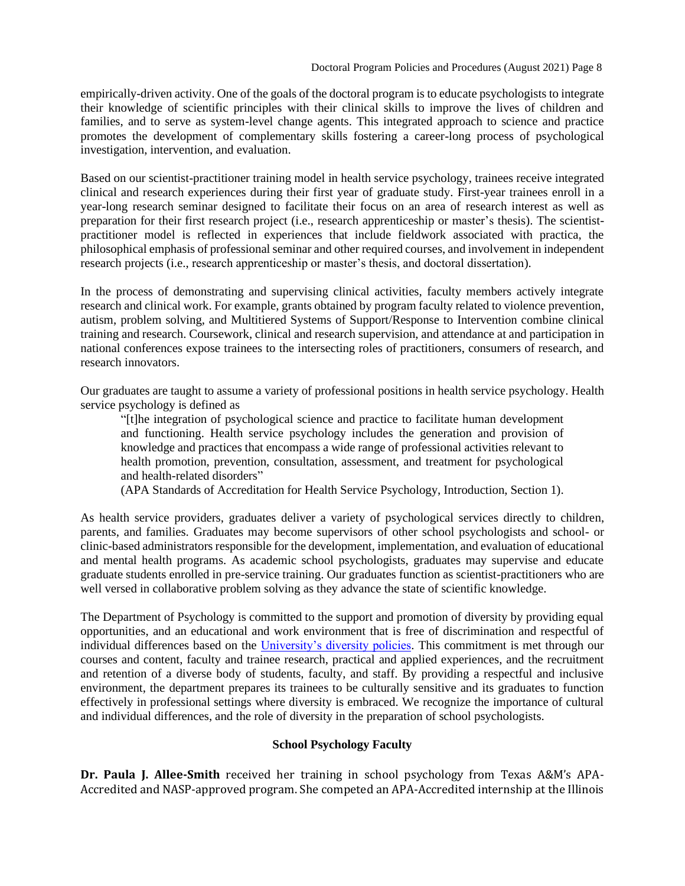empirically-driven activity. One of the goals of the doctoral program is to educate psychologists to integrate their knowledge of scientific principles with their clinical skills to improve the lives of children and families, and to serve as system-level change agents. This integrated approach to science and practice promotes the development of complementary skills fostering a career-long process of psychological investigation, intervention, and evaluation.

Based on our scientist-practitioner training model in health service psychology, trainees receive integrated clinical and research experiences during their first year of graduate study. First-year trainees enroll in a year-long research seminar designed to facilitate their focus on an area of research interest as well as preparation for their first research project (i.e., research apprenticeship or master's thesis). The scientist-practitioner model is reflected in experiences that include fieldwork associated with practica, the philosophical emphasis of professional seminar and other required courses, and involvement in independent research projects (i.e., research apprenticeship or master's thesis, and doctoral dissertation).

In the process of demonstrating and supervising clinical activities, faculty members actively integrate research and clinical work. For example, grants obtained by program faculty related to violence prevention, autism, problem solving, and Multitiered Systems of Support/Response to Intervention combine clinical training and research. Coursework, clinical and research supervision, and attendance at and participation in national conferences expose trainees to the intersecting roles of practitioners, consumers of research, and research innovators.

Our graduates are taught to assume a variety of professional positions in health service psychology. Health service psychology is defined as

> "[t]he integration of psychological science and practice to facilitate human development and functioning. Health service psychology includes the generation and provision of knowledge and practices that encompass a wide range of professional activities relevant to health promotion, prevention, consultation, assessment, and treatment for psychological and health-related disorders"
>
> (APA Standards of Accreditation for Health Service Psychology, Introduction, Section 1).

As health service providers, graduates deliver a variety of psychological services directly to children, parents, and families. Graduates may become supervisors of other school psychologists and school- or clinic-based administrators responsible for the development, implementation, and evaluation of educational and mental health programs. As academic school psychologists, graduates may supervise and educate graduate students enrolled in pre-service training. Our graduates function as scientist-practitioners who are well versed in collaborative problem solving as they advance the state of scientific knowledge.

The Department of Psychology is committed to the support and promotion of diversity by providing equal opportunities, and an educational and work environment that is free of discrimination and respectful of individual differences based on the University's diversity policies. This commitment is met through our courses and content, faculty and trainee research, practical and applied experiences, and the recruitment and retention of a diverse body of students, faculty, and staff. By providing a respectful and inclusive environment, the department prepares its trainees to be culturally sensitive and its graduates to function effectively in professional settings where diversity is embraced. We recognize the importance of cultural and individual differences, and the role of diversity in the preparation of school psychologists.

## School Psychology Faculty

**Dr. Paula J. Allee-Smith** received her training in school psychology from Texas A&M's APA-Accredited and NASP-approved program. She competed an APA-Accredited internship at the Illinois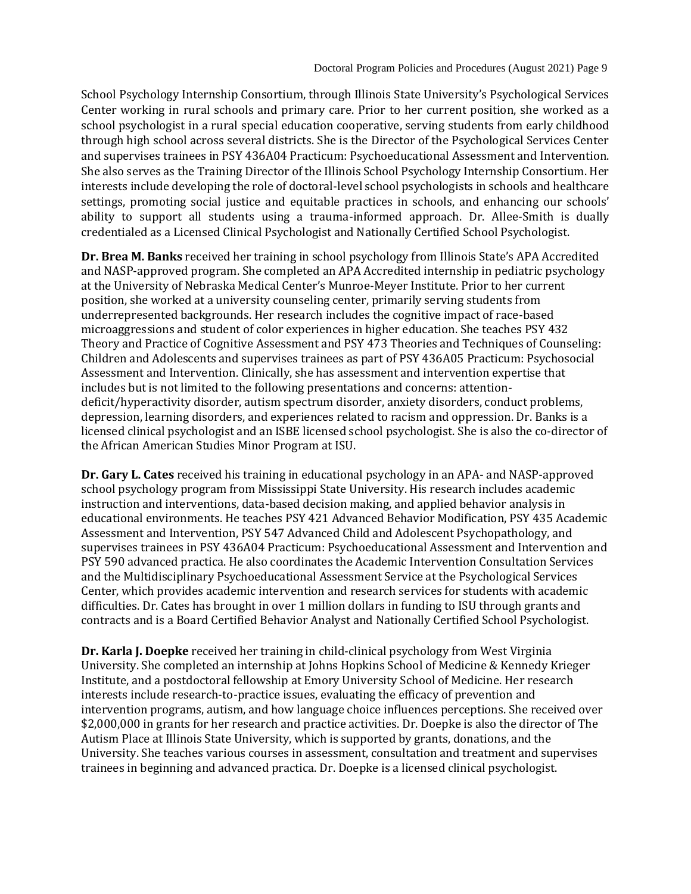School Psychology Internship Consortium, through Illinois State University's Psychological Services Center working in rural schools and primary care. Prior to her current position, she worked as a school psychologist in a rural special education cooperative, serving students from early childhood through high school across several districts. She is the Director of the Psychological Services Center and supervises trainees in PSY 436A04 Practicum: Psychoeducational Assessment and Intervention. She also serves as the Training Director of the Illinois School Psychology Internship Consortium. Her interests include developing the role of doctoral-level school psychologists in schools and healthcare settings, promoting social justice and equitable practices in schools, and enhancing our schools' ability to support all students using a trauma-informed approach. Dr. Allee-Smith is dually credentialed as a Licensed Clinical Psychologist and Nationally Certified School Psychologist.

**Dr. Brea M. Banks** received her training in school psychology from Illinois State's APA Accredited and NASP-approved program. She completed an APA Accredited internship in pediatric psychology at the University of Nebraska Medical Center's Munroe-Meyer Institute. Prior to her current position, she worked at a university counseling center, primarily serving students from underrepresented backgrounds. Her research includes the cognitive impact of race-based microaggressions and student of color experiences in higher education. She teaches PSY 432 Theory and Practice of Cognitive Assessment and PSY 473 Theories and Techniques of Counseling: Children and Adolescents and supervises trainees as part of PSY 436A05 Practicum: Psychosocial Assessment and Intervention. Clinically, she has assessment and intervention expertise that includes but is not limited to the following presentations and concerns: attention-deficit/hyperactivity disorder, autism spectrum disorder, anxiety disorders, conduct problems, depression, learning disorders, and experiences related to racism and oppression. Dr. Banks is a licensed clinical psychologist and an ISBE licensed school psychologist. She is also the co-director of the African American Studies Minor Program at ISU.

**Dr. Gary L. Cates** received his training in educational psychology in an APA- and NASP-approved school psychology program from Mississippi State University. His research includes academic instruction and interventions, data-based decision making, and applied behavior analysis in educational environments. He teaches PSY 421 Advanced Behavior Modification, PSY 435 Academic Assessment and Intervention, PSY 547 Advanced Child and Adolescent Psychopathology, and supervises trainees in PSY 436A04 Practicum: Psychoeducational Assessment and Intervention and PSY 590 advanced practica. He also coordinates the Academic Intervention Consultation Services and the Multidisciplinary Psychoeducational Assessment Service at the Psychological Services Center, which provides academic intervention and research services for students with academic difficulties. Dr. Cates has brought in over 1 million dollars in funding to ISU through grants and contracts and is a Board Certified Behavior Analyst and Nationally Certified School Psychologist.

**Dr. Karla J. Doepke** received her training in child-clinical psychology from West Virginia University. She completed an internship at Johns Hopkins School of Medicine & Kennedy Krieger Institute, and a postdoctoral fellowship at Emory University School of Medicine. Her research interests include research-to-practice issues, evaluating the efficacy of prevention and intervention programs, autism, and how language choice influences perceptions. She received over $2,000,000 in grants for her research and practice activities. Dr. Doepke is also the director of The Autism Place at Illinois State University, which is supported by grants, donations, and the University. She teaches various courses in assessment, consultation and treatment and supervises trainees in beginning and advanced practica. Dr. Doepke is a licensed clinical psychologist.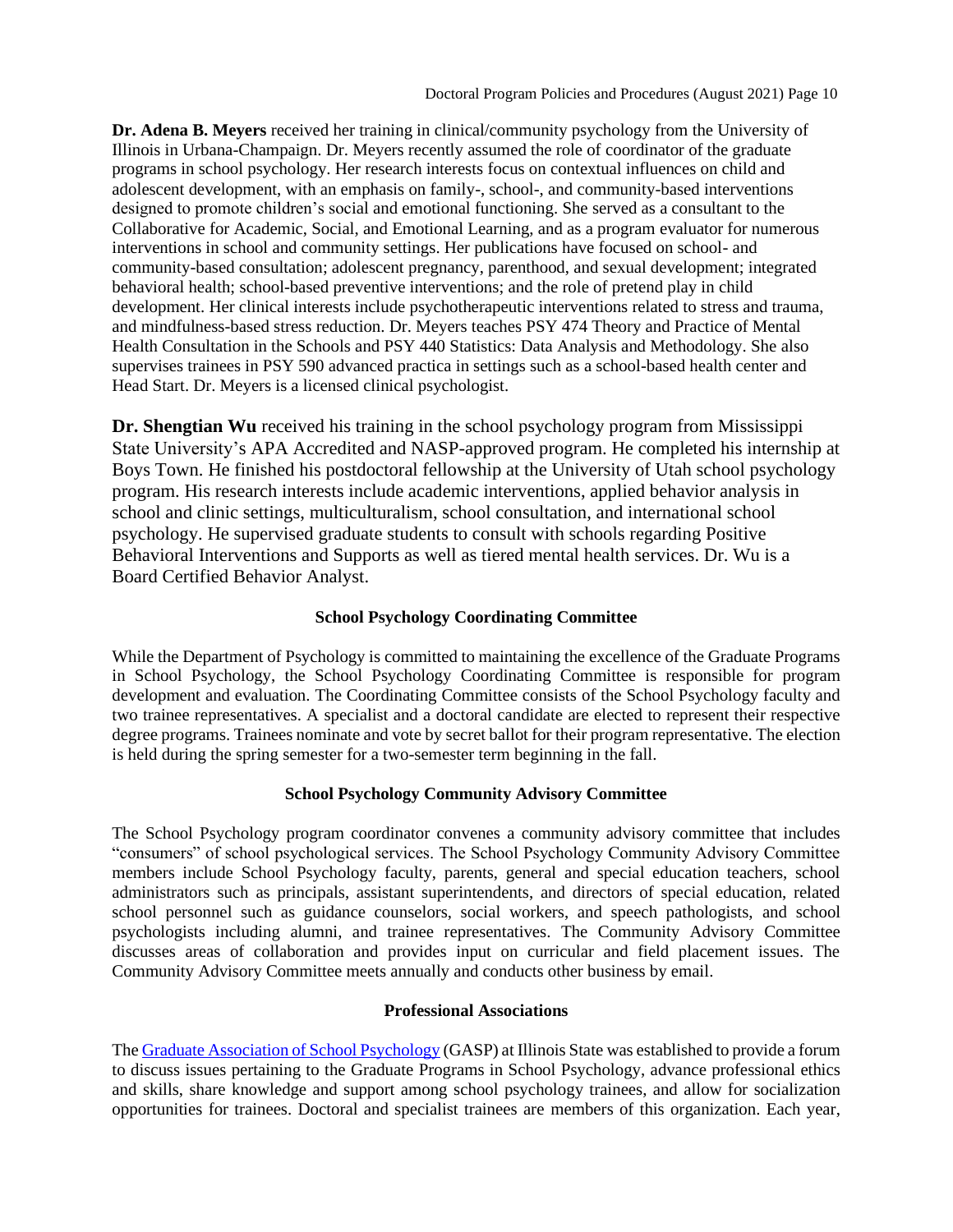**Dr. Adena B. Meyers** received her training in clinical/community psychology from the University of Illinois in Urbana-Champaign. Dr. Meyers recently assumed the role of coordinator of the graduate programs in school psychology. Her research interests focus on contextual influences on child and adolescent development, with an emphasis on family-, school-, and community-based interventions designed to promote children's social and emotional functioning. She served as a consultant to the Collaborative for Academic, Social, and Emotional Learning, and as a program evaluator for numerous interventions in school and community settings. Her publications have focused on school- and community-based consultation; adolescent pregnancy, parenthood, and sexual development; integrated behavioral health; school-based preventive interventions; and the role of pretend play in child development. Her clinical interests include psychotherapeutic interventions related to stress and trauma, and mindfulness-based stress reduction. Dr. Meyers teaches PSY 474 Theory and Practice of Mental Health Consultation in the Schools and PSY 440 Statistics: Data Analysis and Methodology. She also supervises trainees in PSY 590 advanced practica in settings such as a school-based health center and Head Start. Dr. Meyers is a licensed clinical psychologist.

**Dr. Shengtian Wu** received his training in the school psychology program from Mississippi State University's APA Accredited and NASP-approved program. He completed his internship at Boys Town. He finished his postdoctoral fellowship at the University of Utah school psychology program. His research interests include academic interventions, applied behavior analysis in school and clinic settings, multiculturalism, school consultation, and international school psychology. He supervised graduate students to consult with schools regarding Positive Behavioral Interventions and Supports as well as tiered mental health services. Dr. Wu is a Board Certified Behavior Analyst.

### School Psychology Coordinating Committee

While the Department of Psychology is committed to maintaining the excellence of the Graduate Programs in School Psychology, the School Psychology Coordinating Committee is responsible for program development and evaluation. The Coordinating Committee consists of the School Psychology faculty and two trainee representatives. A specialist and a doctoral candidate are elected to represent their respective degree programs. Trainees nominate and vote by secret ballot for their program representative. The election is held during the spring semester for a two-semester term beginning in the fall.

### School Psychology Community Advisory Committee

The School Psychology program coordinator convenes a community advisory committee that includes "consumers" of school psychological services. The School Psychology Community Advisory Committee members include School Psychology faculty, parents, general and special education teachers, school administrators such as principals, assistant superintendents, and directors of special education, related school personnel such as guidance counselors, social workers, and speech pathologists, and school psychologists including alumni, and trainee representatives. The Community Advisory Committee discusses areas of collaboration and provides input on curricular and field placement issues. The Community Advisory Committee meets annually and conducts other business by email.

### Professional Associations

The Graduate Association of School Psychology (GASP) at Illinois State was established to provide a forum to discuss issues pertaining to the Graduate Programs in School Psychology, advance professional ethics and skills, share knowledge and support among school psychology trainees, and allow for socialization opportunities for trainees. Doctoral and specialist trainees are members of this organization. Each year,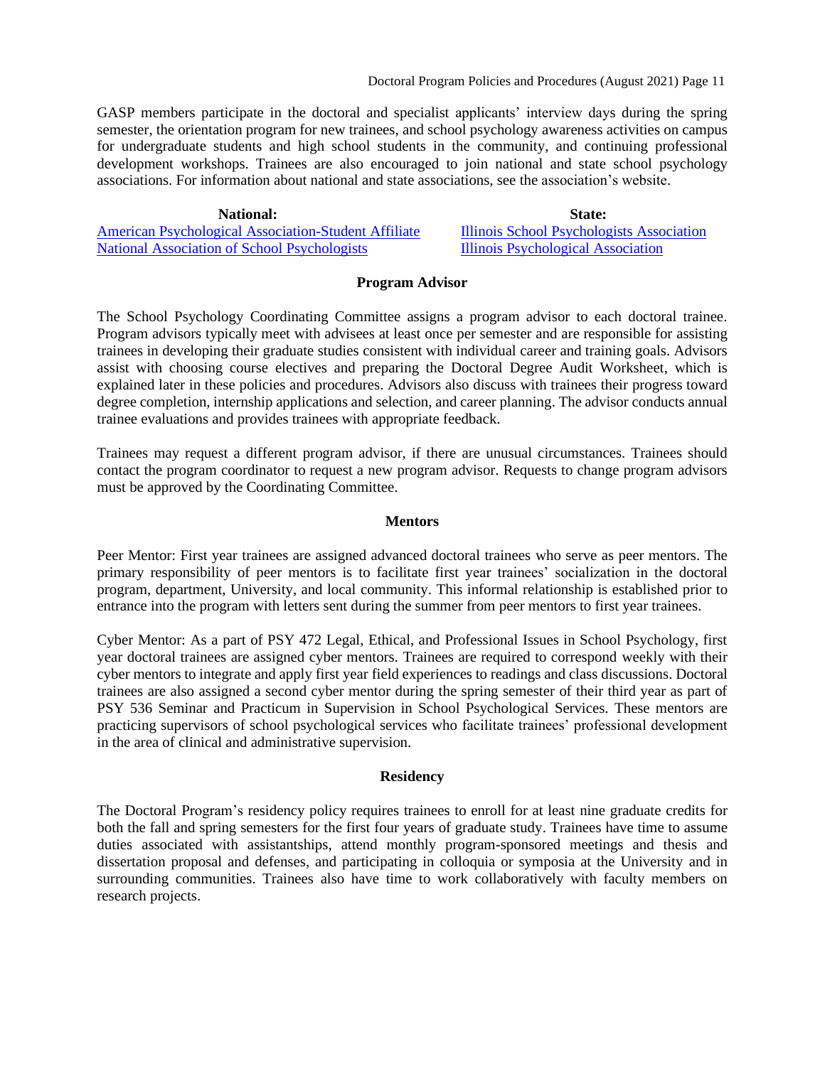GASP members participate in the doctoral and specialist applicants' interview days during the spring semester, the orientation program for new trainees, and school psychology awareness activities on campus for undergraduate students and high school students in the community, and continuing professional development workshops. Trainees are also encouraged to join national and state school psychology associations. For information about national and state associations, see the association's website.

| National: | State: |
| --- | --- |
| American Psychological Association-Student Affiliate | Illinois School Psychologists Association |
| National Association of School Psychologists | Illinois Psychological Association |

## Program Advisor

The School Psychology Coordinating Committee assigns a program advisor to each doctoral trainee. Program advisors typically meet with advisees at least once per semester and are responsible for assisting trainees in developing their graduate studies consistent with individual career and training goals. Advisors assist with choosing course electives and preparing the Doctoral Degree Audit Worksheet, which is explained later in these policies and procedures. Advisors also discuss with trainees their progress toward degree completion, internship applications and selection, and career planning. The advisor conducts annual trainee evaluations and provides trainees with appropriate feedback.

Trainees may request a different program advisor, if there are unusual circumstances. Trainees should contact the program coordinator to request a new program advisor. Requests to change program advisors must be approved by the Coordinating Committee.

## Mentors

Peer Mentor: First year trainees are assigned advanced doctoral trainees who serve as peer mentors. The primary responsibility of peer mentors is to facilitate first year trainees' socialization in the doctoral program, department, University, and local community. This informal relationship is established prior to entrance into the program with letters sent during the summer from peer mentors to first year trainees.

Cyber Mentor: As a part of PSY 472 Legal, Ethical, and Professional Issues in School Psychology, first year doctoral trainees are assigned cyber mentors. Trainees are required to correspond weekly with their cyber mentors to integrate and apply first year field experiences to readings and class discussions. Doctoral trainees are also assigned a second cyber mentor during the spring semester of their third year as part of PSY 536 Seminar and Practicum in Supervision in School Psychological Services. These mentors are practicing supervisors of school psychological services who facilitate trainees' professional development in the area of clinical and administrative supervision.

## Residency

The Doctoral Program's residency policy requires trainees to enroll for at least nine graduate credits for both the fall and spring semesters for the first four years of graduate study. Trainees have time to assume duties associated with assistantships, attend monthly program-sponsored meetings and thesis and dissertation proposal and defenses, and participating in colloquia or symposia at the University and in surrounding communities. Trainees also have time to work collaboratively with faculty members on research projects.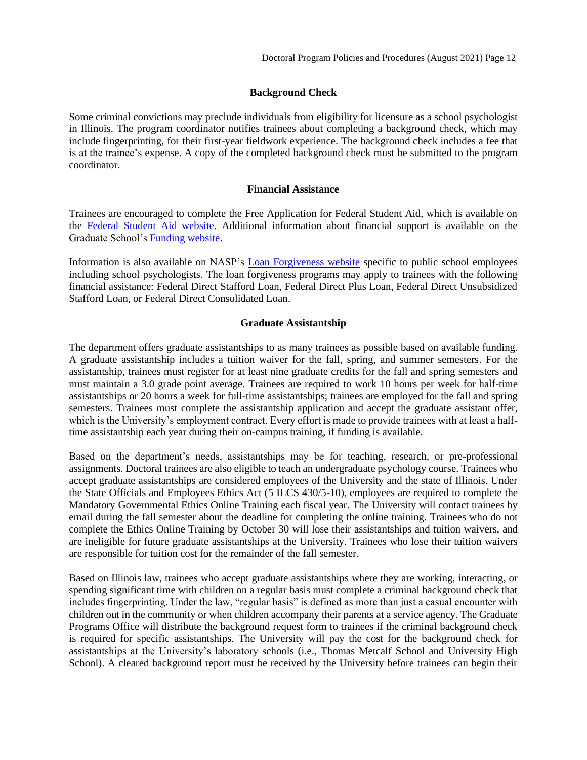## Background Check

Some criminal convictions may preclude individuals from eligibility for licensure as a school psychologist in Illinois. The program coordinator notifies trainees about completing a background check, which may include fingerprinting, for their first-year fieldwork experience. The background check includes a fee that is at the trainee's expense. A copy of the completed background check must be submitted to the program coordinator.

## Financial Assistance

Trainees are encouraged to complete the Free Application for Federal Student Aid, which is available on the Federal Student Aid website. Additional information about financial support is available on the Graduate School's Funding website.

Information is also available on NASP's Loan Forgiveness website specific to public school employees including school psychologists. The loan forgiveness programs may apply to trainees with the following financial assistance: Federal Direct Stafford Loan, Federal Direct Plus Loan, Federal Direct Unsubsidized Stafford Loan, or Federal Direct Consolidated Loan.

## Graduate Assistantship

The department offers graduate assistantships to as many trainees as possible based on available funding. A graduate assistantship includes a tuition waiver for the fall, spring, and summer semesters. For the assistantship, trainees must register for at least nine graduate credits for the fall and spring semesters and must maintain a 3.0 grade point average. Trainees are required to work 10 hours per week for half-time assistantships or 20 hours a week for full-time assistantships; trainees are employed for the fall and spring semesters. Trainees must complete the assistantship application and accept the graduate assistant offer, which is the University's employment contract. Every effort is made to provide trainees with at least a half-time assistantship each year during their on-campus training, if funding is available.

Based on the department's needs, assistantships may be for teaching, research, or pre-professional assignments. Doctoral trainees are also eligible to teach an undergraduate psychology course. Trainees who accept graduate assistantships are considered employees of the University and the state of Illinois. Under the State Officials and Employees Ethics Act (5 ILCS 430/5-10), employees are required to complete the Mandatory Governmental Ethics Online Training each fiscal year. The University will contact trainees by email during the fall semester about the deadline for completing the online training. Trainees who do not complete the Ethics Online Training by October 30 will lose their assistantships and tuition waivers, and are ineligible for future graduate assistantships at the University. Trainees who lose their tuition waivers are responsible for tuition cost for the remainder of the fall semester.

Based on Illinois law, trainees who accept graduate assistantships where they are working, interacting, or spending significant time with children on a regular basis must complete a criminal background check that includes fingerprinting. Under the law, "regular basis" is defined as more than just a casual encounter with children out in the community or when children accompany their parents at a service agency. The Graduate Programs Office will distribute the background request form to trainees if the criminal background check is required for specific assistantships. The University will pay the cost for the background check for assistantships at the University's laboratory schools (i.e., Thomas Metcalf School and University High School). A cleared background report must be received by the University before trainees can begin their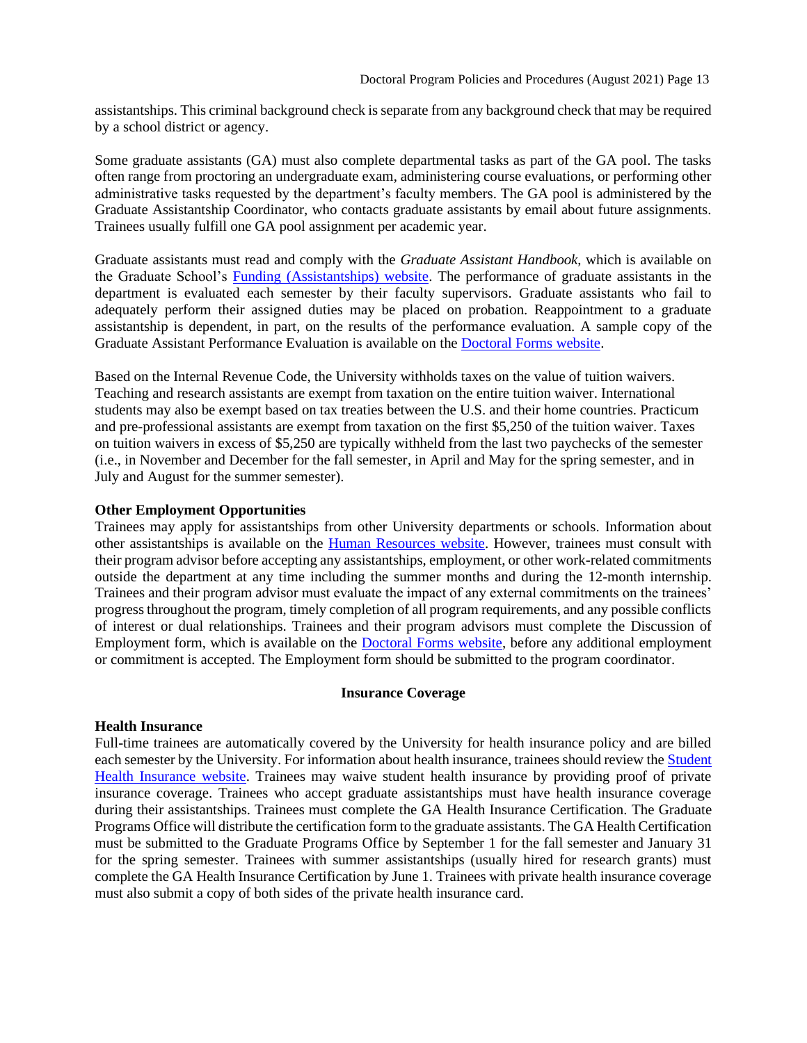assistantships. This criminal background check is separate from any background check that may be required by a school district or agency.

Some graduate assistants (GA) must also complete departmental tasks as part of the GA pool. The tasks often range from proctoring an undergraduate exam, administering course evaluations, or performing other administrative tasks requested by the department's faculty members. The GA pool is administered by the Graduate Assistantship Coordinator, who contacts graduate assistants by email about future assignments. Trainees usually fulfill one GA pool assignment per academic year.

Graduate assistants must read and comply with the *Graduate Assistant Handbook*, which is available on the Graduate School's Funding (Assistantships) website. The performance of graduate assistants in the department is evaluated each semester by their faculty supervisors. Graduate assistants who fail to adequately perform their assigned duties may be placed on probation. Reappointment to a graduate assistantship is dependent, in part, on the results of the performance evaluation. A sample copy of the Graduate Assistant Performance Evaluation is available on the Doctoral Forms website.

Based on the Internal Revenue Code, the University withholds taxes on the value of tuition waivers. Teaching and research assistants are exempt from taxation on the entire tuition waiver. International students may also be exempt based on tax treaties between the U.S. and their home countries. Practicum and pre-professional assistants are exempt from taxation on the first $5,250 of the tuition waiver. Taxes on tuition waivers in excess of $5,250 are typically withheld from the last two paychecks of the semester (i.e., in November and December for the fall semester, in April and May for the spring semester, and in July and August for the summer semester).

**Other Employment Opportunities**

Trainees may apply for assistantships from other University departments or schools. Information about other assistantships is available on the Human Resources website. However, trainees must consult with their program advisor before accepting any assistantships, employment, or other work-related commitments outside the department at any time including the summer months and during the 12-month internship. Trainees and their program advisor must evaluate the impact of any external commitments on the trainees' progress throughout the program, timely completion of all program requirements, and any possible conflicts of interest or dual relationships. Trainees and their program advisors must complete the Discussion of Employment form, which is available on the Doctoral Forms website, before any additional employment or commitment is accepted. The Employment form should be submitted to the program coordinator.

## Insurance Coverage

**Health Insurance**

Full-time trainees are automatically covered by the University for health insurance policy and are billed each semester by the University. For information about health insurance, trainees should review the Student Health Insurance website. Trainees may waive student health insurance by providing proof of private insurance coverage. Trainees who accept graduate assistantships must have health insurance coverage during their assistantships. Trainees must complete the GA Health Insurance Certification. The Graduate Programs Office will distribute the certification form to the graduate assistants. The GA Health Certification must be submitted to the Graduate Programs Office by September 1 for the fall semester and January 31 for the spring semester. Trainees with summer assistantships (usually hired for research grants) must complete the GA Health Insurance Certification by June 1. Trainees with private health insurance coverage must also submit a copy of both sides of the private health insurance card.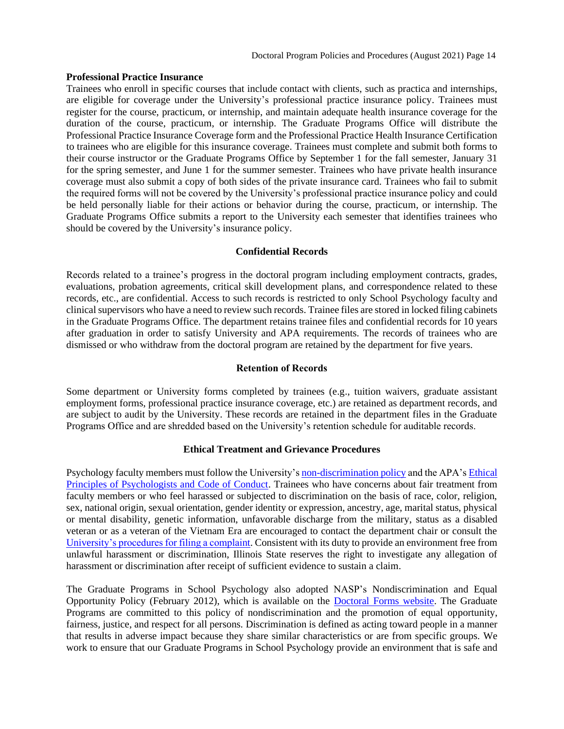**Professional Practice Insurance**

Trainees who enroll in specific courses that include contact with clients, such as practica and internships, are eligible for coverage under the University's professional practice insurance policy. Trainees must register for the course, practicum, or internship, and maintain adequate health insurance coverage for the duration of the course, practicum, or internship. The Graduate Programs Office will distribute the Professional Practice Insurance Coverage form and the Professional Practice Health Insurance Certification to trainees who are eligible for this insurance coverage. Trainees must complete and submit both forms to their course instructor or the Graduate Programs Office by September 1 for the fall semester, January 31 for the spring semester, and June 1 for the summer semester. Trainees who have private health insurance coverage must also submit a copy of both sides of the private insurance card. Trainees who fail to submit the required forms will not be covered by the University's professional practice insurance policy and could be held personally liable for their actions or behavior during the course, practicum, or internship. The Graduate Programs Office submits a report to the University each semester that identifies trainees who should be covered by the University's insurance policy.

## Confidential Records

Records related to a trainee's progress in the doctoral program including employment contracts, grades, evaluations, probation agreements, critical skill development plans, and correspondence related to these records, etc., are confidential. Access to such records is restricted to only School Psychology faculty and clinical supervisors who have a need to review such records. Trainee files are stored in locked filing cabinets in the Graduate Programs Office. The department retains trainee files and confidential records for 10 years after graduation in order to satisfy University and APA requirements. The records of trainees who are dismissed or who withdraw from the doctoral program are retained by the department for five years.

## Retention of Records

Some department or University forms completed by trainees (e.g., tuition waivers, graduate assistant employment forms, professional practice insurance coverage, etc.) are retained as department records, and are subject to audit by the University. These records are retained in the department files in the Graduate Programs Office and are shredded based on the University's retention schedule for auditable records.

## Ethical Treatment and Grievance Procedures

Psychology faculty members must follow the University's non-discrimination policy and the APA's Ethical Principles of Psychologists and Code of Conduct. Trainees who have concerns about fair treatment from faculty members or who feel harassed or subjected to discrimination on the basis of race, color, religion, sex, national origin, sexual orientation, gender identity or expression, ancestry, age, marital status, physical or mental disability, genetic information, unfavorable discharge from the military, status as a disabled veteran or as a veteran of the Vietnam Era are encouraged to contact the department chair or consult the University's procedures for filing a complaint. Consistent with its duty to provide an environment free from unlawful harassment or discrimination, Illinois State reserves the right to investigate any allegation of harassment or discrimination after receipt of sufficient evidence to sustain a claim.

The Graduate Programs in School Psychology also adopted NASP's Nondiscrimination and Equal Opportunity Policy (February 2012), which is available on the Doctoral Forms website. The Graduate Programs are committed to this policy of nondiscrimination and the promotion of equal opportunity, fairness, justice, and respect for all persons. Discrimination is defined as acting toward people in a manner that results in adverse impact because they share similar characteristics or are from specific groups. We work to ensure that our Graduate Programs in School Psychology provide an environment that is safe and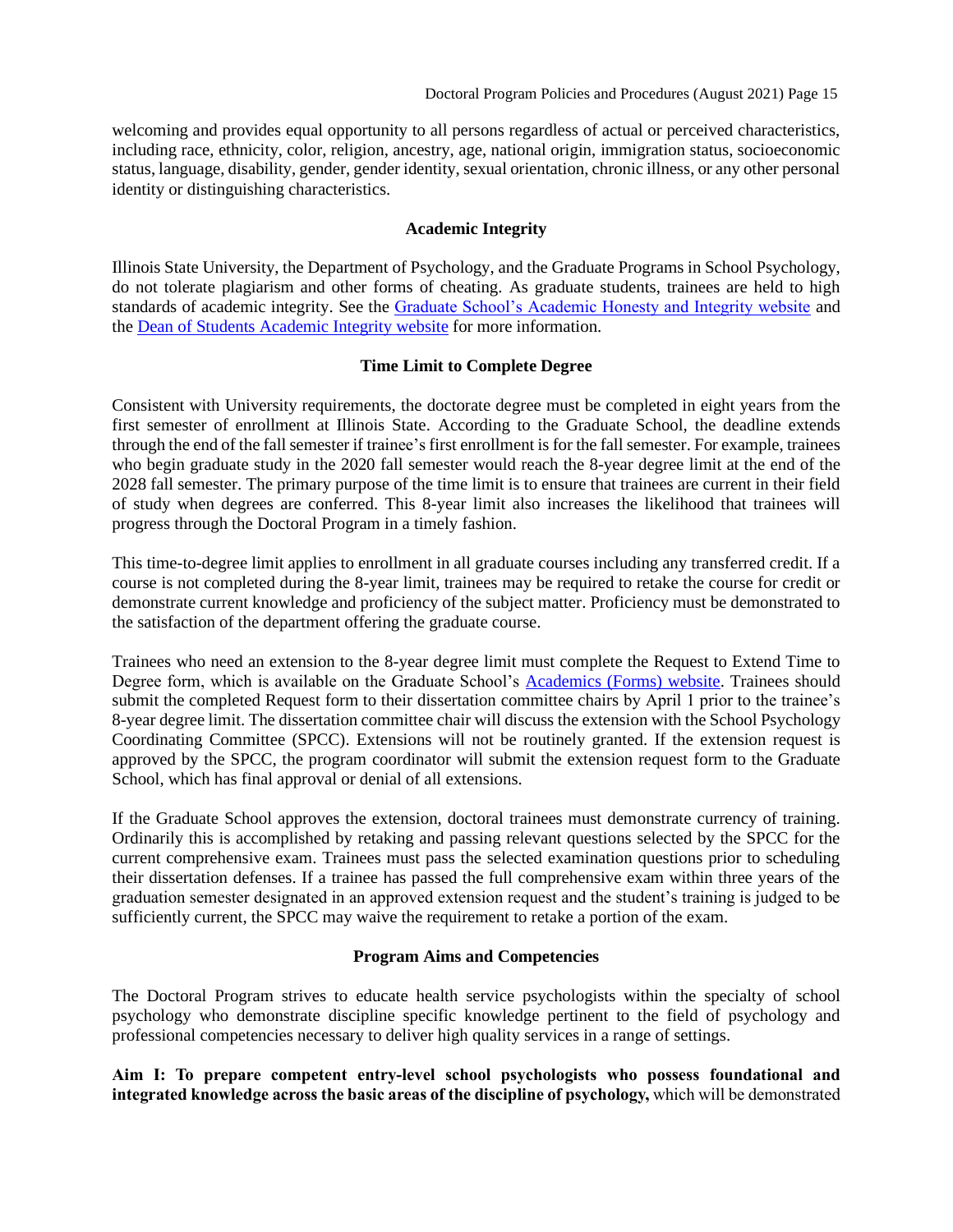welcoming and provides equal opportunity to all persons regardless of actual or perceived characteristics, including race, ethnicity, color, religion, ancestry, age, national origin, immigration status, socioeconomic status, language, disability, gender, gender identity, sexual orientation, chronic illness, or any other personal identity or distinguishing characteristics.

## Academic Integrity

Illinois State University, the Department of Psychology, and the Graduate Programs in School Psychology, do not tolerate plagiarism and other forms of cheating. As graduate students, trainees are held to high standards of academic integrity. See the Graduate School's Academic Honesty and Integrity website and the Dean of Students Academic Integrity website for more information.

## Time Limit to Complete Degree

Consistent with University requirements, the doctorate degree must be completed in eight years from the first semester of enrollment at Illinois State. According to the Graduate School, the deadline extends through the end of the fall semester if trainee's first enrollment is for the fall semester. For example, trainees who begin graduate study in the 2020 fall semester would reach the 8-year degree limit at the end of the 2028 fall semester. The primary purpose of the time limit is to ensure that trainees are current in their field of study when degrees are conferred. This 8-year limit also increases the likelihood that trainees will progress through the Doctoral Program in a timely fashion.

This time-to-degree limit applies to enrollment in all graduate courses including any transferred credit. If a course is not completed during the 8-year limit, trainees may be required to retake the course for credit or demonstrate current knowledge and proficiency of the subject matter. Proficiency must be demonstrated to the satisfaction of the department offering the graduate course.

Trainees who need an extension to the 8-year degree limit must complete the Request to Extend Time to Degree form, which is available on the Graduate School's Academics (Forms) website. Trainees should submit the completed Request form to their dissertation committee chairs by April 1 prior to the trainee's 8-year degree limit. The dissertation committee chair will discuss the extension with the School Psychology Coordinating Committee (SPCC). Extensions will not be routinely granted. If the extension request is approved by the SPCC, the program coordinator will submit the extension request form to the Graduate School, which has final approval or denial of all extensions.

If the Graduate School approves the extension, doctoral trainees must demonstrate currency of training. Ordinarily this is accomplished by retaking and passing relevant questions selected by the SPCC for the current comprehensive exam. Trainees must pass the selected examination questions prior to scheduling their dissertation defenses. If a trainee has passed the full comprehensive exam within three years of the graduation semester designated in an approved extension request and the student's training is judged to be sufficiently current, the SPCC may waive the requirement to retake a portion of the exam.

## Program Aims and Competencies

The Doctoral Program strives to educate health service psychologists within the specialty of school psychology who demonstrate discipline specific knowledge pertinent to the field of psychology and professional competencies necessary to deliver high quality services in a range of settings.

**Aim I: To prepare competent entry-level school psychologists who possess foundational and integrated knowledge across the basic areas of the discipline of psychology,** which will be demonstrated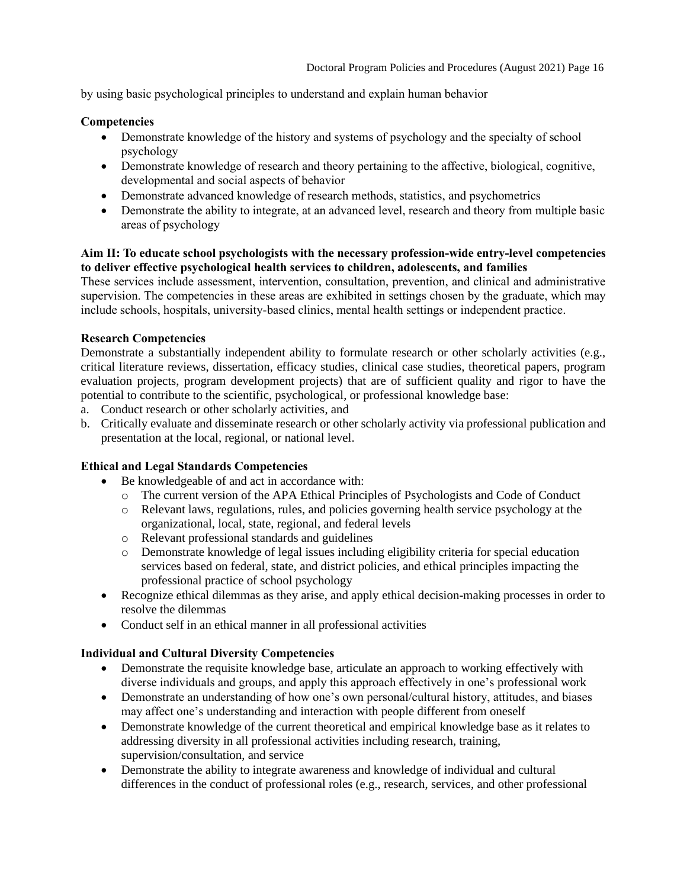by using basic psychological principles to understand and explain human behavior

**Competencies**

- Demonstrate knowledge of the history and systems of psychology and the specialty of school psychology
- Demonstrate knowledge of research and theory pertaining to the affective, biological, cognitive, developmental and social aspects of behavior
- Demonstrate advanced knowledge of research methods, statistics, and psychometrics
- Demonstrate the ability to integrate, at an advanced level, research and theory from multiple basic areas of psychology

**Aim II: To educate school psychologists with the necessary profession-wide entry-level competencies to deliver effective psychological health services to children, adolescents, and families**

These services include assessment, intervention, consultation, prevention, and clinical and administrative supervision. The competencies in these areas are exhibited in settings chosen by the graduate, which may include schools, hospitals, university-based clinics, mental health settings or independent practice.

**Research Competencies**

Demonstrate a substantially independent ability to formulate research or other scholarly activities (e.g., critical literature reviews, dissertation, efficacy studies, clinical case studies, theoretical papers, program evaluation projects, program development projects) that are of sufficient quality and rigor to have the potential to contribute to the scientific, psychological, or professional knowledge base:

a. Conduct research or other scholarly activities, and
b. Critically evaluate and disseminate research or other scholarly activity via professional publication and presentation at the local, regional, or national level.

**Ethical and Legal Standards Competencies**

- Be knowledgeable of and act in accordance with:
  - The current version of the APA Ethical Principles of Psychologists and Code of Conduct
  - Relevant laws, regulations, rules, and policies governing health service psychology at the organizational, local, state, regional, and federal levels
  - Relevant professional standards and guidelines
  - Demonstrate knowledge of legal issues including eligibility criteria for special education services based on federal, state, and district policies, and ethical principles impacting the professional practice of school psychology
- Recognize ethical dilemmas as they arise, and apply ethical decision-making processes in order to resolve the dilemmas
- Conduct self in an ethical manner in all professional activities

**Individual and Cultural Diversity Competencies**

- Demonstrate the requisite knowledge base, articulate an approach to working effectively with diverse individuals and groups, and apply this approach effectively in one's professional work
- Demonstrate an understanding of how one's own personal/cultural history, attitudes, and biases may affect one's understanding and interaction with people different from oneself
- Demonstrate knowledge of the current theoretical and empirical knowledge base as it relates to addressing diversity in all professional activities including research, training, supervision/consultation, and service
- Demonstrate the ability to integrate awareness and knowledge of individual and cultural differences in the conduct of professional roles (e.g., research, services, and other professional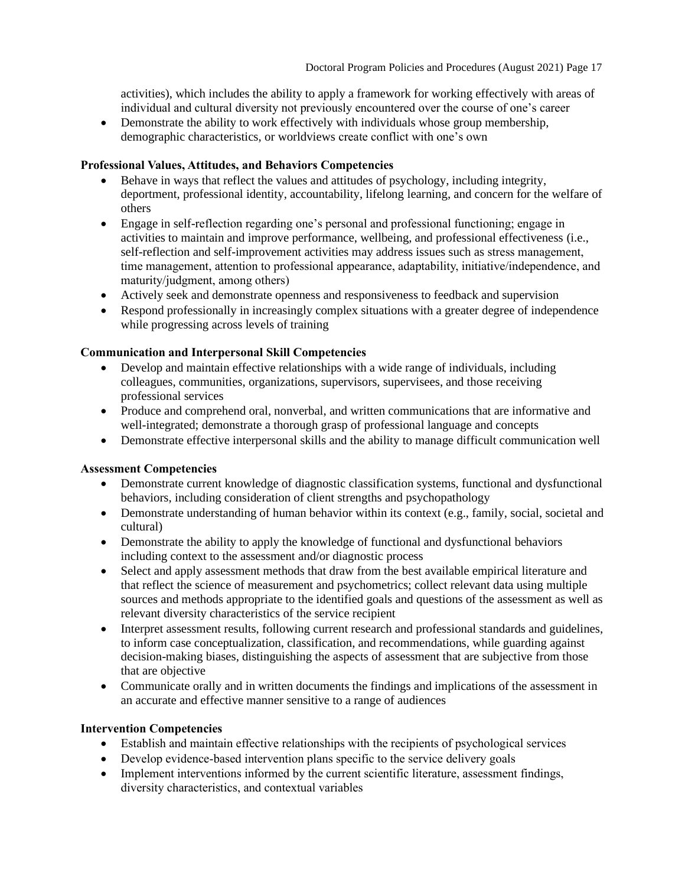activities), which includes the ability to apply a framework for working effectively with areas of individual and cultural diversity not previously encountered over the course of one's career

- Demonstrate the ability to work effectively with individuals whose group membership, demographic characteristics, or worldviews create conflict with one's own

**Professional Values, Attitudes, and Behaviors Competencies**

- Behave in ways that reflect the values and attitudes of psychology, including integrity, deportment, professional identity, accountability, lifelong learning, and concern for the welfare of others
- Engage in self-reflection regarding one's personal and professional functioning; engage in activities to maintain and improve performance, wellbeing, and professional effectiveness (i.e., self-reflection and self-improvement activities may address issues such as stress management, time management, attention to professional appearance, adaptability, initiative/independence, and maturity/judgment, among others)
- Actively seek and demonstrate openness and responsiveness to feedback and supervision
- Respond professionally in increasingly complex situations with a greater degree of independence while progressing across levels of training

**Communication and Interpersonal Skill Competencies**

- Develop and maintain effective relationships with a wide range of individuals, including colleagues, communities, organizations, supervisors, supervisees, and those receiving professional services
- Produce and comprehend oral, nonverbal, and written communications that are informative and well-integrated; demonstrate a thorough grasp of professional language and concepts
- Demonstrate effective interpersonal skills and the ability to manage difficult communication well

**Assessment Competencies**

- Demonstrate current knowledge of diagnostic classification systems, functional and dysfunctional behaviors, including consideration of client strengths and psychopathology
- Demonstrate understanding of human behavior within its context (e.g., family, social, societal and cultural)
- Demonstrate the ability to apply the knowledge of functional and dysfunctional behaviors including context to the assessment and/or diagnostic process
- Select and apply assessment methods that draw from the best available empirical literature and that reflect the science of measurement and psychometrics; collect relevant data using multiple sources and methods appropriate to the identified goals and questions of the assessment as well as relevant diversity characteristics of the service recipient
- Interpret assessment results, following current research and professional standards and guidelines, to inform case conceptualization, classification, and recommendations, while guarding against decision-making biases, distinguishing the aspects of assessment that are subjective from those that are objective
- Communicate orally and in written documents the findings and implications of the assessment in an accurate and effective manner sensitive to a range of audiences

**Intervention Competencies**

- Establish and maintain effective relationships with the recipients of psychological services
- Develop evidence-based intervention plans specific to the service delivery goals
- Implement interventions informed by the current scientific literature, assessment findings, diversity characteristics, and contextual variables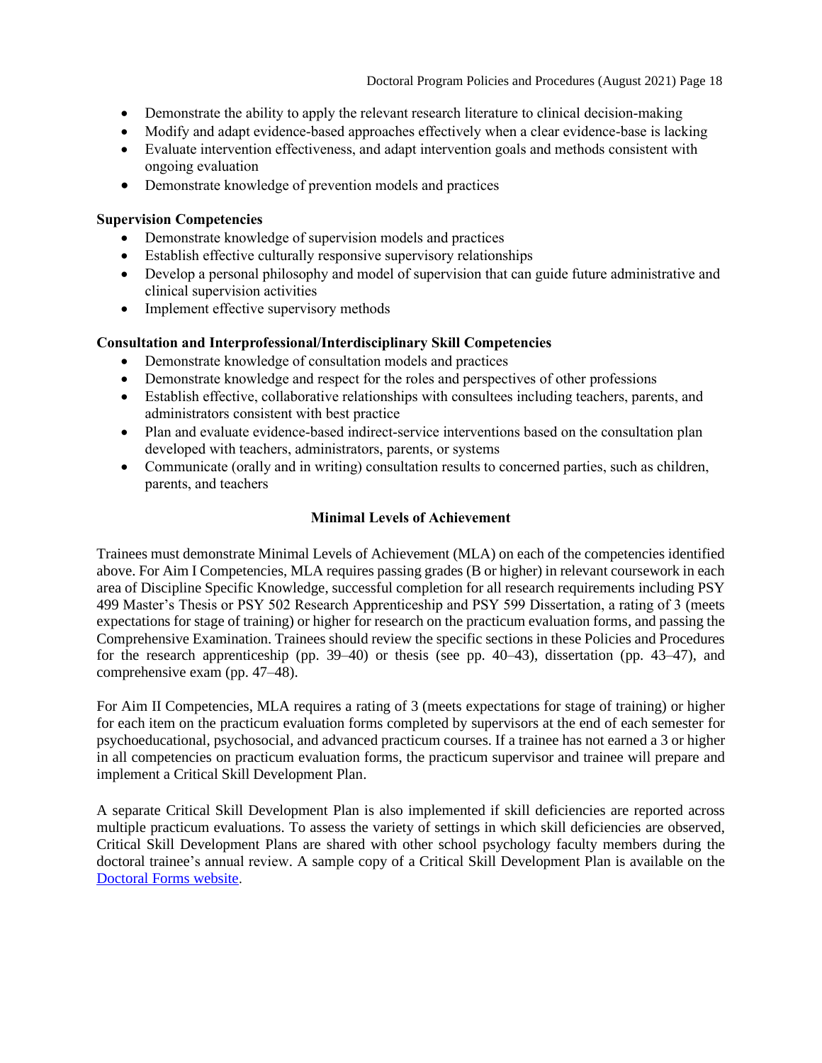- Demonstrate the ability to apply the relevant research literature to clinical decision-making
- Modify and adapt evidence-based approaches effectively when a clear evidence-base is lacking
- Evaluate intervention effectiveness, and adapt intervention goals and methods consistent with ongoing evaluation
- Demonstrate knowledge of prevention models and practices

**Supervision Competencies**

- Demonstrate knowledge of supervision models and practices
- Establish effective culturally responsive supervisory relationships
- Develop a personal philosophy and model of supervision that can guide future administrative and clinical supervision activities
- Implement effective supervisory methods

**Consultation and Interprofessional/Interdisciplinary Skill Competencies**

- Demonstrate knowledge of consultation models and practices
- Demonstrate knowledge and respect for the roles and perspectives of other professions
- Establish effective, collaborative relationships with consultees including teachers, parents, and administrators consistent with best practice
- Plan and evaluate evidence-based indirect-service interventions based on the consultation plan developed with teachers, administrators, parents, or systems
- Communicate (orally and in writing) consultation results to concerned parties, such as children, parents, and teachers

## Minimal Levels of Achievement

Trainees must demonstrate Minimal Levels of Achievement (MLA) on each of the competencies identified above. For Aim I Competencies, MLA requires passing grades (B or higher) in relevant coursework in each area of Discipline Specific Knowledge, successful completion for all research requirements including PSY 499 Master's Thesis or PSY 502 Research Apprenticeship and PSY 599 Dissertation, a rating of 3 (meets expectations for stage of training) or higher for research on the practicum evaluation forms, and passing the Comprehensive Examination. Trainees should review the specific sections in these Policies and Procedures for the research apprenticeship (pp. 39–40) or thesis (see pp. 40–43), dissertation (pp. 43–47), and comprehensive exam (pp. 47–48).

For Aim II Competencies, MLA requires a rating of 3 (meets expectations for stage of training) or higher for each item on the practicum evaluation forms completed by supervisors at the end of each semester for psychoeducational, psychosocial, and advanced practicum courses. If a trainee has not earned a 3 or higher in all competencies on practicum evaluation forms, the practicum supervisor and trainee will prepare and implement a Critical Skill Development Plan.

A separate Critical Skill Development Plan is also implemented if skill deficiencies are reported across multiple practicum evaluations. To assess the variety of settings in which skill deficiencies are observed, Critical Skill Development Plans are shared with other school psychology faculty members during the doctoral trainee's annual review. A sample copy of a Critical Skill Development Plan is available on the [Doctoral Forms website](Doctoral Forms website).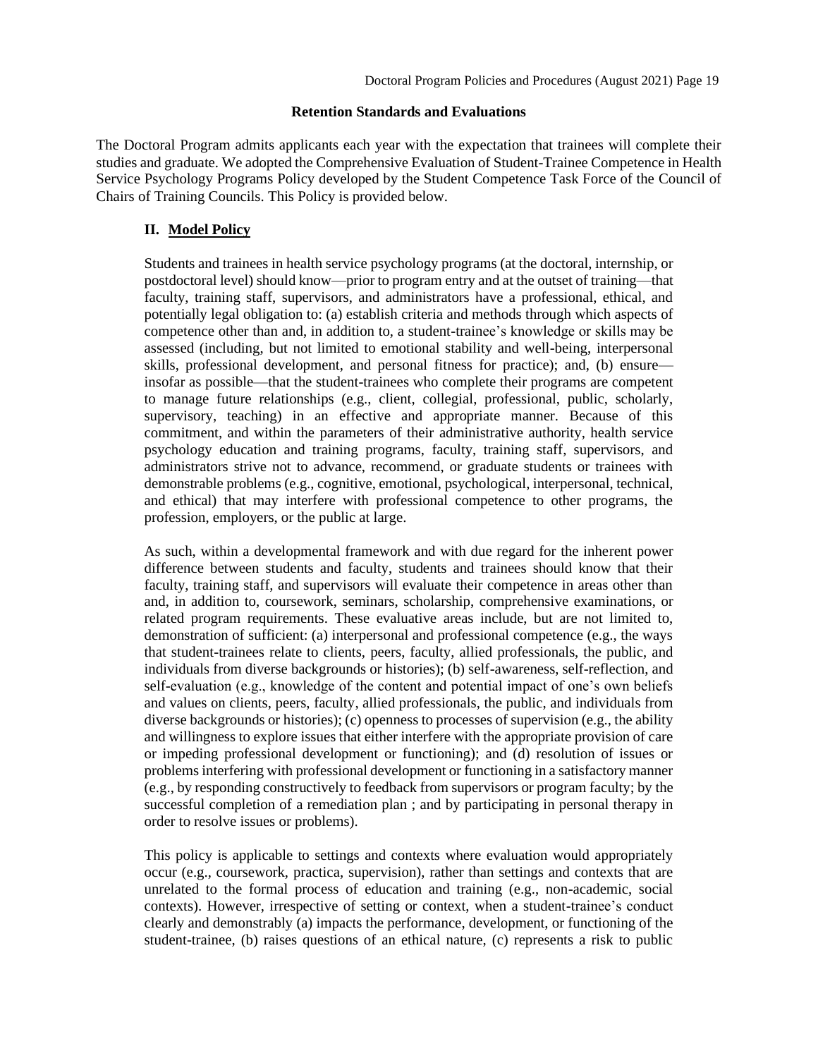## Retention Standards and Evaluations

The Doctoral Program admits applicants each year with the expectation that trainees will complete their studies and graduate. We adopted the Comprehensive Evaluation of Student-Trainee Competence in Health Service Psychology Programs Policy developed by the Student Competence Task Force of the Council of Chairs of Training Councils. This Policy is provided below.

### II. Model Policy

Students and trainees in health service psychology programs (at the doctoral, internship, or postdoctoral level) should know—prior to program entry and at the outset of training—that faculty, training staff, supervisors, and administrators have a professional, ethical, and potentially legal obligation to: (a) establish criteria and methods through which aspects of competence other than and, in addition to, a student-trainee's knowledge or skills may be assessed (including, but not limited to emotional stability and well-being, interpersonal skills, professional development, and personal fitness for practice); and, (b) ensure—insofar as possible—that the student-trainees who complete their programs are competent to manage future relationships (e.g., client, collegial, professional, public, scholarly, supervisory, teaching) in an effective and appropriate manner. Because of this commitment, and within the parameters of their administrative authority, health service psychology education and training programs, faculty, training staff, supervisors, and administrators strive not to advance, recommend, or graduate students or trainees with demonstrable problems (e.g., cognitive, emotional, psychological, interpersonal, technical, and ethical) that may interfere with professional competence to other programs, the profession, employers, or the public at large.

As such, within a developmental framework and with due regard for the inherent power difference between students and faculty, students and trainees should know that their faculty, training staff, and supervisors will evaluate their competence in areas other than and, in addition to, coursework, seminars, scholarship, comprehensive examinations, or related program requirements. These evaluative areas include, but are not limited to, demonstration of sufficient: (a) interpersonal and professional competence (e.g., the ways that student-trainees relate to clients, peers, faculty, allied professionals, the public, and individuals from diverse backgrounds or histories); (b) self-awareness, self-reflection, and self-evaluation (e.g., knowledge of the content and potential impact of one's own beliefs and values on clients, peers, faculty, allied professionals, the public, and individuals from diverse backgrounds or histories); (c) openness to processes of supervision (e.g., the ability and willingness to explore issues that either interfere with the appropriate provision of care or impeding professional development or functioning); and (d) resolution of issues or problems interfering with professional development or functioning in a satisfactory manner (e.g., by responding constructively to feedback from supervisors or program faculty; by the successful completion of a remediation plan ; and by participating in personal therapy in order to resolve issues or problems).

This policy is applicable to settings and contexts where evaluation would appropriately occur (e.g., coursework, practica, supervision), rather than settings and contexts that are unrelated to the formal process of education and training (e.g., non-academic, social contexts). However, irrespective of setting or context, when a student-trainee's conduct clearly and demonstrably (a) impacts the performance, development, or functioning of the student-trainee, (b) raises questions of an ethical nature, (c) represents a risk to public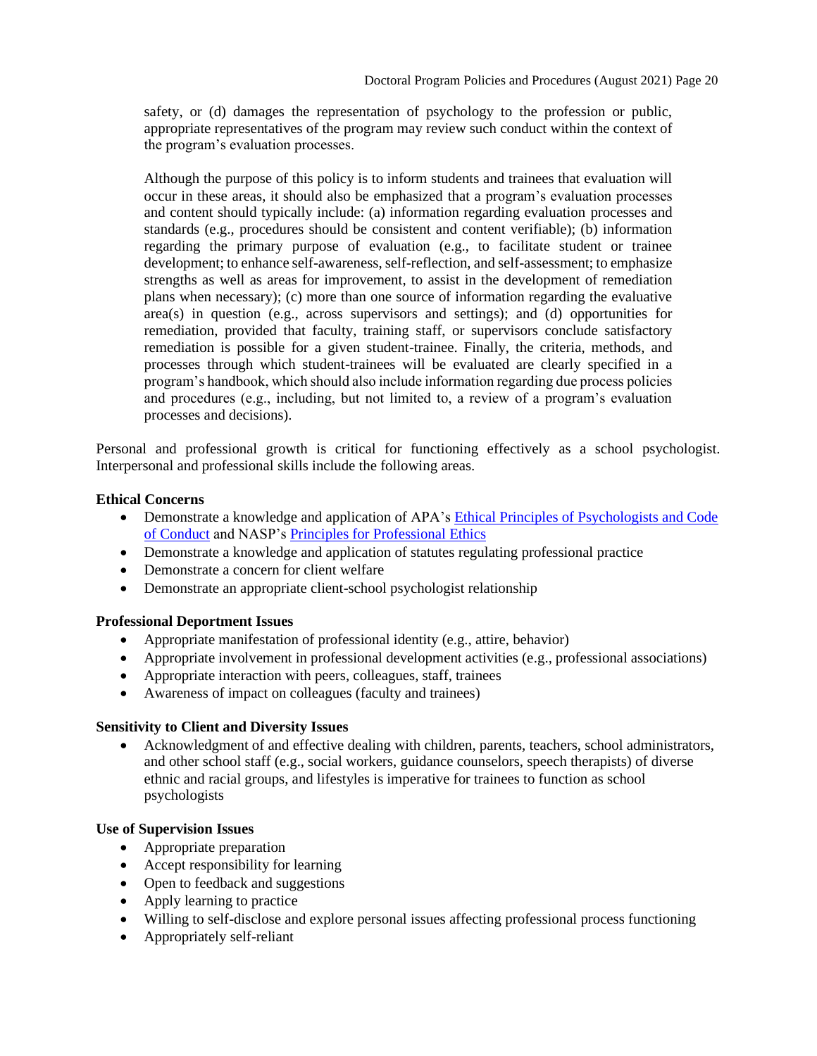safety, or (d) damages the representation of psychology to the profession or public, appropriate representatives of the program may review such conduct within the context of the program's evaluation processes.

Although the purpose of this policy is to inform students and trainees that evaluation will occur in these areas, it should also be emphasized that a program's evaluation processes and content should typically include: (a) information regarding evaluation processes and standards (e.g., procedures should be consistent and content verifiable); (b) information regarding the primary purpose of evaluation (e.g., to facilitate student or trainee development; to enhance self-awareness, self-reflection, and self-assessment; to emphasize strengths as well as areas for improvement, to assist in the development of remediation plans when necessary); (c) more than one source of information regarding the evaluative area(s) in question (e.g., across supervisors and settings); and (d) opportunities for remediation, provided that faculty, training staff, or supervisors conclude satisfactory remediation is possible for a given student-trainee. Finally, the criteria, methods, and processes through which student-trainees will be evaluated are clearly specified in a program's handbook, which should also include information regarding due process policies and procedures (e.g., including, but not limited to, a review of a program's evaluation processes and decisions).

Personal and professional growth is critical for functioning effectively as a school psychologist. Interpersonal and professional skills include the following areas.

**Ethical Concerns**

- Demonstrate a knowledge and application of APA's Ethical Principles of Psychologists and Code of Conduct and NASP's Principles for Professional Ethics
- Demonstrate a knowledge and application of statutes regulating professional practice
- Demonstrate a concern for client welfare
- Demonstrate an appropriate client-school psychologist relationship

**Professional Deportment Issues**

- Appropriate manifestation of professional identity (e.g., attire, behavior)
- Appropriate involvement in professional development activities (e.g., professional associations)
- Appropriate interaction with peers, colleagues, staff, trainees
- Awareness of impact on colleagues (faculty and trainees)

**Sensitivity to Client and Diversity Issues**

- Acknowledgment of and effective dealing with children, parents, teachers, school administrators, and other school staff (e.g., social workers, guidance counselors, speech therapists) of diverse ethnic and racial groups, and lifestyles is imperative for trainees to function as school psychologists

**Use of Supervision Issues**

- Appropriate preparation
- Accept responsibility for learning
- Open to feedback and suggestions
- Apply learning to practice
- Willing to self-disclose and explore personal issues affecting professional process functioning
- Appropriately self-reliant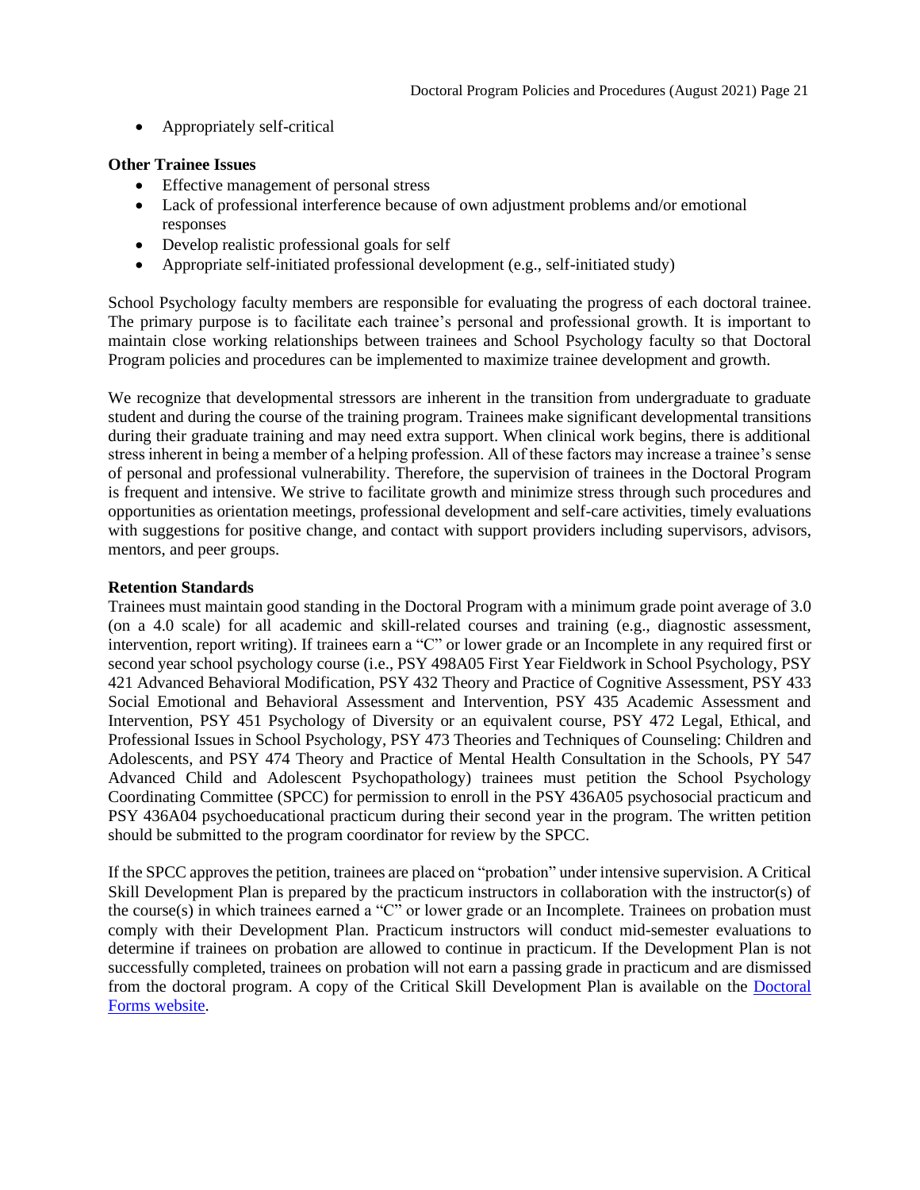- Appropriately self-critical

**Other Trainee Issues**

- Effective management of personal stress
- Lack of professional interference because of own adjustment problems and/or emotional responses
- Develop realistic professional goals for self
- Appropriate self-initiated professional development (e.g., self-initiated study)

School Psychology faculty members are responsible for evaluating the progress of each doctoral trainee. The primary purpose is to facilitate each trainee's personal and professional growth. It is important to maintain close working relationships between trainees and School Psychology faculty so that Doctoral Program policies and procedures can be implemented to maximize trainee development and growth.

We recognize that developmental stressors are inherent in the transition from undergraduate to graduate student and during the course of the training program. Trainees make significant developmental transitions during their graduate training and may need extra support. When clinical work begins, there is additional stress inherent in being a member of a helping profession. All of these factors may increase a trainee's sense of personal and professional vulnerability. Therefore, the supervision of trainees in the Doctoral Program is frequent and intensive. We strive to facilitate growth and minimize stress through such procedures and opportunities as orientation meetings, professional development and self-care activities, timely evaluations with suggestions for positive change, and contact with support providers including supervisors, advisors, mentors, and peer groups.

**Retention Standards**

Trainees must maintain good standing in the Doctoral Program with a minimum grade point average of 3.0 (on a 4.0 scale) for all academic and skill-related courses and training (e.g., diagnostic assessment, intervention, report writing). If trainees earn a "C" or lower grade or an Incomplete in any required first or second year school psychology course (i.e., PSY 498A05 First Year Fieldwork in School Psychology, PSY 421 Advanced Behavioral Modification, PSY 432 Theory and Practice of Cognitive Assessment, PSY 433 Social Emotional and Behavioral Assessment and Intervention, PSY 435 Academic Assessment and Intervention, PSY 451 Psychology of Diversity or an equivalent course, PSY 472 Legal, Ethical, and Professional Issues in School Psychology, PSY 473 Theories and Techniques of Counseling: Children and Adolescents, and PSY 474 Theory and Practice of Mental Health Consultation in the Schools, PY 547 Advanced Child and Adolescent Psychopathology) trainees must petition the School Psychology Coordinating Committee (SPCC) for permission to enroll in the PSY 436A05 psychosocial practicum and PSY 436A04 psychoeducational practicum during their second year in the program. The written petition should be submitted to the program coordinator for review by the SPCC.

If the SPCC approves the petition, trainees are placed on "probation" under intensive supervision. A Critical Skill Development Plan is prepared by the practicum instructors in collaboration with the instructor(s) of the course(s) in which trainees earned a "C" or lower grade or an Incomplete. Trainees on probation must comply with their Development Plan. Practicum instructors will conduct mid-semester evaluations to determine if trainees on probation are allowed to continue in practicum. If the Development Plan is not successfully completed, trainees on probation will not earn a passing grade in practicum and are dismissed from the doctoral program. A copy of the Critical Skill Development Plan is available on the Doctoral Forms website.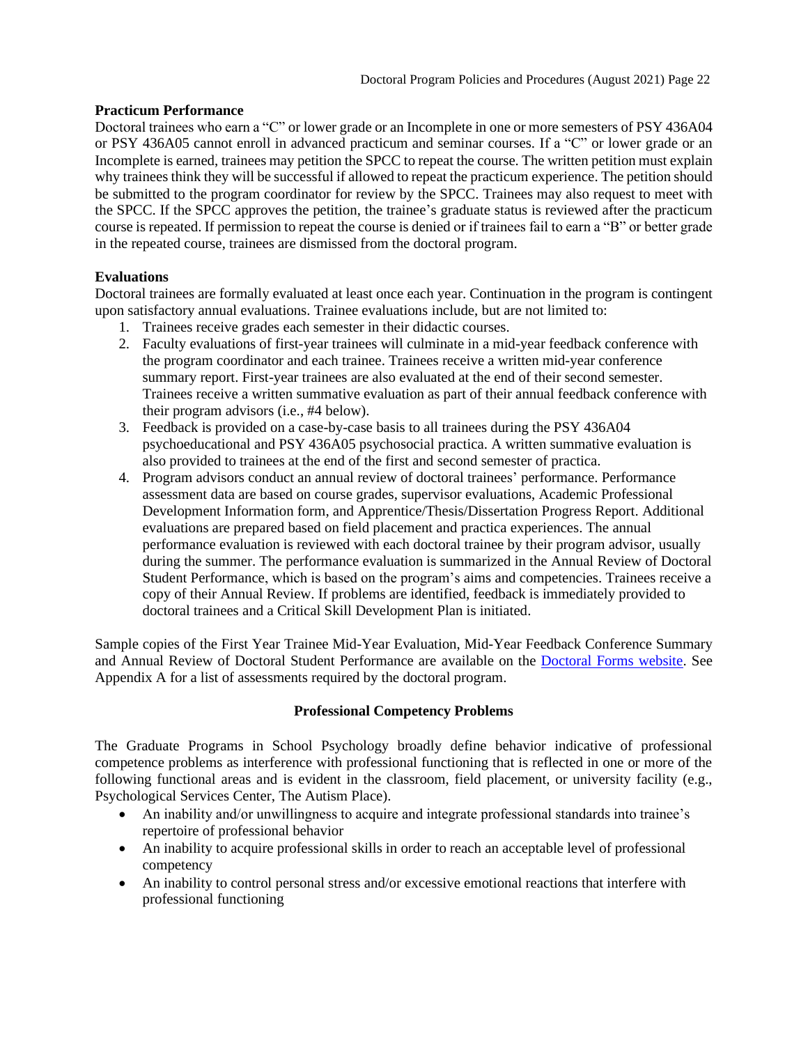### Practicum Performance

Doctoral trainees who earn a "C" or lower grade or an Incomplete in one or more semesters of PSY 436A04 or PSY 436A05 cannot enroll in advanced practicum and seminar courses. If a "C" or lower grade or an Incomplete is earned, trainees may petition the SPCC to repeat the course. The written petition must explain why trainees think they will be successful if allowed to repeat the practicum experience. The petition should be submitted to the program coordinator for review by the SPCC. Trainees may also request to meet with the SPCC. If the SPCC approves the petition, the trainee's graduate status is reviewed after the practicum course is repeated. If permission to repeat the course is denied or if trainees fail to earn a "B" or better grade in the repeated course, trainees are dismissed from the doctoral program.

### Evaluations

Doctoral trainees are formally evaluated at least once each year. Continuation in the program is contingent upon satisfactory annual evaluations. Trainee evaluations include, but are not limited to:

1. Trainees receive grades each semester in their didactic courses.
2. Faculty evaluations of first-year trainees will culminate in a mid-year feedback conference with the program coordinator and each trainee. Trainees receive a written mid-year conference summary report. First-year trainees are also evaluated at the end of their second semester. Trainees receive a written summative evaluation as part of their annual feedback conference with their program advisors (i.e., #4 below).
3. Feedback is provided on a case-by-case basis to all trainees during the PSY 436A04 psychoeducational and PSY 436A05 psychosocial practica. A written summative evaluation is also provided to trainees at the end of the first and second semester of practica.
4. Program advisors conduct an annual review of doctoral trainees' performance. Performance assessment data are based on course grades, supervisor evaluations, Academic Professional Development Information form, and Apprentice/Thesis/Dissertation Progress Report. Additional evaluations are prepared based on field placement and practica experiences. The annual performance evaluation is reviewed with each doctoral trainee by their program advisor, usually during the summer. The performance evaluation is summarized in the Annual Review of Doctoral Student Performance, which is based on the program's aims and competencies. Trainees receive a copy of their Annual Review. If problems are identified, feedback is immediately provided to doctoral trainees and a Critical Skill Development Plan is initiated.

Sample copies of the First Year Trainee Mid-Year Evaluation, Mid-Year Feedback Conference Summary and Annual Review of Doctoral Student Performance are available on the Doctoral Forms website. See Appendix A for a list of assessments required by the doctoral program.

## Professional Competency Problems

The Graduate Programs in School Psychology broadly define behavior indicative of professional competence problems as interference with professional functioning that is reflected in one or more of the following functional areas and is evident in the classroom, field placement, or university facility (e.g., Psychological Services Center, The Autism Place).

- An inability and/or unwillingness to acquire and integrate professional standards into trainee's repertoire of professional behavior
- An inability to acquire professional skills in order to reach an acceptable level of professional competency
- An inability to control personal stress and/or excessive emotional reactions that interfere with professional functioning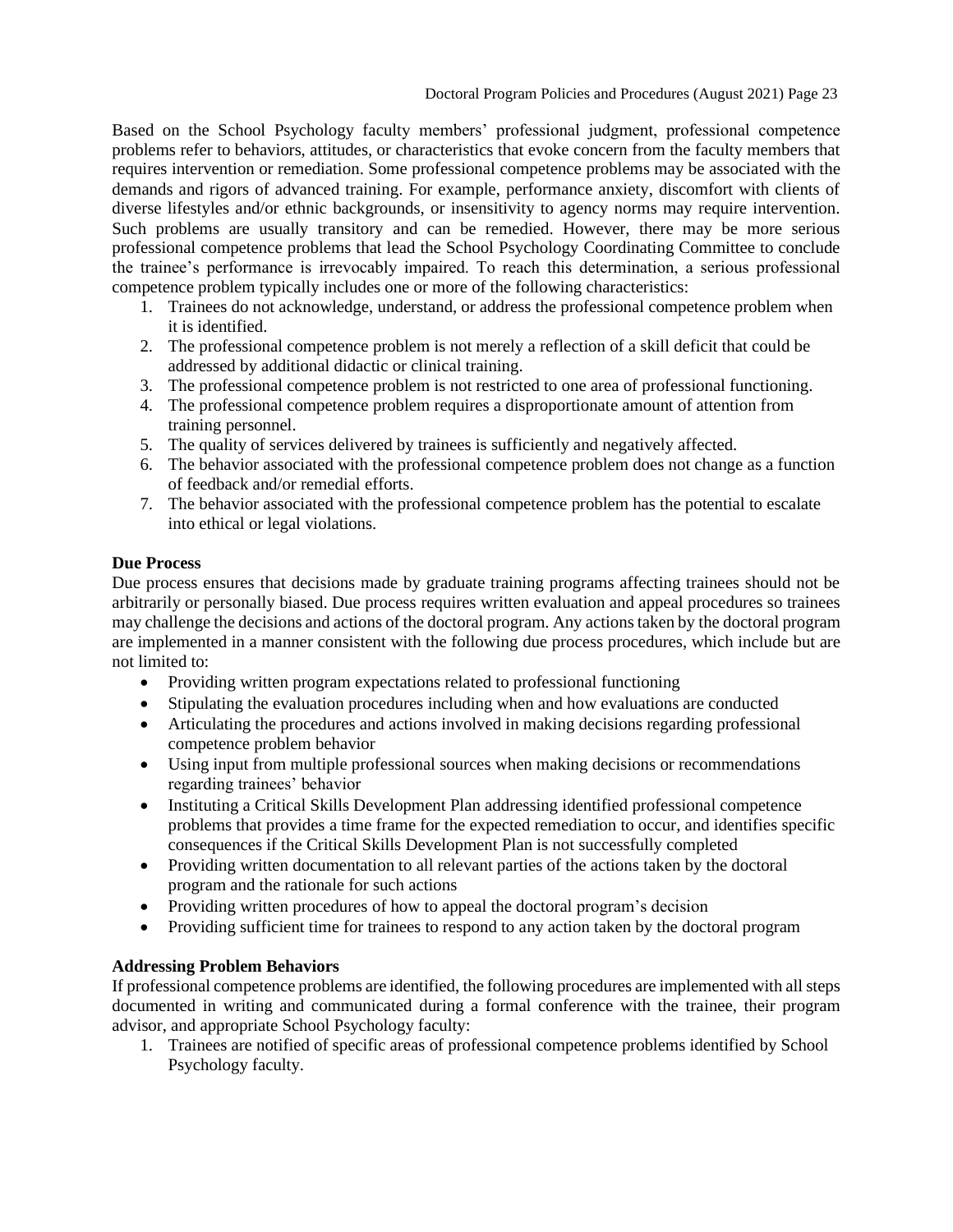Based on the School Psychology faculty members' professional judgment, professional competence problems refer to behaviors, attitudes, or characteristics that evoke concern from the faculty members that requires intervention or remediation. Some professional competence problems may be associated with the demands and rigors of advanced training. For example, performance anxiety, discomfort with clients of diverse lifestyles and/or ethnic backgrounds, or insensitivity to agency norms may require intervention. Such problems are usually transitory and can be remedied. However, there may be more serious professional competence problems that lead the School Psychology Coordinating Committee to conclude the trainee's performance is irrevocably impaired. To reach this determination, a serious professional competence problem typically includes one or more of the following characteristics:

1. Trainees do not acknowledge, understand, or address the professional competence problem when it is identified.
2. The professional competence problem is not merely a reflection of a skill deficit that could be addressed by additional didactic or clinical training.
3. The professional competence problem is not restricted to one area of professional functioning.
4. The professional competence problem requires a disproportionate amount of attention from training personnel.
5. The quality of services delivered by trainees is sufficiently and negatively affected.
6. The behavior associated with the professional competence problem does not change as a function of feedback and/or remedial efforts.
7. The behavior associated with the professional competence problem has the potential to escalate into ethical or legal violations.

**Due Process**

Due process ensures that decisions made by graduate training programs affecting trainees should not be arbitrarily or personally biased. Due process requires written evaluation and appeal procedures so trainees may challenge the decisions and actions of the doctoral program. Any actions taken by the doctoral program are implemented in a manner consistent with the following due process procedures, which include but are not limited to:

- Providing written program expectations related to professional functioning
- Stipulating the evaluation procedures including when and how evaluations are conducted
- Articulating the procedures and actions involved in making decisions regarding professional competence problem behavior
- Using input from multiple professional sources when making decisions or recommendations regarding trainees' behavior
- Instituting a Critical Skills Development Plan addressing identified professional competence problems that provides a time frame for the expected remediation to occur, and identifies specific consequences if the Critical Skills Development Plan is not successfully completed
- Providing written documentation to all relevant parties of the actions taken by the doctoral program and the rationale for such actions
- Providing written procedures of how to appeal the doctoral program's decision
- Providing sufficient time for trainees to respond to any action taken by the doctoral program

**Addressing Problem Behaviors**

If professional competence problems are identified, the following procedures are implemented with all steps documented in writing and communicated during a formal conference with the trainee, their program advisor, and appropriate School Psychology faculty:

1. Trainees are notified of specific areas of professional competence problems identified by School Psychology faculty.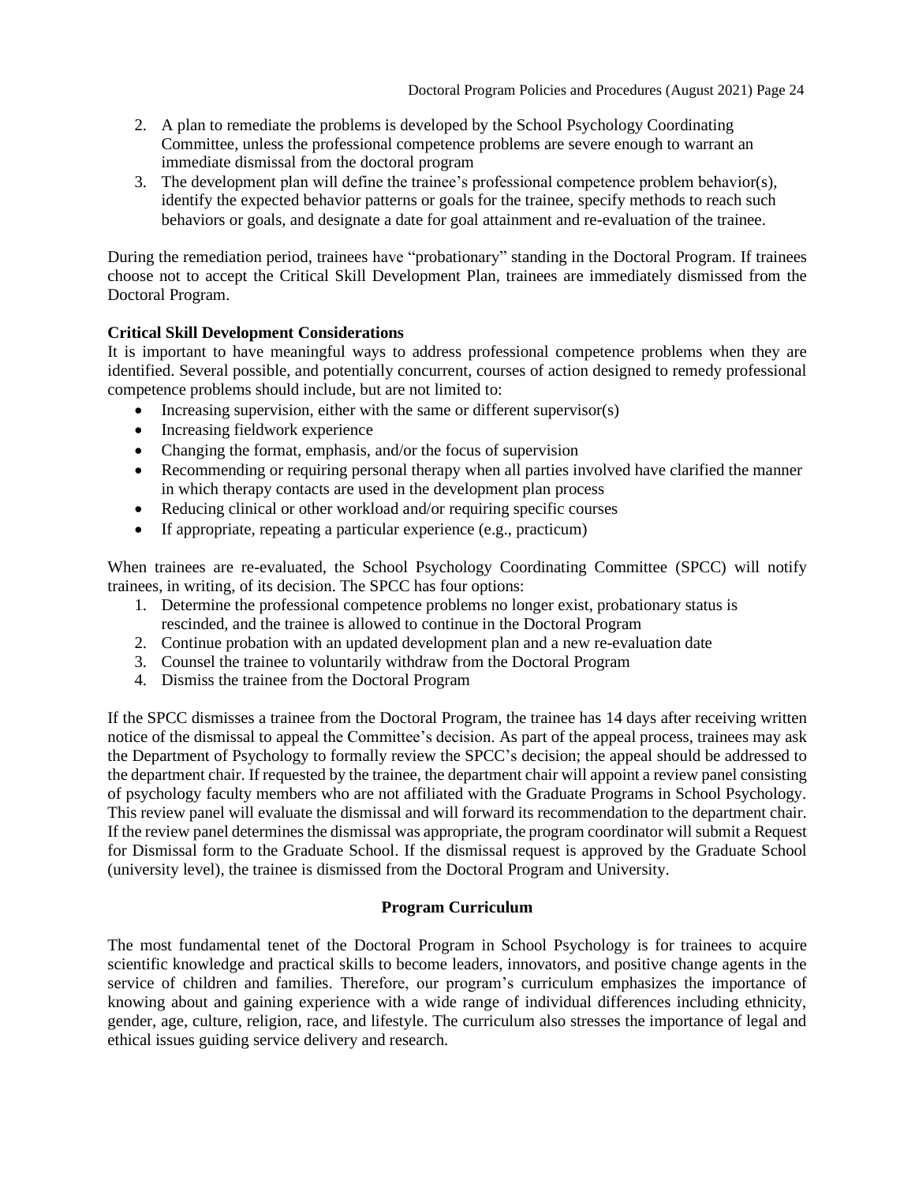2. A plan to remediate the problems is developed by the School Psychology Coordinating Committee, unless the professional competence problems are severe enough to warrant an immediate dismissal from the doctoral program
3. The development plan will define the trainee's professional competence problem behavior(s), identify the expected behavior patterns or goals for the trainee, specify methods to reach such behaviors or goals, and designate a date for goal attainment and re-evaluation of the trainee.

During the remediation period, trainees have "probationary" standing in the Doctoral Program. If trainees choose not to accept the Critical Skill Development Plan, trainees are immediately dismissed from the Doctoral Program.

**Critical Skill Development Considerations**

It is important to have meaningful ways to address professional competence problems when they are identified. Several possible, and potentially concurrent, courses of action designed to remedy professional competence problems should include, but are not limited to:

- Increasing supervision, either with the same or different supervisor(s)
- Increasing fieldwork experience
- Changing the format, emphasis, and/or the focus of supervision
- Recommending or requiring personal therapy when all parties involved have clarified the manner in which therapy contacts are used in the development plan process
- Reducing clinical or other workload and/or requiring specific courses
- If appropriate, repeating a particular experience (e.g., practicum)

When trainees are re-evaluated, the School Psychology Coordinating Committee (SPCC) will notify trainees, in writing, of its decision. The SPCC has four options:

1. Determine the professional competence problems no longer exist, probationary status is rescinded, and the trainee is allowed to continue in the Doctoral Program
2. Continue probation with an updated development plan and a new re-evaluation date
3. Counsel the trainee to voluntarily withdraw from the Doctoral Program
4. Dismiss the trainee from the Doctoral Program

If the SPCC dismisses a trainee from the Doctoral Program, the trainee has 14 days after receiving written notice of the dismissal to appeal the Committee's decision. As part of the appeal process, trainees may ask the Department of Psychology to formally review the SPCC's decision; the appeal should be addressed to the department chair. If requested by the trainee, the department chair will appoint a review panel consisting of psychology faculty members who are not affiliated with the Graduate Programs in School Psychology. This review panel will evaluate the dismissal and will forward its recommendation to the department chair. If the review panel determines the dismissal was appropriate, the program coordinator will submit a Request for Dismissal form to the Graduate School. If the dismissal request is approved by the Graduate School (university level), the trainee is dismissed from the Doctoral Program and University.

## Program Curriculum

The most fundamental tenet of the Doctoral Program in School Psychology is for trainees to acquire scientific knowledge and practical skills to become leaders, innovators, and positive change agents in the service of children and families. Therefore, our program's curriculum emphasizes the importance of knowing about and gaining experience with a wide range of individual differences including ethnicity, gender, age, culture, religion, race, and lifestyle. The curriculum also stresses the importance of legal and ethical issues guiding service delivery and research.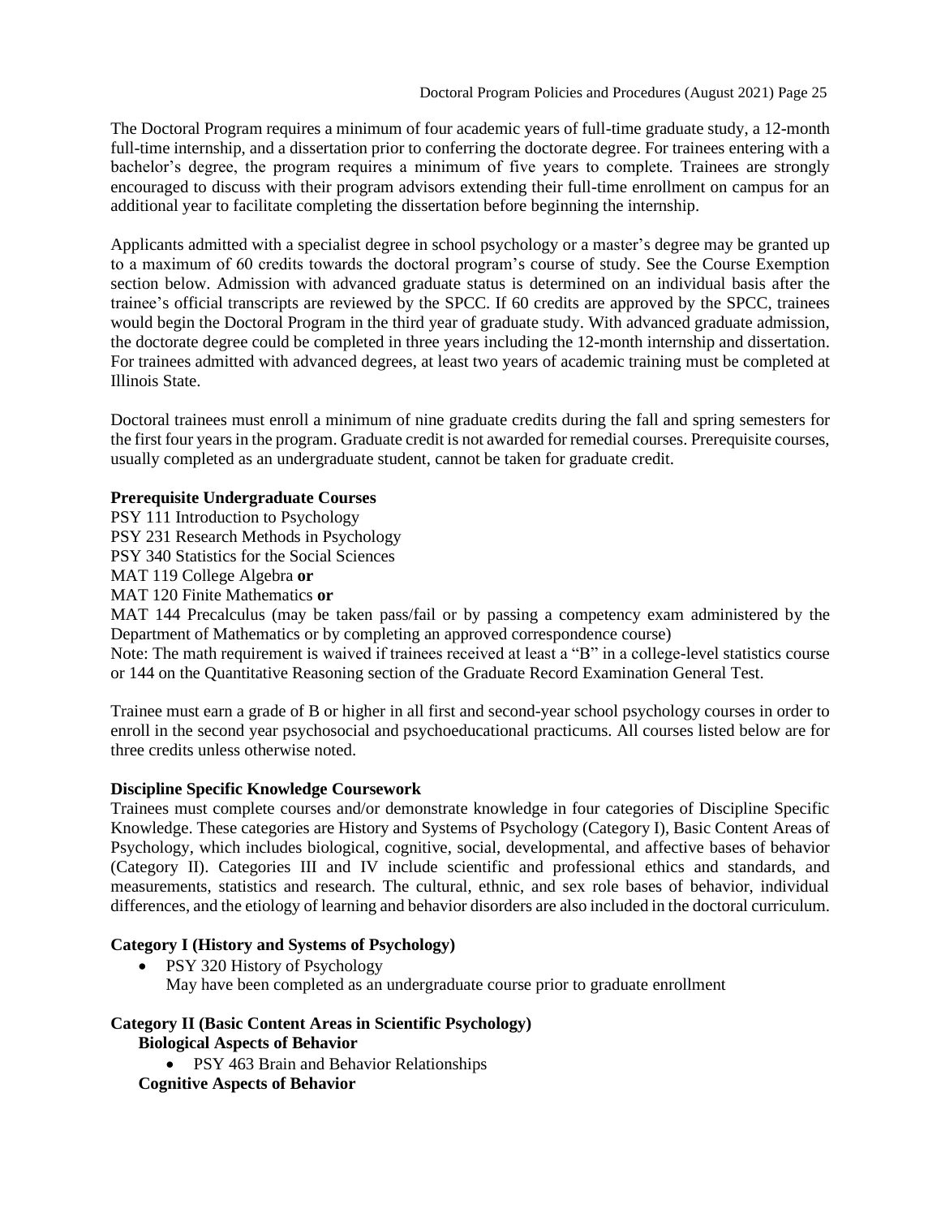The Doctoral Program requires a minimum of four academic years of full-time graduate study, a 12-month full-time internship, and a dissertation prior to conferring the doctorate degree. For trainees entering with a bachelor's degree, the program requires a minimum of five years to complete. Trainees are strongly encouraged to discuss with their program advisors extending their full-time enrollment on campus for an additional year to facilitate completing the dissertation before beginning the internship.

Applicants admitted with a specialist degree in school psychology or a master's degree may be granted up to a maximum of 60 credits towards the doctoral program's course of study. See the Course Exemption section below. Admission with advanced graduate status is determined on an individual basis after the trainee's official transcripts are reviewed by the SPCC. If 60 credits are approved by the SPCC, trainees would begin the Doctoral Program in the third year of graduate study. With advanced graduate admission, the doctorate degree could be completed in three years including the 12-month internship and dissertation. For trainees admitted with advanced degrees, at least two years of academic training must be completed at Illinois State.

Doctoral trainees must enroll a minimum of nine graduate credits during the fall and spring semesters for the first four years in the program. Graduate credit is not awarded for remedial courses. Prerequisite courses, usually completed as an undergraduate student, cannot be taken for graduate credit.

**Prerequisite Undergraduate Courses**

PSY 111 Introduction to Psychology
PSY 231 Research Methods in Psychology
PSY 340 Statistics for the Social Sciences
MAT 119 College Algebra **or**
MAT 120 Finite Mathematics **or**
MAT 144 Precalculus (may be taken pass/fail or by passing a competency exam administered by the Department of Mathematics or by completing an approved correspondence course)
Note: The math requirement is waived if trainees received at least a "B" in a college-level statistics course or 144 on the Quantitative Reasoning section of the Graduate Record Examination General Test.

Trainee must earn a grade of B or higher in all first and second-year school psychology courses in order to enroll in the second year psychosocial and psychoeducational practicums. All courses listed below are for three credits unless otherwise noted.

**Discipline Specific Knowledge Coursework**

Trainees must complete courses and/or demonstrate knowledge in four categories of Discipline Specific Knowledge. These categories are History and Systems of Psychology (Category I), Basic Content Areas of Psychology, which includes biological, cognitive, social, developmental, and affective bases of behavior (Category II). Categories III and IV include scientific and professional ethics and standards, and measurements, statistics and research. The cultural, ethnic, and sex role bases of behavior, individual differences, and the etiology of learning and behavior disorders are also included in the doctoral curriculum.

**Category I (History and Systems of Psychology)**

- PSY 320 History of Psychology
  May have been completed as an undergraduate course prior to graduate enrollment

**Category II (Basic Content Areas in Scientific Psychology)**

**Biological Aspects of Behavior**

- PSY 463 Brain and Behavior Relationships

**Cognitive Aspects of Behavior**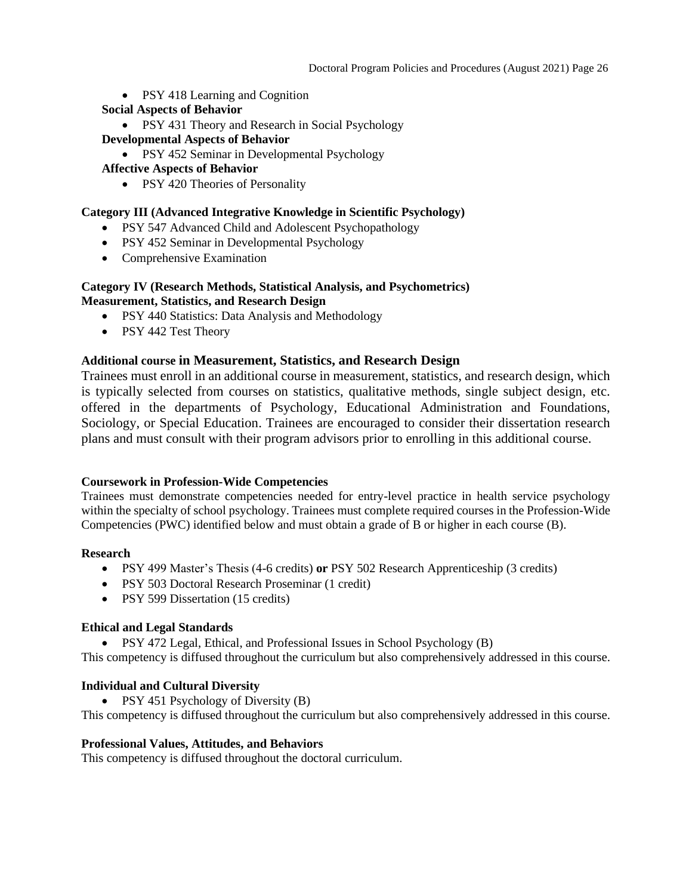- PSY 418 Learning and Cognition

**Social Aspects of Behavior**

- PSY 431 Theory and Research in Social Psychology

**Developmental Aspects of Behavior**

- PSY 452 Seminar in Developmental Psychology

**Affective Aspects of Behavior**

- PSY 420 Theories of Personality

**Category III (Advanced Integrative Knowledge in Scientific Psychology)**

- PSY 547 Advanced Child and Adolescent Psychopathology
- PSY 452 Seminar in Developmental Psychology
- Comprehensive Examination

**Category IV (Research Methods, Statistical Analysis, and Psychometrics)**
**Measurement, Statistics, and Research Design**

- PSY 440 Statistics: Data Analysis and Methodology
- PSY 442 Test Theory

**Additional course in Measurement, Statistics, and Research Design**

Trainees must enroll in an additional course in measurement, statistics, and research design, which is typically selected from courses on statistics, qualitative methods, single subject design, etc. offered in the departments of Psychology, Educational Administration and Foundations, Sociology, or Special Education. Trainees are encouraged to consider their dissertation research plans and must consult with their program advisors prior to enrolling in this additional course.

**Coursework in Profession-Wide Competencies**

Trainees must demonstrate competencies needed for entry-level practice in health service psychology within the specialty of school psychology. Trainees must complete required courses in the Profession-Wide Competencies (PWC) identified below and must obtain a grade of B or higher in each course (B).

**Research**

- PSY 499 Master's Thesis (4-6 credits) **or** PSY 502 Research Apprenticeship (3 credits)
- PSY 503 Doctoral Research Proseminar (1 credit)
- PSY 599 Dissertation (15 credits)

**Ethical and Legal Standards**

- PSY 472 Legal, Ethical, and Professional Issues in School Psychology (B)

This competency is diffused throughout the curriculum but also comprehensively addressed in this course.

**Individual and Cultural Diversity**

- PSY 451 Psychology of Diversity (B)

This competency is diffused throughout the curriculum but also comprehensively addressed in this course.

**Professional Values, Attitudes, and Behaviors**

This competency is diffused throughout the doctoral curriculum.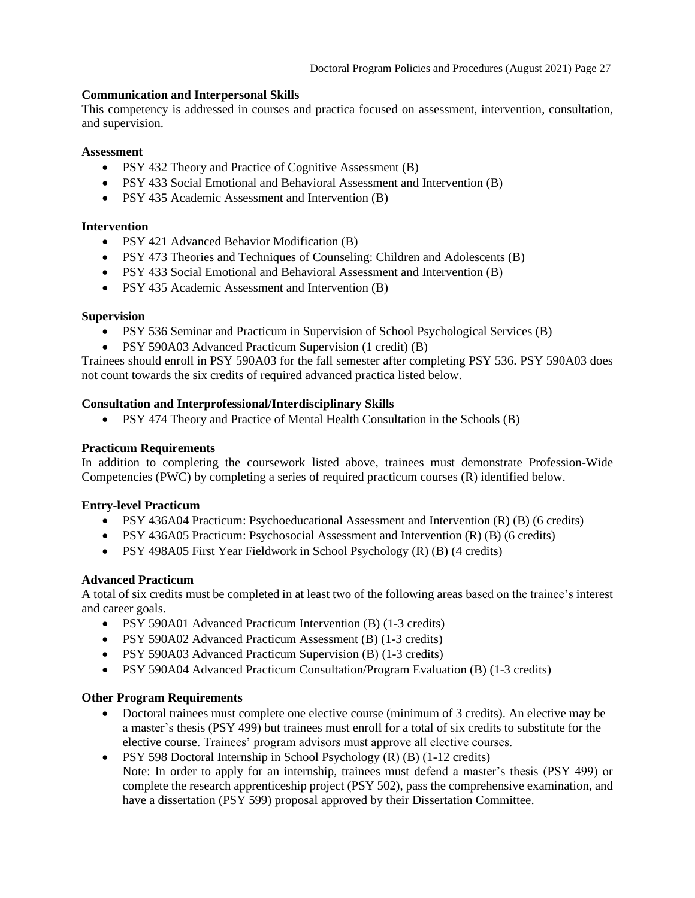**Communication and Interpersonal Skills**

This competency is addressed in courses and practica focused on assessment, intervention, consultation, and supervision.

**Assessment**

- PSY 432 Theory and Practice of Cognitive Assessment (B)
- PSY 433 Social Emotional and Behavioral Assessment and Intervention (B)
- PSY 435 Academic Assessment and Intervention (B)

**Intervention**

- PSY 421 Advanced Behavior Modification (B)
- PSY 473 Theories and Techniques of Counseling: Children and Adolescents (B)
- PSY 433 Social Emotional and Behavioral Assessment and Intervention (B)
- PSY 435 Academic Assessment and Intervention (B)

**Supervision**

- PSY 536 Seminar and Practicum in Supervision of School Psychological Services (B)
- PSY 590A03 Advanced Practicum Supervision (1 credit) (B)

Trainees should enroll in PSY 590A03 for the fall semester after completing PSY 536. PSY 590A03 does not count towards the six credits of required advanced practica listed below.

**Consultation and Interprofessional/Interdisciplinary Skills**

- PSY 474 Theory and Practice of Mental Health Consultation in the Schools (B)

**Practicum Requirements**

In addition to completing the coursework listed above, trainees must demonstrate Profession-Wide Competencies (PWC) by completing a series of required practicum courses (R) identified below.

**Entry-level Practicum**

- PSY 436A04 Practicum: Psychoeducational Assessment and Intervention (R) (B) (6 credits)
- PSY 436A05 Practicum: Psychosocial Assessment and Intervention (R) (B) (6 credits)
- PSY 498A05 First Year Fieldwork in School Psychology (R) (B) (4 credits)

**Advanced Practicum**

A total of six credits must be completed in at least two of the following areas based on the trainee's interest and career goals.

- PSY 590A01 Advanced Practicum Intervention (B) (1-3 credits)
- PSY 590A02 Advanced Practicum Assessment (B) (1-3 credits)
- PSY 590A03 Advanced Practicum Supervision (B) (1-3 credits)
- PSY 590A04 Advanced Practicum Consultation/Program Evaluation (B) (1-3 credits)

**Other Program Requirements**

- Doctoral trainees must complete one elective course (minimum of 3 credits). An elective may be a master's thesis (PSY 499) but trainees must enroll for a total of six credits to substitute for the elective course. Trainees' program advisors must approve all elective courses.
- PSY 598 Doctoral Internship in School Psychology (R) (B) (1-12 credits)
  Note: In order to apply for an internship, trainees must defend a master's thesis (PSY 499) or complete the research apprenticeship project (PSY 502), pass the comprehensive examination, and have a dissertation (PSY 599) proposal approved by their Dissertation Committee.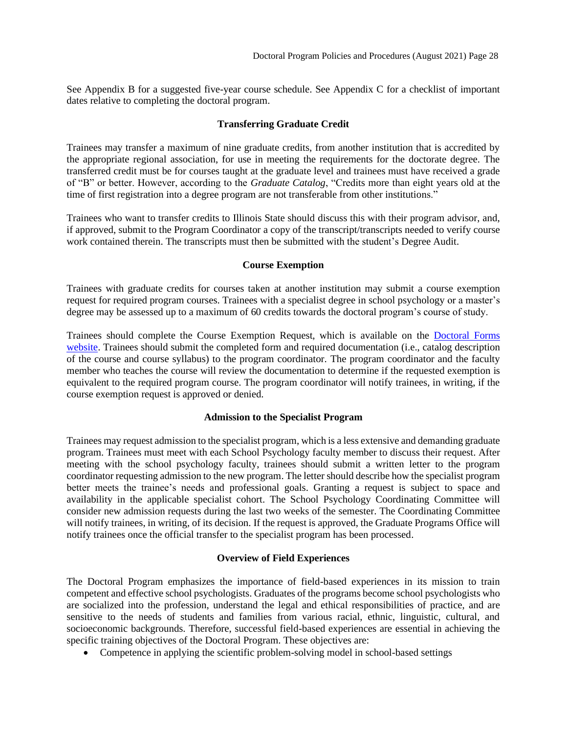See Appendix B for a suggested five-year course schedule. See Appendix C for a checklist of important dates relative to completing the doctoral program.

### Transferring Graduate Credit

Trainees may transfer a maximum of nine graduate credits, from another institution that is accredited by the appropriate regional association, for use in meeting the requirements for the doctorate degree. The transferred credit must be for courses taught at the graduate level and trainees must have received a grade of "B" or better. However, according to the *Graduate Catalog*, "Credits more than eight years old at the time of first registration into a degree program are not transferable from other institutions."

Trainees who want to transfer credits to Illinois State should discuss this with their program advisor, and, if approved, submit to the Program Coordinator a copy of the transcript/transcripts needed to verify course work contained therein. The transcripts must then be submitted with the student's Degree Audit.

### Course Exemption

Trainees with graduate credits for courses taken at another institution may submit a course exemption request for required program courses. Trainees with a specialist degree in school psychology or a master's degree may be assessed up to a maximum of 60 credits towards the doctoral program's course of study.

Trainees should complete the Course Exemption Request, which is available on the Doctoral Forms website. Trainees should submit the completed form and required documentation (i.e., catalog description of the course and course syllabus) to the program coordinator. The program coordinator and the faculty member who teaches the course will review the documentation to determine if the requested exemption is equivalent to the required program course. The program coordinator will notify trainees, in writing, if the course exemption request is approved or denied.

### Admission to the Specialist Program

Trainees may request admission to the specialist program, which is a less extensive and demanding graduate program. Trainees must meet with each School Psychology faculty member to discuss their request. After meeting with the school psychology faculty, trainees should submit a written letter to the program coordinator requesting admission to the new program. The letter should describe how the specialist program better meets the trainee's needs and professional goals. Granting a request is subject to space and availability in the applicable specialist cohort. The School Psychology Coordinating Committee will consider new admission requests during the last two weeks of the semester. The Coordinating Committee will notify trainees, in writing, of its decision. If the request is approved, the Graduate Programs Office will notify trainees once the official transfer to the specialist program has been processed.

### Overview of Field Experiences

The Doctoral Program emphasizes the importance of field-based experiences in its mission to train competent and effective school psychologists. Graduates of the programs become school psychologists who are socialized into the profession, understand the legal and ethical responsibilities of practice, and are sensitive to the needs of students and families from various racial, ethnic, linguistic, cultural, and socioeconomic backgrounds. Therefore, successful field-based experiences are essential in achieving the specific training objectives of the Doctoral Program. These objectives are:

- Competence in applying the scientific problem-solving model in school-based settings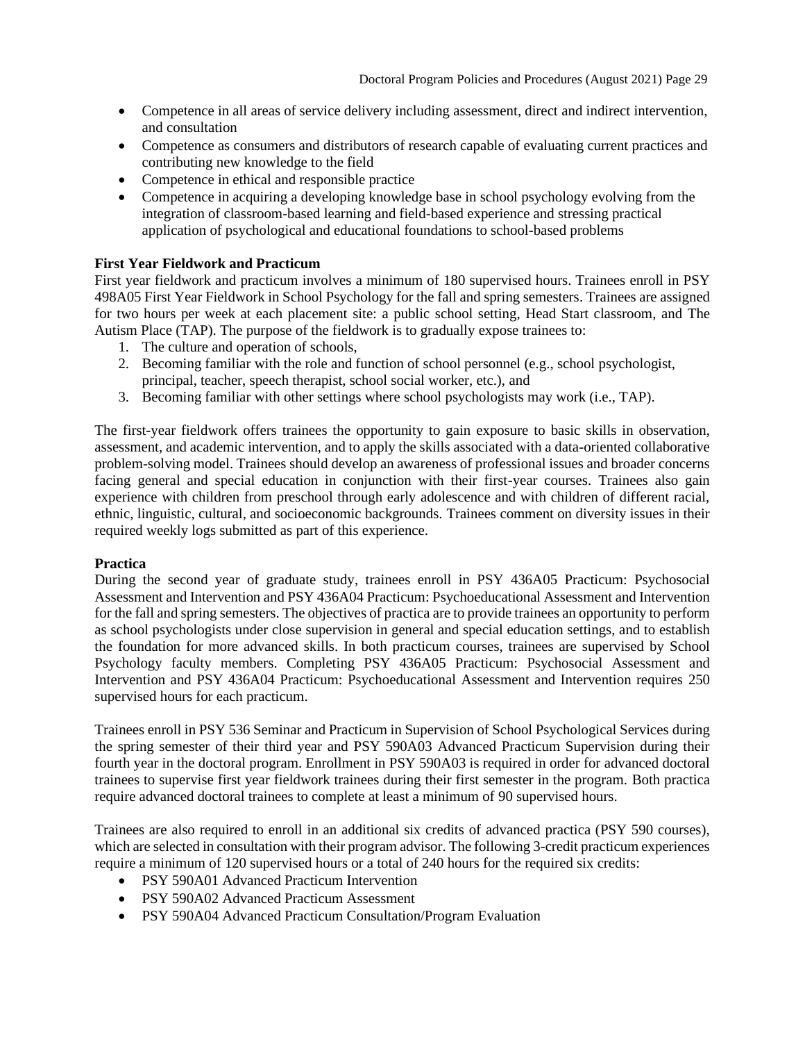- Competence in all areas of service delivery including assessment, direct and indirect intervention, and consultation
- Competence as consumers and distributors of research capable of evaluating current practices and contributing new knowledge to the field
- Competence in ethical and responsible practice
- Competence in acquiring a developing knowledge base in school psychology evolving from the integration of classroom-based learning and field-based experience and stressing practical application of psychological and educational foundations to school-based problems

**First Year Fieldwork and Practicum**

First year fieldwork and practicum involves a minimum of 180 supervised hours. Trainees enroll in PSY 498A05 First Year Fieldwork in School Psychology for the fall and spring semesters. Trainees are assigned for two hours per week at each placement site: a public school setting, Head Start classroom, and The Autism Place (TAP). The purpose of the fieldwork is to gradually expose trainees to:

1. The culture and operation of schools,
2. Becoming familiar with the role and function of school personnel (e.g., school psychologist, principal, teacher, speech therapist, school social worker, etc.), and
3. Becoming familiar with other settings where school psychologists may work (i.e., TAP).

The first-year fieldwork offers trainees the opportunity to gain exposure to basic skills in observation, assessment, and academic intervention, and to apply the skills associated with a data-oriented collaborative problem-solving model. Trainees should develop an awareness of professional issues and broader concerns facing general and special education in conjunction with their first-year courses. Trainees also gain experience with children from preschool through early adolescence and with children of different racial, ethnic, linguistic, cultural, and socioeconomic backgrounds. Trainees comment on diversity issues in their required weekly logs submitted as part of this experience.

**Practica**

During the second year of graduate study, trainees enroll in PSY 436A05 Practicum: Psychosocial Assessment and Intervention and PSY 436A04 Practicum: Psychoeducational Assessment and Intervention for the fall and spring semesters. The objectives of practica are to provide trainees an opportunity to perform as school psychologists under close supervision in general and special education settings, and to establish the foundation for more advanced skills. In both practicum courses, trainees are supervised by School Psychology faculty members. Completing PSY 436A05 Practicum: Psychosocial Assessment and Intervention and PSY 436A04 Practicum: Psychoeducational Assessment and Intervention requires 250 supervised hours for each practicum.

Trainees enroll in PSY 536 Seminar and Practicum in Supervision of School Psychological Services during the spring semester of their third year and PSY 590A03 Advanced Practicum Supervision during their fourth year in the doctoral program. Enrollment in PSY 590A03 is required in order for advanced doctoral trainees to supervise first year fieldwork trainees during their first semester in the program. Both practica require advanced doctoral trainees to complete at least a minimum of 90 supervised hours.

Trainees are also required to enroll in an additional six credits of advanced practica (PSY 590 courses), which are selected in consultation with their program advisor. The following 3-credit practicum experiences require a minimum of 120 supervised hours or a total of 240 hours for the required six credits:

- PSY 590A01 Advanced Practicum Intervention
- PSY 590A02 Advanced Practicum Assessment
- PSY 590A04 Advanced Practicum Consultation/Program Evaluation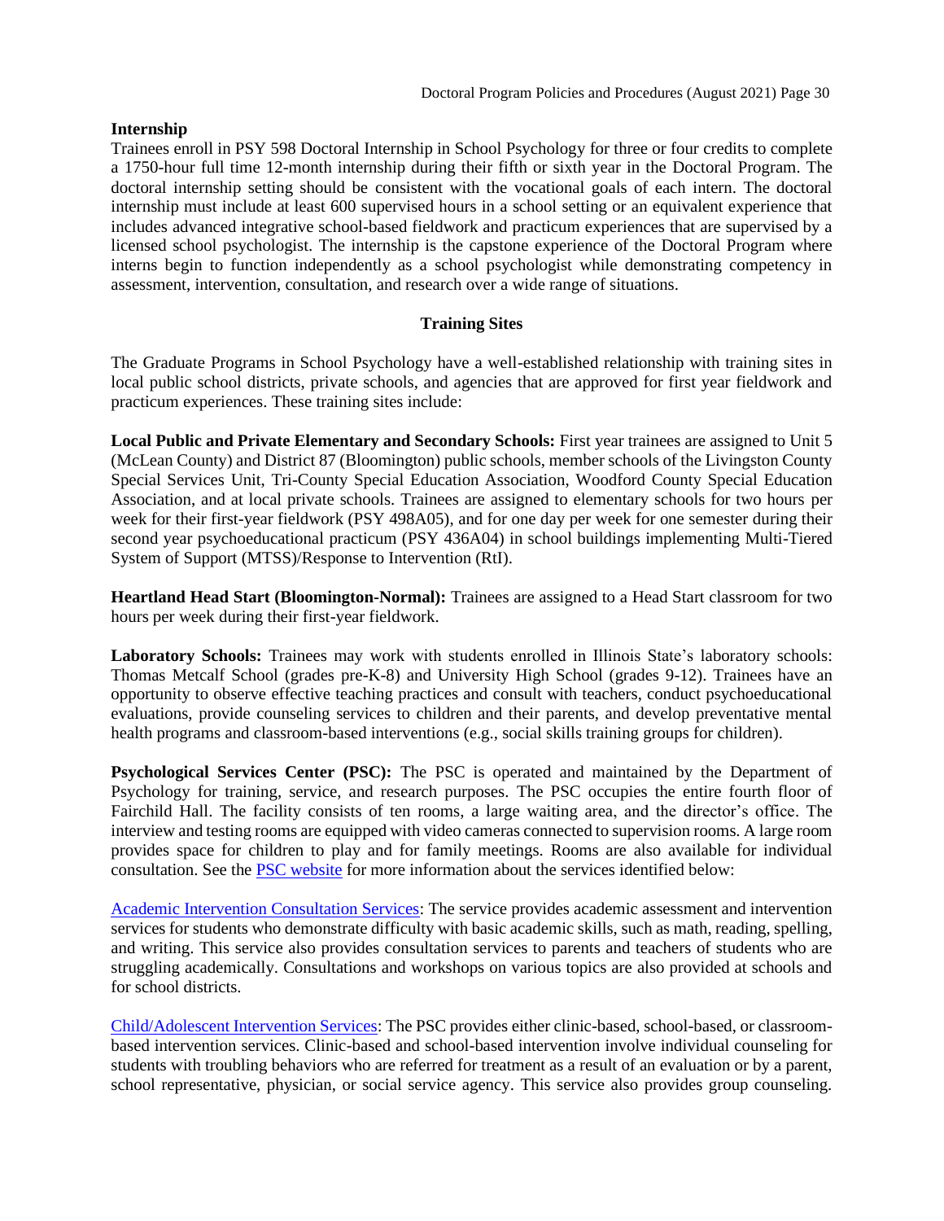**Internship**
Trainees enroll in PSY 598 Doctoral Internship in School Psychology for three or four credits to complete a 1750-hour full time 12-month internship during their fifth or sixth year in the Doctoral Program. The doctoral internship setting should be consistent with the vocational goals of each intern. The doctoral internship must include at least 600 supervised hours in a school setting or an equivalent experience that includes advanced integrative school-based fieldwork and practicum experiences that are supervised by a licensed school psychologist. The internship is the capstone experience of the Doctoral Program where interns begin to function independently as a school psychologist while demonstrating competency in assessment, intervention, consultation, and research over a wide range of situations.

## Training Sites

The Graduate Programs in School Psychology have a well-established relationship with training sites in local public school districts, private schools, and agencies that are approved for first year fieldwork and practicum experiences. These training sites include:

**Local Public and Private Elementary and Secondary Schools:** First year trainees are assigned to Unit 5 (McLean County) and District 87 (Bloomington) public schools, member schools of the Livingston County Special Services Unit, Tri-County Special Education Association, Woodford County Special Education Association, and at local private schools. Trainees are assigned to elementary schools for two hours per week for their first-year fieldwork (PSY 498A05), and for one day per week for one semester during their second year psychoeducational practicum (PSY 436A04) in school buildings implementing Multi-Tiered System of Support (MTSS)/Response to Intervention (RtI).

**Heartland Head Start (Bloomington-Normal):** Trainees are assigned to a Head Start classroom for two hours per week during their first-year fieldwork.

**Laboratory Schools:** Trainees may work with students enrolled in Illinois State's laboratory schools: Thomas Metcalf School (grades pre-K-8) and University High School (grades 9-12). Trainees have an opportunity to observe effective teaching practices and consult with teachers, conduct psychoeducational evaluations, provide counseling services to children and their parents, and develop preventative mental health programs and classroom-based interventions (e.g., social skills training groups for children).

**Psychological Services Center (PSC):** The PSC is operated and maintained by the Department of Psychology for training, service, and research purposes. The PSC occupies the entire fourth floor of Fairchild Hall. The facility consists of ten rooms, a large waiting area, and the director's office. The interview and testing rooms are equipped with video cameras connected to supervision rooms. A large room provides space for children to play and for family meetings. Rooms are also available for individual consultation. See the PSC website for more information about the services identified below:

Academic Intervention Consultation Services: The service provides academic assessment and intervention services for students who demonstrate difficulty with basic academic skills, such as math, reading, spelling, and writing. This service also provides consultation services to parents and teachers of students who are struggling academically. Consultations and workshops on various topics are also provided at schools and for school districts.

Child/Adolescent Intervention Services: The PSC provides either clinic-based, school-based, or classroom-based intervention services. Clinic-based and school-based intervention involve individual counseling for students with troubling behaviors who are referred for treatment as a result of an evaluation or by a parent, school representative, physician, or social service agency. This service also provides group counseling.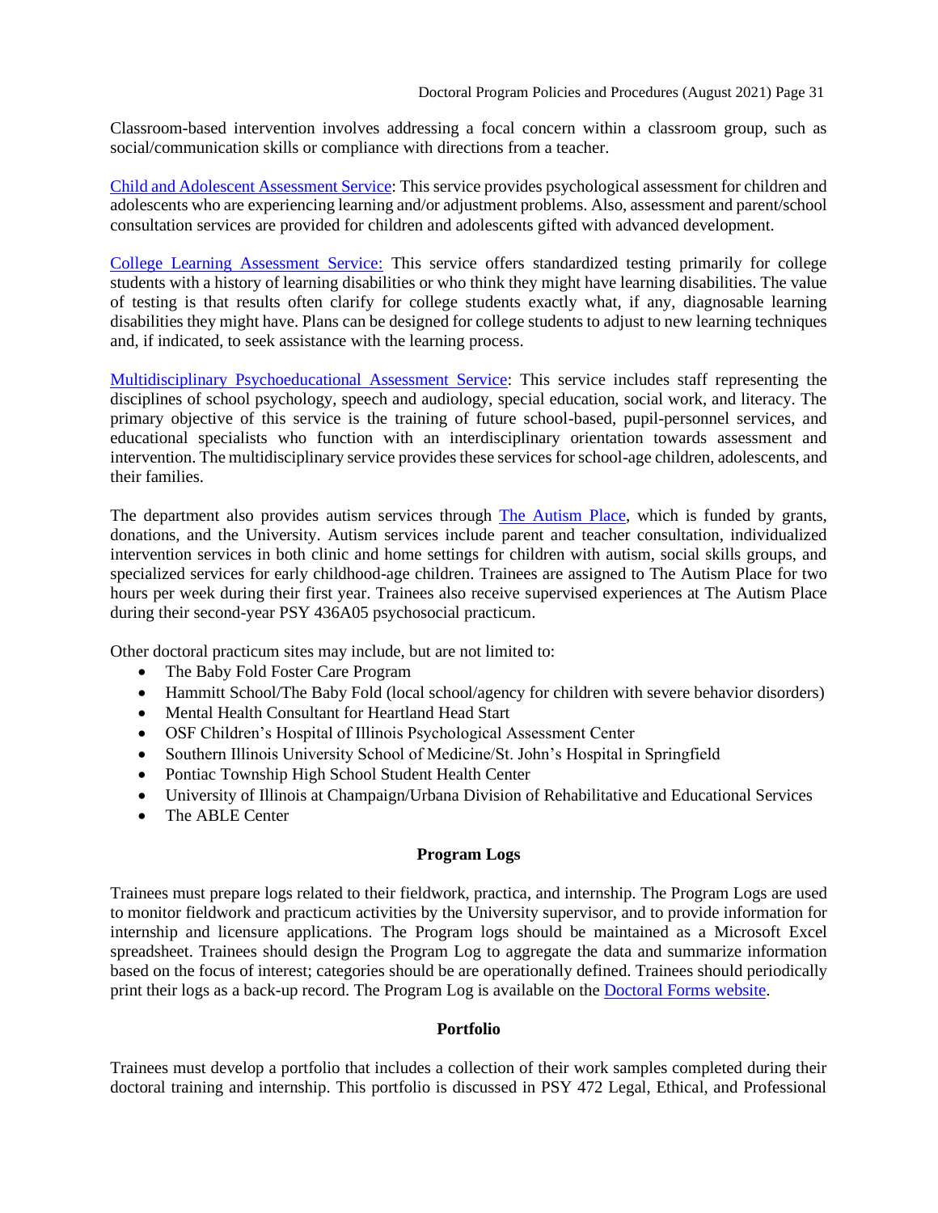Classroom-based intervention involves addressing a focal concern within a classroom group, such as social/communication skills or compliance with directions from a teacher.

Child and Adolescent Assessment Service: This service provides psychological assessment for children and adolescents who are experiencing learning and/or adjustment problems. Also, assessment and parent/school consultation services are provided for children and adolescents gifted with advanced development.

College Learning Assessment Service: This service offers standardized testing primarily for college students with a history of learning disabilities or who think they might have learning disabilities. The value of testing is that results often clarify for college students exactly what, if any, diagnosable learning disabilities they might have. Plans can be designed for college students to adjust to new learning techniques and, if indicated, to seek assistance with the learning process.

Multidisciplinary Psychoeducational Assessment Service: This service includes staff representing the disciplines of school psychology, speech and audiology, special education, social work, and literacy. The primary objective of this service is the training of future school-based, pupil-personnel services, and educational specialists who function with an interdisciplinary orientation towards assessment and intervention. The multidisciplinary service provides these services for school-age children, adolescents, and their families.

The department also provides autism services through The Autism Place, which is funded by grants, donations, and the University. Autism services include parent and teacher consultation, individualized intervention services in both clinic and home settings for children with autism, social skills groups, and specialized services for early childhood-age children. Trainees are assigned to The Autism Place for two hours per week during their first year. Trainees also receive supervised experiences at The Autism Place during their second-year PSY 436A05 psychosocial practicum.

Other doctoral practicum sites may include, but are not limited to:

- The Baby Fold Foster Care Program
- Hammitt School/The Baby Fold (local school/agency for children with severe behavior disorders)
- Mental Health Consultant for Heartland Head Start
- OSF Children's Hospital of Illinois Psychological Assessment Center
- Southern Illinois University School of Medicine/St. John's Hospital in Springfield
- Pontiac Township High School Student Health Center
- University of Illinois at Champaign/Urbana Division of Rehabilitative and Educational Services
- The ABLE Center

## Program Logs

Trainees must prepare logs related to their fieldwork, practica, and internship. The Program Logs are used to monitor fieldwork and practicum activities by the University supervisor, and to provide information for internship and licensure applications. The Program logs should be maintained as a Microsoft Excel spreadsheet. Trainees should design the Program Log to aggregate the data and summarize information based on the focus of interest; categories should be are operationally defined. Trainees should periodically print their logs as a back-up record. The Program Log is available on the Doctoral Forms website.

## Portfolio

Trainees must develop a portfolio that includes a collection of their work samples completed during their doctoral training and internship. This portfolio is discussed in PSY 472 Legal, Ethical, and Professional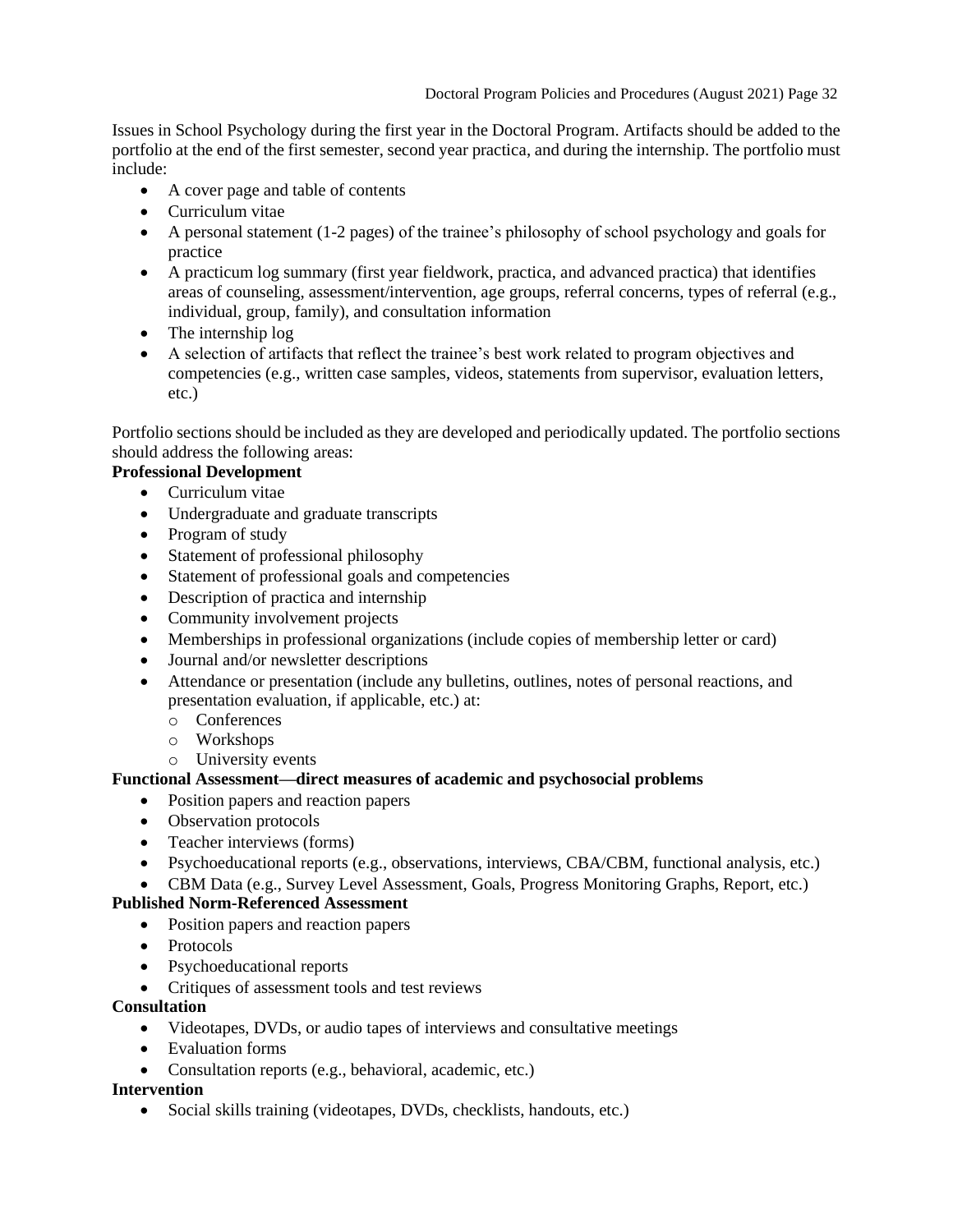Issues in School Psychology during the first year in the Doctoral Program. Artifacts should be added to the portfolio at the end of the first semester, second year practica, and during the internship. The portfolio must include:

- A cover page and table of contents
- Curriculum vitae
- A personal statement (1-2 pages) of the trainee's philosophy of school psychology and goals for practice
- A practicum log summary (first year fieldwork, practica, and advanced practica) that identifies areas of counseling, assessment/intervention, age groups, referral concerns, types of referral (e.g., individual, group, family), and consultation information
- The internship log
- A selection of artifacts that reflect the trainee's best work related to program objectives and competencies (e.g., written case samples, videos, statements from supervisor, evaluation letters, etc.)

Portfolio sections should be included as they are developed and periodically updated. The portfolio sections should address the following areas:

**Professional Development**

- Curriculum vitae
- Undergraduate and graduate transcripts
- Program of study
- Statement of professional philosophy
- Statement of professional goals and competencies
- Description of practica and internship
- Community involvement projects
- Memberships in professional organizations (include copies of membership letter or card)
- Journal and/or newsletter descriptions
- Attendance or presentation (include any bulletins, outlines, notes of personal reactions, and presentation evaluation, if applicable, etc.) at:
  - Conferences
  - Workshops
  - University events

**Functional Assessment—direct measures of academic and psychosocial problems**

- Position papers and reaction papers
- Observation protocols
- Teacher interviews (forms)
- Psychoeducational reports (e.g., observations, interviews, CBA/CBM, functional analysis, etc.)
- CBM Data (e.g., Survey Level Assessment, Goals, Progress Monitoring Graphs, Report, etc.)

**Published Norm-Referenced Assessment**

- Position papers and reaction papers
- Protocols
- Psychoeducational reports
- Critiques of assessment tools and test reviews

**Consultation**

- Videotapes, DVDs, or audio tapes of interviews and consultative meetings
- Evaluation forms
- Consultation reports (e.g., behavioral, academic, etc.)

**Intervention**

- Social skills training (videotapes, DVDs, checklists, handouts, etc.)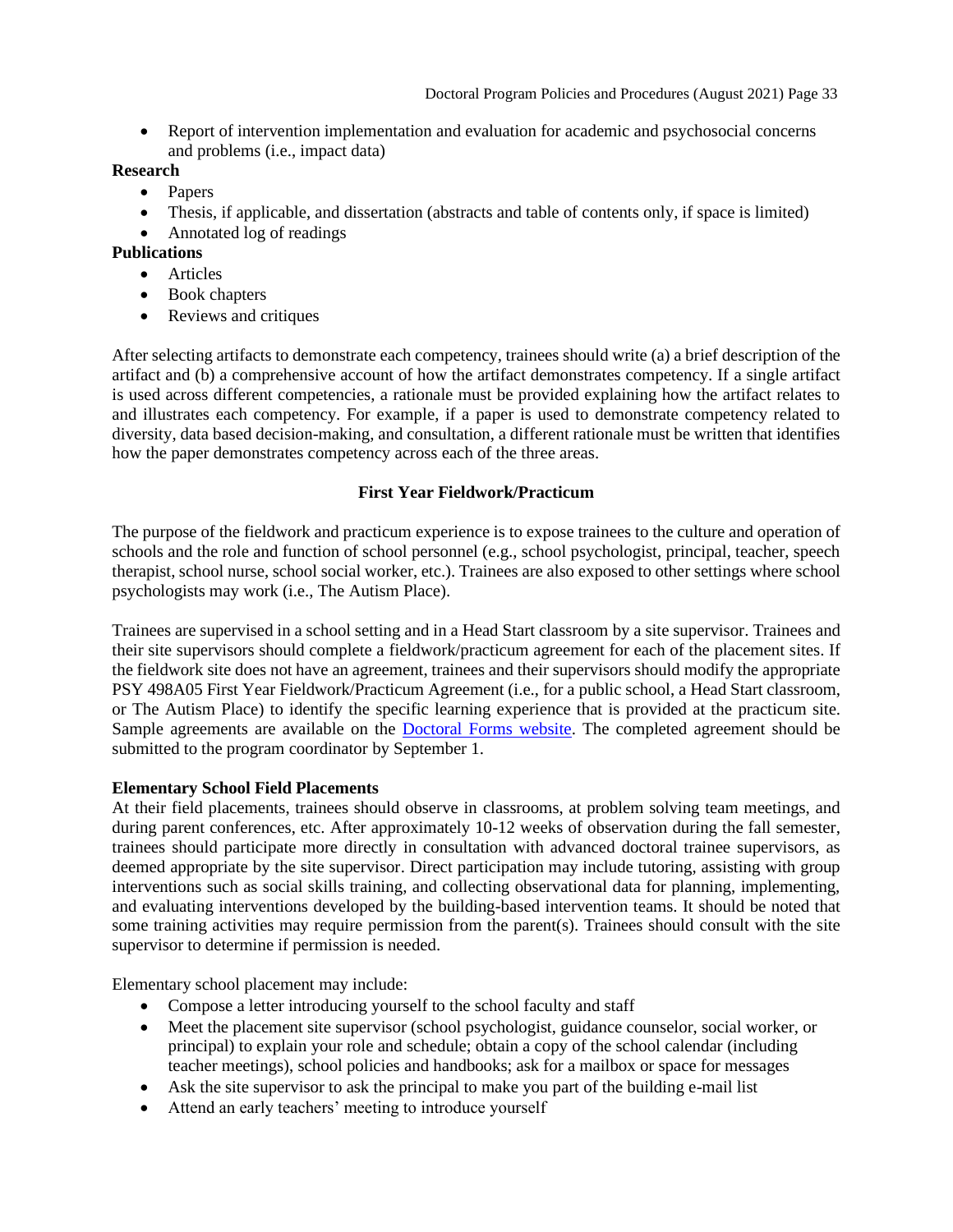- Report of intervention implementation and evaluation for academic and psychosocial concerns and problems (i.e., impact data)

**Research**

- Papers
- Thesis, if applicable, and dissertation (abstracts and table of contents only, if space is limited)
- Annotated log of readings

**Publications**

- Articles
- Book chapters
- Reviews and critiques

After selecting artifacts to demonstrate each competency, trainees should write (a) a brief description of the artifact and (b) a comprehensive account of how the artifact demonstrates competency. If a single artifact is used across different competencies, a rationale must be provided explaining how the artifact relates to and illustrates each competency. For example, if a paper is used to demonstrate competency related to diversity, data based decision-making, and consultation, a different rationale must be written that identifies how the paper demonstrates competency across each of the three areas.

## First Year Fieldwork/Practicum

The purpose of the fieldwork and practicum experience is to expose trainees to the culture and operation of schools and the role and function of school personnel (e.g., school psychologist, principal, teacher, speech therapist, school nurse, school social worker, etc.). Trainees are also exposed to other settings where school psychologists may work (i.e., The Autism Place).

Trainees are supervised in a school setting and in a Head Start classroom by a site supervisor. Trainees and their site supervisors should complete a fieldwork/practicum agreement for each of the placement sites. If the fieldwork site does not have an agreement, trainees and their supervisors should modify the appropriate PSY 498A05 First Year Fieldwork/Practicum Agreement (i.e., for a public school, a Head Start classroom, or The Autism Place) to identify the specific learning experience that is provided at the practicum site. Sample agreements are available on the Doctoral Forms website. The completed agreement should be submitted to the program coordinator by September 1.

### Elementary School Field Placements

At their field placements, trainees should observe in classrooms, at problem solving team meetings, and during parent conferences, etc. After approximately 10-12 weeks of observation during the fall semester, trainees should participate more directly in consultation with advanced doctoral trainee supervisors, as deemed appropriate by the site supervisor. Direct participation may include tutoring, assisting with group interventions such as social skills training, and collecting observational data for planning, implementing, and evaluating interventions developed by the building-based intervention teams. It should be noted that some training activities may require permission from the parent(s). Trainees should consult with the site supervisor to determine if permission is needed.

Elementary school placement may include:

- Compose a letter introducing yourself to the school faculty and staff
- Meet the placement site supervisor (school psychologist, guidance counselor, social worker, or principal) to explain your role and schedule; obtain a copy of the school calendar (including teacher meetings), school policies and handbooks; ask for a mailbox or space for messages
- Ask the site supervisor to ask the principal to make you part of the building e-mail list
- Attend an early teachers' meeting to introduce yourself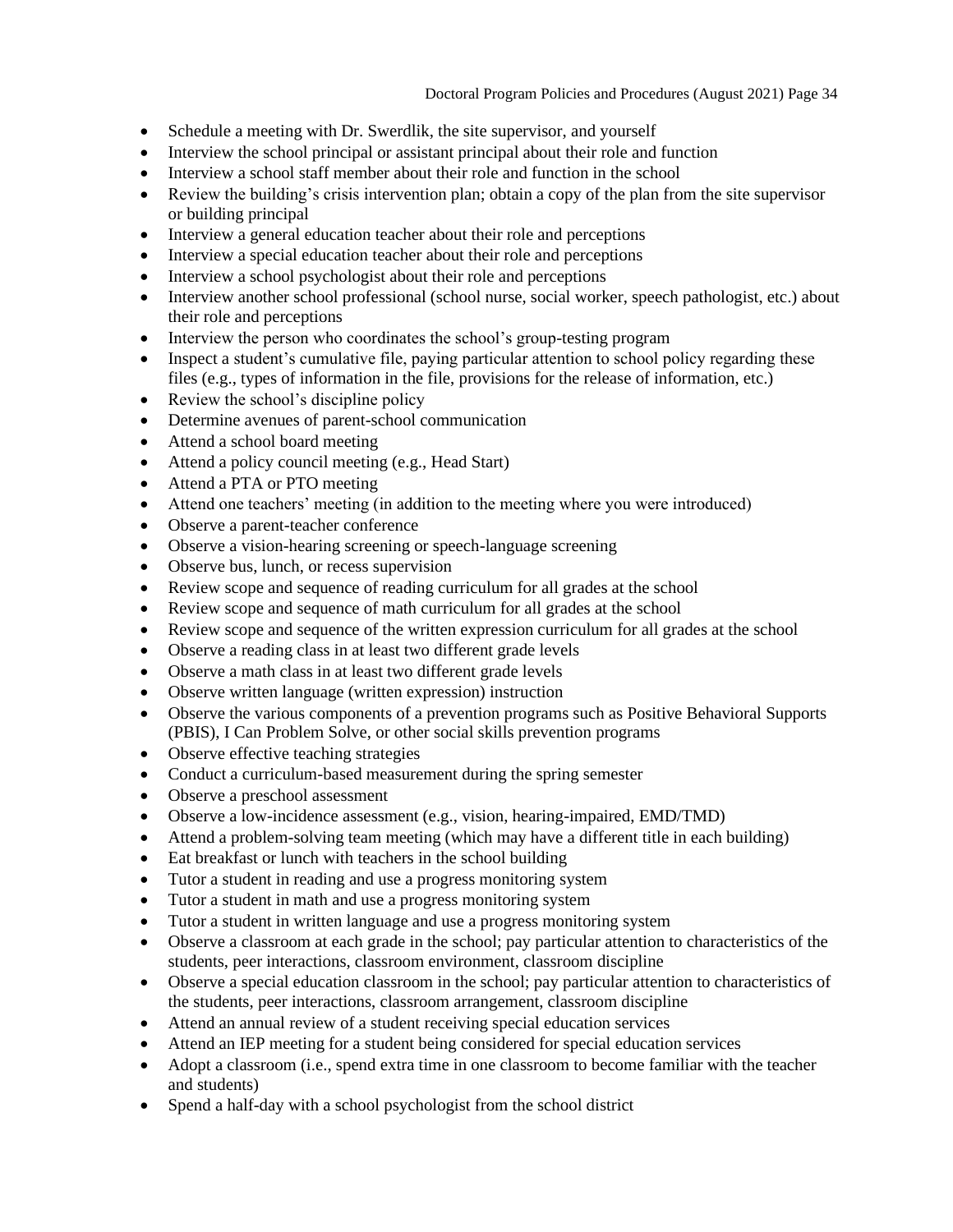- Schedule a meeting with Dr. Swerdlik, the site supervisor, and yourself
- Interview the school principal or assistant principal about their role and function
- Interview a school staff member about their role and function in the school
- Review the building's crisis intervention plan; obtain a copy of the plan from the site supervisor or building principal
- Interview a general education teacher about their role and perceptions
- Interview a special education teacher about their role and perceptions
- Interview a school psychologist about their role and perceptions
- Interview another school professional (school nurse, social worker, speech pathologist, etc.) about their role and perceptions
- Interview the person who coordinates the school's group-testing program
- Inspect a student's cumulative file, paying particular attention to school policy regarding these files (e.g., types of information in the file, provisions for the release of information, etc.)
- Review the school's discipline policy
- Determine avenues of parent-school communication
- Attend a school board meeting
- Attend a policy council meeting (e.g., Head Start)
- Attend a PTA or PTO meeting
- Attend one teachers' meeting (in addition to the meeting where you were introduced)
- Observe a parent-teacher conference
- Observe a vision-hearing screening or speech-language screening
- Observe bus, lunch, or recess supervision
- Review scope and sequence of reading curriculum for all grades at the school
- Review scope and sequence of math curriculum for all grades at the school
- Review scope and sequence of the written expression curriculum for all grades at the school
- Observe a reading class in at least two different grade levels
- Observe a math class in at least two different grade levels
- Observe written language (written expression) instruction
- Observe the various components of a prevention programs such as Positive Behavioral Supports (PBIS), I Can Problem Solve, or other social skills prevention programs
- Observe effective teaching strategies
- Conduct a curriculum-based measurement during the spring semester
- Observe a preschool assessment
- Observe a low-incidence assessment (e.g., vision, hearing-impaired, EMD/TMD)
- Attend a problem-solving team meeting (which may have a different title in each building)
- Eat breakfast or lunch with teachers in the school building
- Tutor a student in reading and use a progress monitoring system
- Tutor a student in math and use a progress monitoring system
- Tutor a student in written language and use a progress monitoring system
- Observe a classroom at each grade in the school; pay particular attention to characteristics of the students, peer interactions, classroom environment, classroom discipline
- Observe a special education classroom in the school; pay particular attention to characteristics of the students, peer interactions, classroom arrangement, classroom discipline
- Attend an annual review of a student receiving special education services
- Attend an IEP meeting for a student being considered for special education services
- Adopt a classroom (i.e., spend extra time in one classroom to become familiar with the teacher and students)
- Spend a half-day with a school psychologist from the school district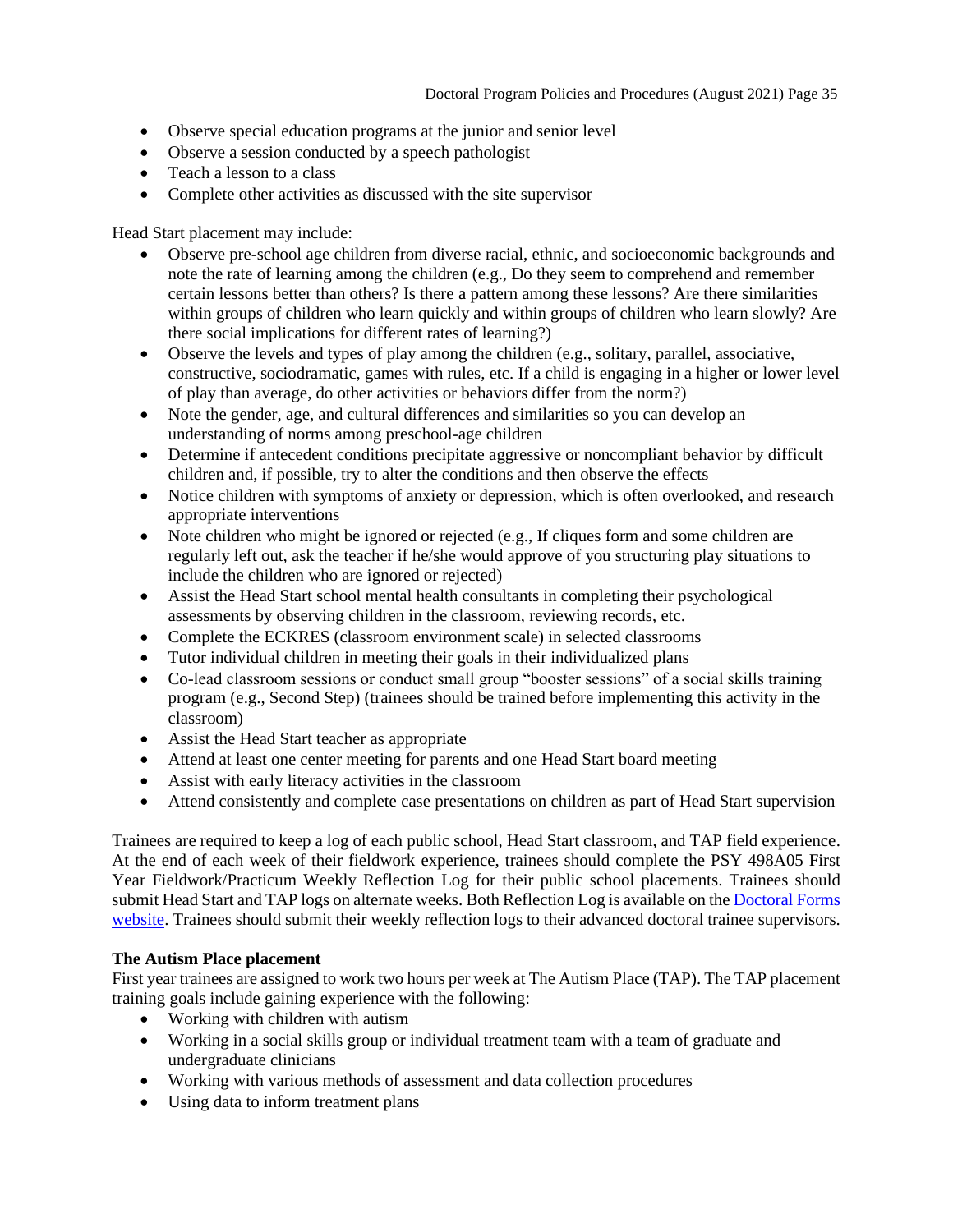- Observe special education programs at the junior and senior level
- Observe a session conducted by a speech pathologist
- Teach a lesson to a class
- Complete other activities as discussed with the site supervisor

Head Start placement may include:

- Observe pre-school age children from diverse racial, ethnic, and socioeconomic backgrounds and note the rate of learning among the children (e.g., Do they seem to comprehend and remember certain lessons better than others? Is there a pattern among these lessons? Are there similarities within groups of children who learn quickly and within groups of children who learn slowly? Are there social implications for different rates of learning?)
- Observe the levels and types of play among the children (e.g., solitary, parallel, associative, constructive, sociodramatic, games with rules, etc. If a child is engaging in a higher or lower level of play than average, do other activities or behaviors differ from the norm?)
- Note the gender, age, and cultural differences and similarities so you can develop an understanding of norms among preschool-age children
- Determine if antecedent conditions precipitate aggressive or noncompliant behavior by difficult children and, if possible, try to alter the conditions and then observe the effects
- Notice children with symptoms of anxiety or depression, which is often overlooked, and research appropriate interventions
- Note children who might be ignored or rejected (e.g., If cliques form and some children are regularly left out, ask the teacher if he/she would approve of you structuring play situations to include the children who are ignored or rejected)
- Assist the Head Start school mental health consultants in completing their psychological assessments by observing children in the classroom, reviewing records, etc.
- Complete the ECKRES (classroom environment scale) in selected classrooms
- Tutor individual children in meeting their goals in their individualized plans
- Co-lead classroom sessions or conduct small group "booster sessions" of a social skills training program (e.g., Second Step) (trainees should be trained before implementing this activity in the classroom)
- Assist the Head Start teacher as appropriate
- Attend at least one center meeting for parents and one Head Start board meeting
- Assist with early literacy activities in the classroom
- Attend consistently and complete case presentations on children as part of Head Start supervision

Trainees are required to keep a log of each public school, Head Start classroom, and TAP field experience. At the end of each week of their fieldwork experience, trainees should complete the PSY 498A05 First Year Fieldwork/Practicum Weekly Reflection Log for their public school placements. Trainees should submit Head Start and TAP logs on alternate weeks. Both Reflection Log is available on the Doctoral Forms website. Trainees should submit their weekly reflection logs to their advanced doctoral trainee supervisors.

**The Autism Place placement**

First year trainees are assigned to work two hours per week at The Autism Place (TAP). The TAP placement training goals include gaining experience with the following:

- Working with children with autism
- Working in a social skills group or individual treatment team with a team of graduate and undergraduate clinicians
- Working with various methods of assessment and data collection procedures
- Using data to inform treatment plans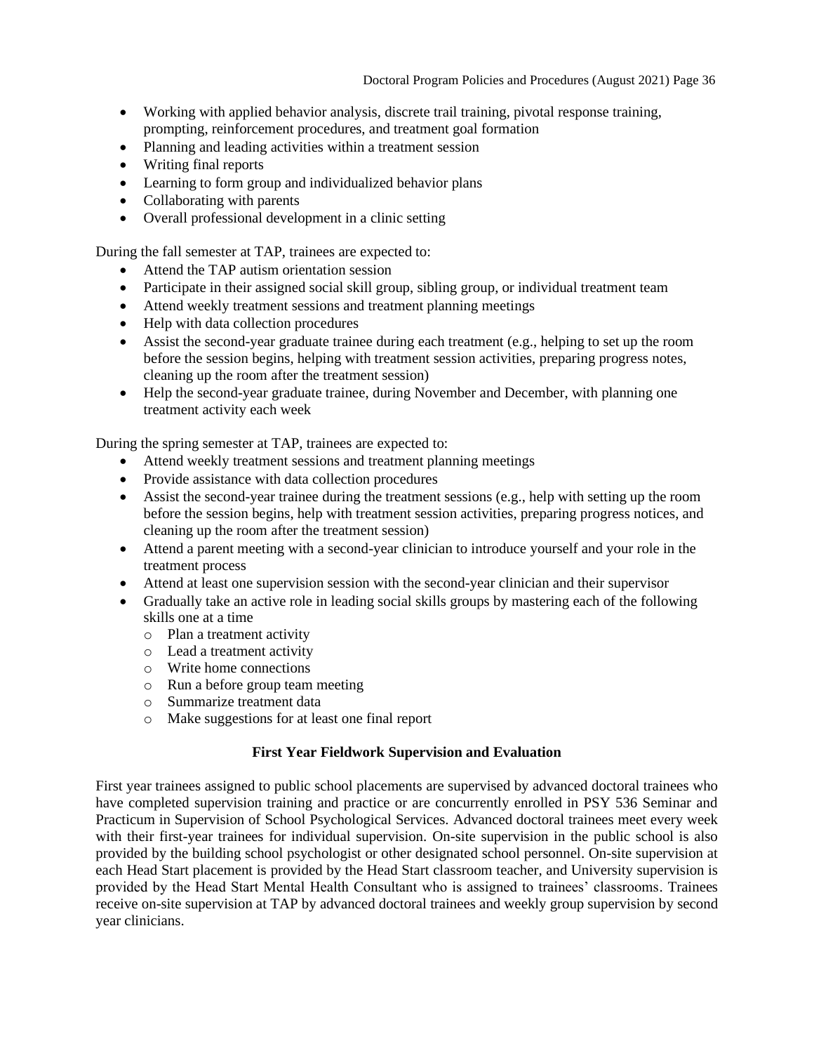- Working with applied behavior analysis, discrete trail training, pivotal response training, prompting, reinforcement procedures, and treatment goal formation
- Planning and leading activities within a treatment session
- Writing final reports
- Learning to form group and individualized behavior plans
- Collaborating with parents
- Overall professional development in a clinic setting

During the fall semester at TAP, trainees are expected to:

- Attend the TAP autism orientation session
- Participate in their assigned social skill group, sibling group, or individual treatment team
- Attend weekly treatment sessions and treatment planning meetings
- Help with data collection procedures
- Assist the second-year graduate trainee during each treatment (e.g., helping to set up the room before the session begins, helping with treatment session activities, preparing progress notes, cleaning up the room after the treatment session)
- Help the second-year graduate trainee, during November and December, with planning one treatment activity each week

During the spring semester at TAP, trainees are expected to:

- Attend weekly treatment sessions and treatment planning meetings
- Provide assistance with data collection procedures
- Assist the second-year trainee during the treatment sessions (e.g., help with setting up the room before the session begins, help with treatment session activities, preparing progress notices, and cleaning up the room after the treatment session)
- Attend a parent meeting with a second-year clinician to introduce yourself and your role in the treatment process
- Attend at least one supervision session with the second-year clinician and their supervisor
- Gradually take an active role in leading social skills groups by mastering each of the following skills one at a time
  - Plan a treatment activity
  - Lead a treatment activity
  - Write home connections
  - Run a before group team meeting
  - Summarize treatment data
  - Make suggestions for at least one final report

**First Year Fieldwork Supervision and Evaluation**

First year trainees assigned to public school placements are supervised by advanced doctoral trainees who have completed supervision training and practice or are concurrently enrolled in PSY 536 Seminar and Practicum in Supervision of School Psychological Services. Advanced doctoral trainees meet every week with their first-year trainees for individual supervision. On-site supervision in the public school is also provided by the building school psychologist or other designated school personnel. On-site supervision at each Head Start placement is provided by the Head Start classroom teacher, and University supervision is provided by the Head Start Mental Health Consultant who is assigned to trainees' classrooms. Trainees receive on-site supervision at TAP by advanced doctoral trainees and weekly group supervision by second year clinicians.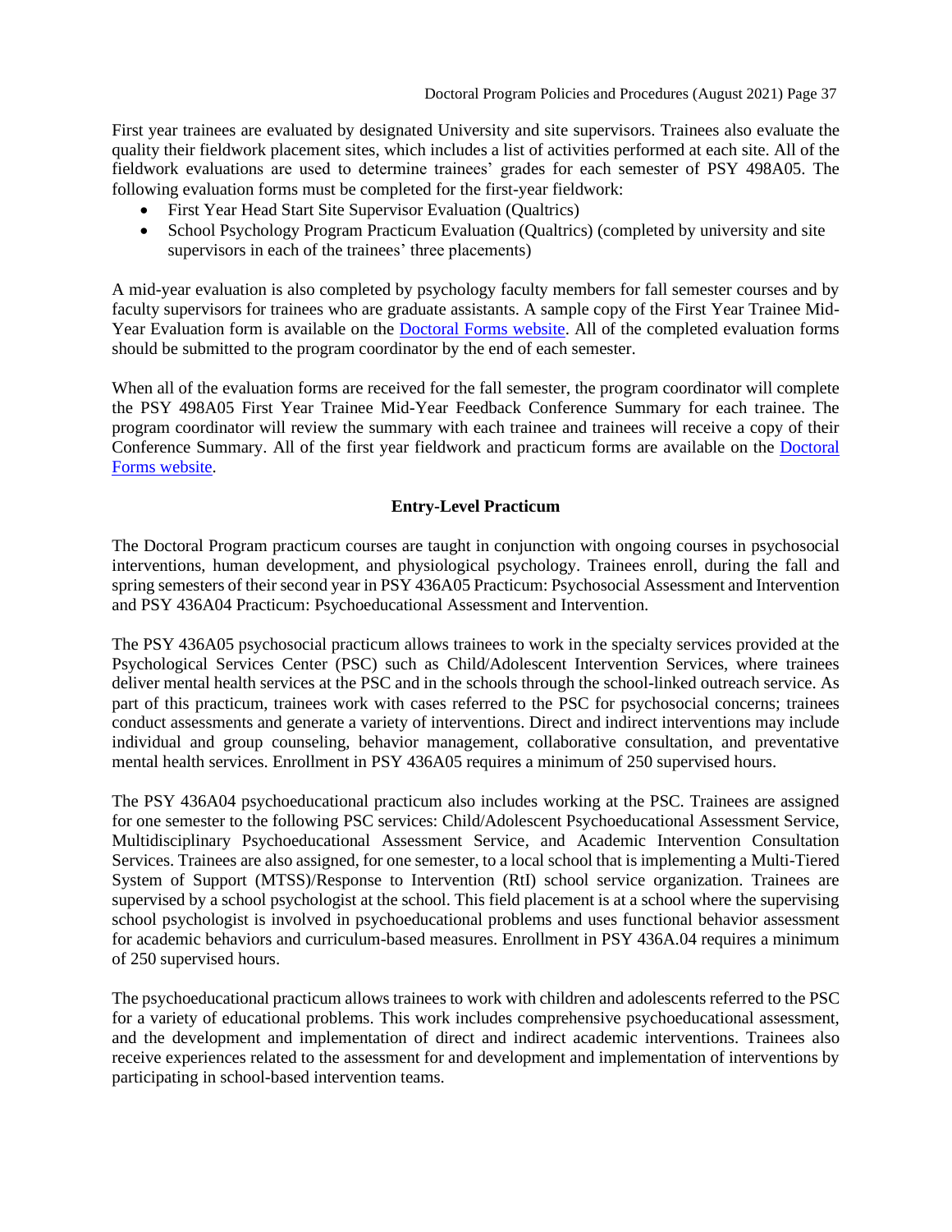First year trainees are evaluated by designated University and site supervisors. Trainees also evaluate the quality their fieldwork placement sites, which includes a list of activities performed at each site. All of the fieldwork evaluations are used to determine trainees' grades for each semester of PSY 498A05. The following evaluation forms must be completed for the first-year fieldwork:

- First Year Head Start Site Supervisor Evaluation (Qualtrics)
- School Psychology Program Practicum Evaluation (Qualtrics) (completed by university and site supervisors in each of the trainees' three placements)

A mid-year evaluation is also completed by psychology faculty members for fall semester courses and by faculty supervisors for trainees who are graduate assistants. A sample copy of the First Year Trainee Mid-Year Evaluation form is available on the [Doctoral Forms website](). All of the completed evaluation forms should be submitted to the program coordinator by the end of each semester.

When all of the evaluation forms are received for the fall semester, the program coordinator will complete the PSY 498A05 First Year Trainee Mid-Year Feedback Conference Summary for each trainee. The program coordinator will review the summary with each trainee and trainees will receive a copy of their Conference Summary. All of the first year fieldwork and practicum forms are available on the [Doctoral Forms website]().

## Entry-Level Practicum

The Doctoral Program practicum courses are taught in conjunction with ongoing courses in psychosocial interventions, human development, and physiological psychology. Trainees enroll, during the fall and spring semesters of their second year in PSY 436A05 Practicum: Psychosocial Assessment and Intervention and PSY 436A04 Practicum: Psychoeducational Assessment and Intervention.

The PSY 436A05 psychosocial practicum allows trainees to work in the specialty services provided at the Psychological Services Center (PSC) such as Child/Adolescent Intervention Services, where trainees deliver mental health services at the PSC and in the schools through the school-linked outreach service. As part of this practicum, trainees work with cases referred to the PSC for psychosocial concerns; trainees conduct assessments and generate a variety of interventions. Direct and indirect interventions may include individual and group counseling, behavior management, collaborative consultation, and preventative mental health services. Enrollment in PSY 436A05 requires a minimum of 250 supervised hours.

The PSY 436A04 psychoeducational practicum also includes working at the PSC. Trainees are assigned for one semester to the following PSC services: Child/Adolescent Psychoeducational Assessment Service, Multidisciplinary Psychoeducational Assessment Service, and Academic Intervention Consultation Services. Trainees are also assigned, for one semester, to a local school that is implementing a Multi-Tiered System of Support (MTSS)/Response to Intervention (RtI) school service organization. Trainees are supervised by a school psychologist at the school. This field placement is at a school where the supervising school psychologist is involved in psychoeducational problems and uses functional behavior assessment for academic behaviors and curriculum-based measures. Enrollment in PSY 436A.04 requires a minimum of 250 supervised hours.

The psychoeducational practicum allows trainees to work with children and adolescents referred to the PSC for a variety of educational problems. This work includes comprehensive psychoeducational assessment, and the development and implementation of direct and indirect academic interventions. Trainees also receive experiences related to the assessment for and development and implementation of interventions by participating in school-based intervention teams.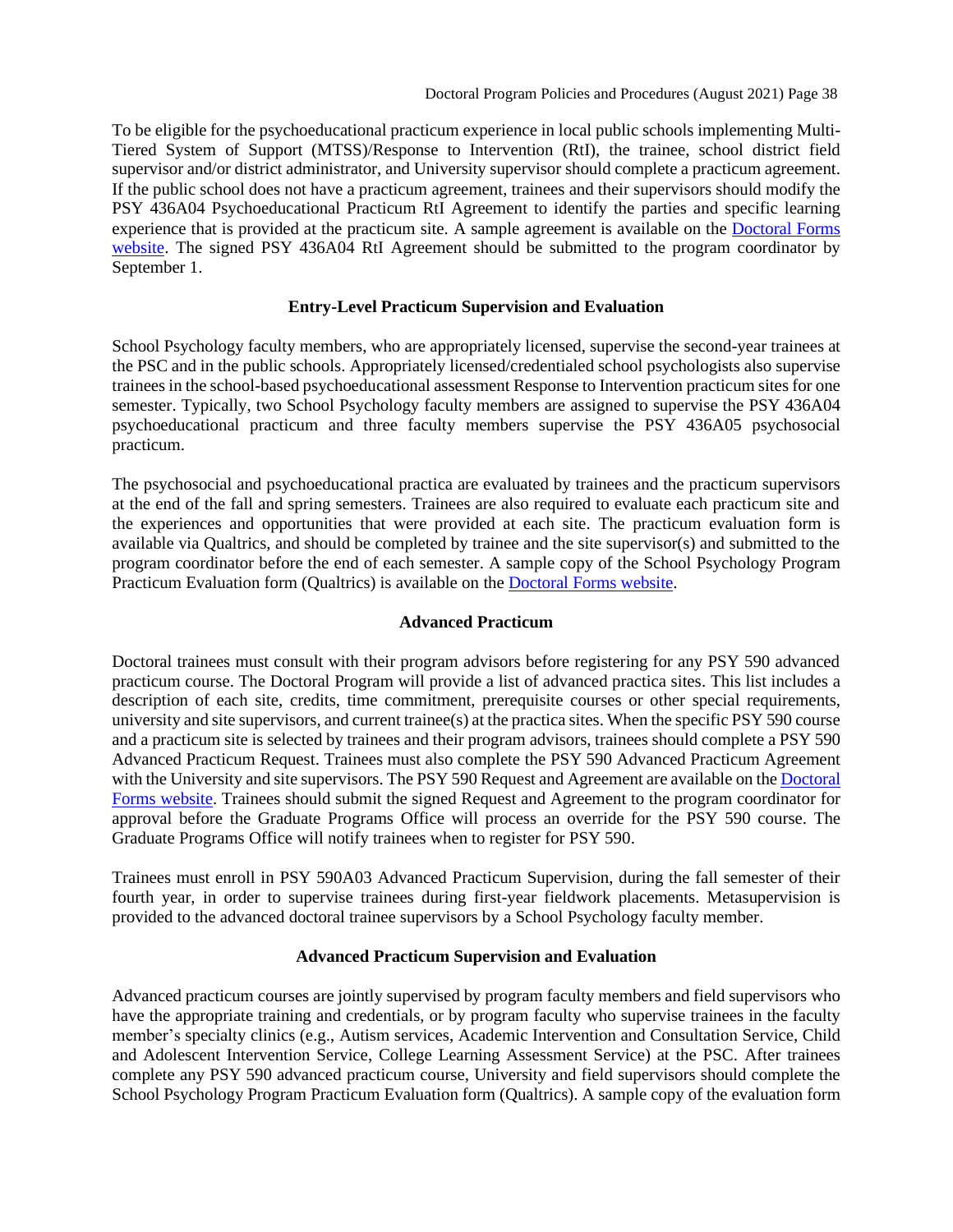To be eligible for the psychoeducational practicum experience in local public schools implementing Multi-Tiered System of Support (MTSS)/Response to Intervention (RtI), the trainee, school district field supervisor and/or district administrator, and University supervisor should complete a practicum agreement. If the public school does not have a practicum agreement, trainees and their supervisors should modify the PSY 436A04 Psychoeducational Practicum RtI Agreement to identify the parties and specific learning experience that is provided at the practicum site. A sample agreement is available on the [Doctoral Forms website](). The signed PSY 436A04 RtI Agreement should be submitted to the program coordinator by September 1.

### Entry-Level Practicum Supervision and Evaluation

School Psychology faculty members, who are appropriately licensed, supervise the second-year trainees at the PSC and in the public schools. Appropriately licensed/credentialed school psychologists also supervise trainees in the school-based psychoeducational assessment Response to Intervention practicum sites for one semester. Typically, two School Psychology faculty members are assigned to supervise the PSY 436A04 psychoeducational practicum and three faculty members supervise the PSY 436A05 psychosocial practicum.

The psychosocial and psychoeducational practica are evaluated by trainees and the practicum supervisors at the end of the fall and spring semesters. Trainees are also required to evaluate each practicum site and the experiences and opportunities that were provided at each site. The practicum evaluation form is available via Qualtrics, and should be completed by trainee and the site supervisor(s) and submitted to the program coordinator before the end of each semester. A sample copy of the School Psychology Program Practicum Evaluation form (Qualtrics) is available on the [Doctoral Forms website]().

### Advanced Practicum

Doctoral trainees must consult with their program advisors before registering for any PSY 590 advanced practicum course. The Doctoral Program will provide a list of advanced practica sites. This list includes a description of each site, credits, time commitment, prerequisite courses or other special requirements, university and site supervisors, and current trainee(s) at the practica sites. When the specific PSY 590 course and a practicum site is selected by trainees and their program advisors, trainees should complete a PSY 590 Advanced Practicum Request. Trainees must also complete the PSY 590 Advanced Practicum Agreement with the University and site supervisors. The PSY 590 Request and Agreement are available on the [Doctoral Forms website](). Trainees should submit the signed Request and Agreement to the program coordinator for approval before the Graduate Programs Office will process an override for the PSY 590 course. The Graduate Programs Office will notify trainees when to register for PSY 590.

Trainees must enroll in PSY 590A03 Advanced Practicum Supervision, during the fall semester of their fourth year, in order to supervise trainees during first-year fieldwork placements. Metasupervision is provided to the advanced doctoral trainee supervisors by a School Psychology faculty member.

### Advanced Practicum Supervision and Evaluation

Advanced practicum courses are jointly supervised by program faculty members and field supervisors who have the appropriate training and credentials, or by program faculty who supervise trainees in the faculty member's specialty clinics (e.g., Autism services, Academic Intervention and Consultation Service, Child and Adolescent Intervention Service, College Learning Assessment Service) at the PSC. After trainees complete any PSY 590 advanced practicum course, University and field supervisors should complete the School Psychology Program Practicum Evaluation form (Qualtrics). A sample copy of the evaluation form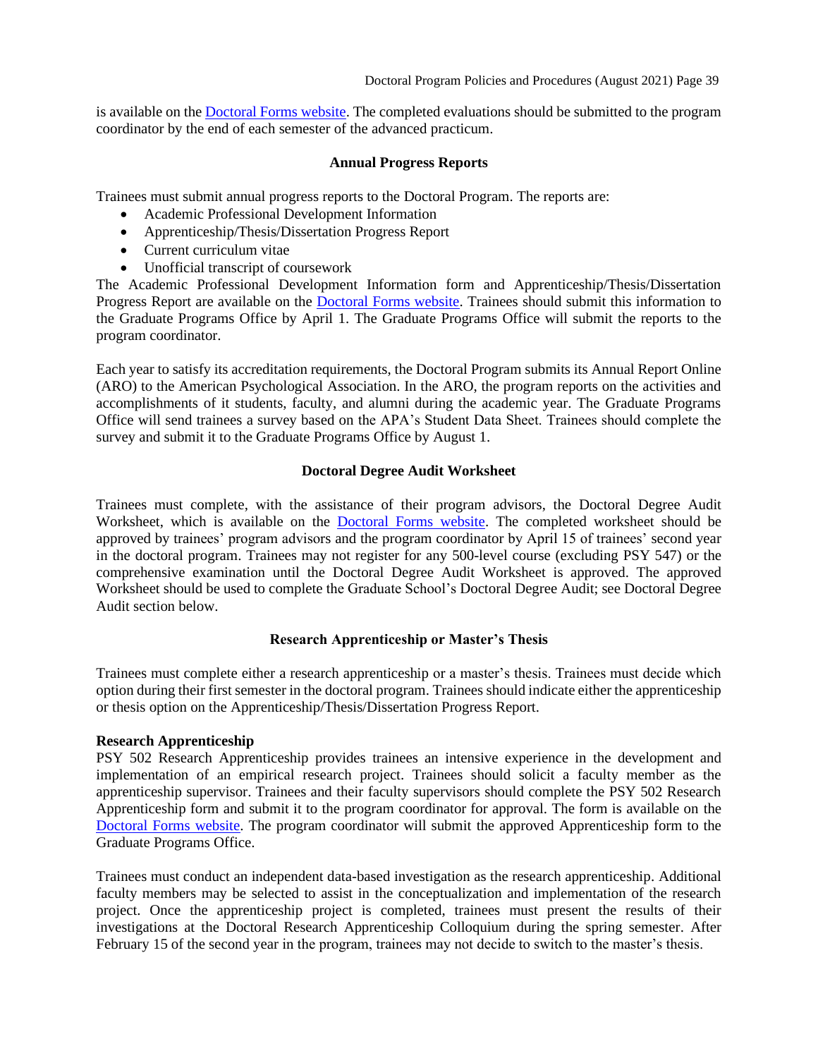is available on the Doctoral Forms website. The completed evaluations should be submitted to the program coordinator by the end of each semester of the advanced practicum.

### Annual Progress Reports

Trainees must submit annual progress reports to the Doctoral Program. The reports are:

- Academic Professional Development Information
- Apprenticeship/Thesis/Dissertation Progress Report
- Current curriculum vitae
- Unofficial transcript of coursework

The Academic Professional Development Information form and Apprenticeship/Thesis/Dissertation Progress Report are available on the Doctoral Forms website. Trainees should submit this information to the Graduate Programs Office by April 1. The Graduate Programs Office will submit the reports to the program coordinator.

Each year to satisfy its accreditation requirements, the Doctoral Program submits its Annual Report Online (ARO) to the American Psychological Association. In the ARO, the program reports on the activities and accomplishments of it students, faculty, and alumni during the academic year. The Graduate Programs Office will send trainees a survey based on the APA's Student Data Sheet. Trainees should complete the survey and submit it to the Graduate Programs Office by August 1.

### Doctoral Degree Audit Worksheet

Trainees must complete, with the assistance of their program advisors, the Doctoral Degree Audit Worksheet, which is available on the Doctoral Forms website. The completed worksheet should be approved by trainees' program advisors and the program coordinator by April 15 of trainees' second year in the doctoral program. Trainees may not register for any 500-level course (excluding PSY 547) or the comprehensive examination until the Doctoral Degree Audit Worksheet is approved. The approved Worksheet should be used to complete the Graduate School's Doctoral Degree Audit; see Doctoral Degree Audit section below.

### Research Apprenticeship or Master's Thesis

Trainees must complete either a research apprenticeship or a master's thesis. Trainees must decide which option during their first semester in the doctoral program. Trainees should indicate either the apprenticeship or thesis option on the Apprenticeship/Thesis/Dissertation Progress Report.

**Research Apprenticeship**

PSY 502 Research Apprenticeship provides trainees an intensive experience in the development and implementation of an empirical research project. Trainees should solicit a faculty member as the apprenticeship supervisor. Trainees and their faculty supervisors should complete the PSY 502 Research Apprenticeship form and submit it to the program coordinator for approval. The form is available on the Doctoral Forms website. The program coordinator will submit the approved Apprenticeship form to the Graduate Programs Office.

Trainees must conduct an independent data-based investigation as the research apprenticeship. Additional faculty members may be selected to assist in the conceptualization and implementation of the research project. Once the apprenticeship project is completed, trainees must present the results of their investigations at the Doctoral Research Apprenticeship Colloquium during the spring semester. After February 15 of the second year in the program, trainees may not decide to switch to the master's thesis.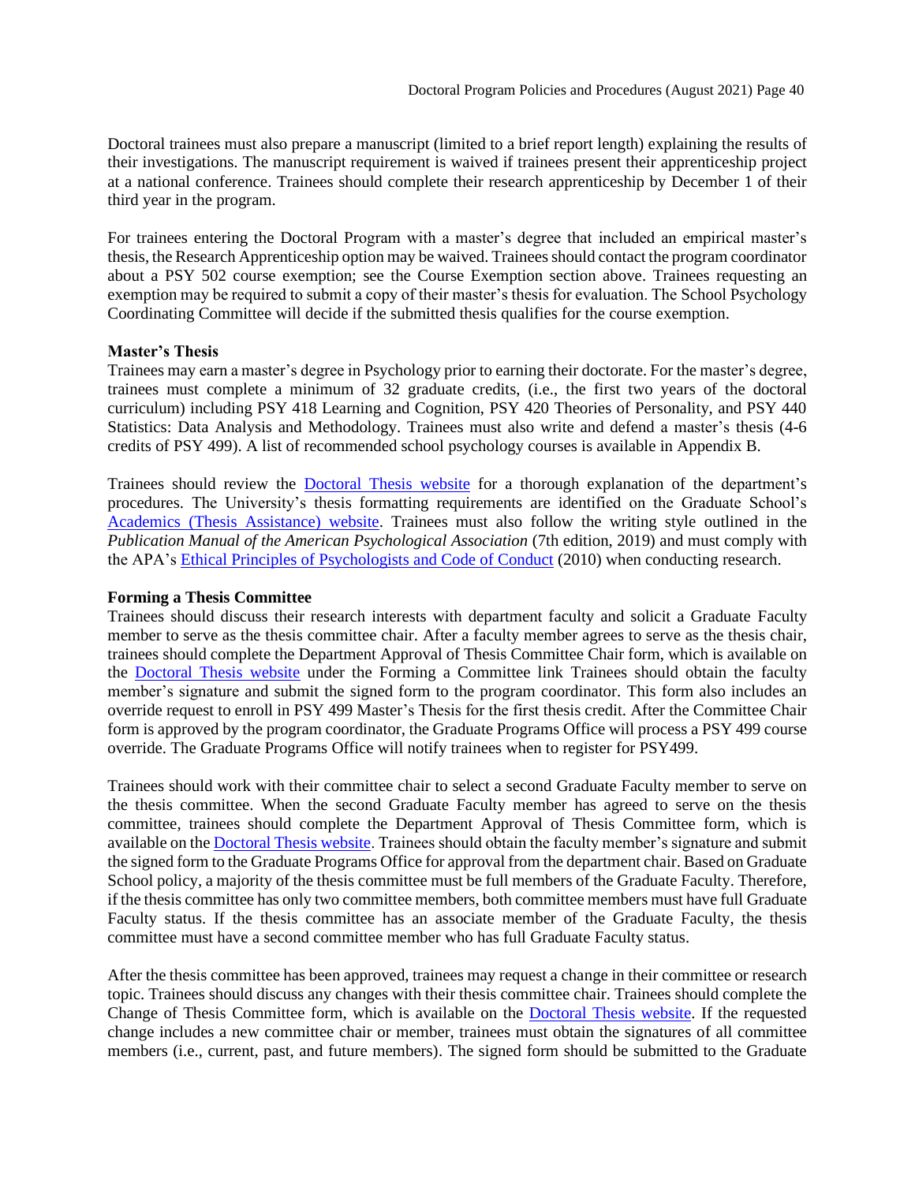Doctoral trainees must also prepare a manuscript (limited to a brief report length) explaining the results of their investigations. The manuscript requirement is waived if trainees present their apprenticeship project at a national conference. Trainees should complete their research apprenticeship by December 1 of their third year in the program.

For trainees entering the Doctoral Program with a master's degree that included an empirical master's thesis, the Research Apprenticeship option may be waived. Trainees should contact the program coordinator about a PSY 502 course exemption; see the Course Exemption section above. Trainees requesting an exemption may be required to submit a copy of their master's thesis for evaluation. The School Psychology Coordinating Committee will decide if the submitted thesis qualifies for the course exemption.

**Master's Thesis**

Trainees may earn a master's degree in Psychology prior to earning their doctorate. For the master's degree, trainees must complete a minimum of 32 graduate credits, (i.e., the first two years of the doctoral curriculum) including PSY 418 Learning and Cognition, PSY 420 Theories of Personality, and PSY 440 Statistics: Data Analysis and Methodology. Trainees must also write and defend a master's thesis (4-6 credits of PSY 499). A list of recommended school psychology courses is available in Appendix B.

Trainees should review the Doctoral Thesis website for a thorough explanation of the department's procedures. The University's thesis formatting requirements are identified on the Graduate School's Academics (Thesis Assistance) website. Trainees must also follow the writing style outlined in the *Publication Manual of the American Psychological Association* (7th edition, 2019) and must comply with the APA's Ethical Principles of Psychologists and Code of Conduct (2010) when conducting research.

**Forming a Thesis Committee**

Trainees should discuss their research interests with department faculty and solicit a Graduate Faculty member to serve as the thesis committee chair. After a faculty member agrees to serve as the thesis chair, trainees should complete the Department Approval of Thesis Committee Chair form, which is available on the Doctoral Thesis website under the Forming a Committee link Trainees should obtain the faculty member's signature and submit the signed form to the program coordinator. This form also includes an override request to enroll in PSY 499 Master's Thesis for the first thesis credit. After the Committee Chair form is approved by the program coordinator, the Graduate Programs Office will process a PSY 499 course override. The Graduate Programs Office will notify trainees when to register for PSY499.

Trainees should work with their committee chair to select a second Graduate Faculty member to serve on the thesis committee. When the second Graduate Faculty member has agreed to serve on the thesis committee, trainees should complete the Department Approval of Thesis Committee form, which is available on the Doctoral Thesis website. Trainees should obtain the faculty member's signature and submit the signed form to the Graduate Programs Office for approval from the department chair. Based on Graduate School policy, a majority of the thesis committee must be full members of the Graduate Faculty. Therefore, if the thesis committee has only two committee members, both committee members must have full Graduate Faculty status. If the thesis committee has an associate member of the Graduate Faculty, the thesis committee must have a second committee member who has full Graduate Faculty status.

After the thesis committee has been approved, trainees may request a change in their committee or research topic. Trainees should discuss any changes with their thesis committee chair. Trainees should complete the Change of Thesis Committee form, which is available on the Doctoral Thesis website. If the requested change includes a new committee chair or member, trainees must obtain the signatures of all committee members (i.e., current, past, and future members). The signed form should be submitted to the Graduate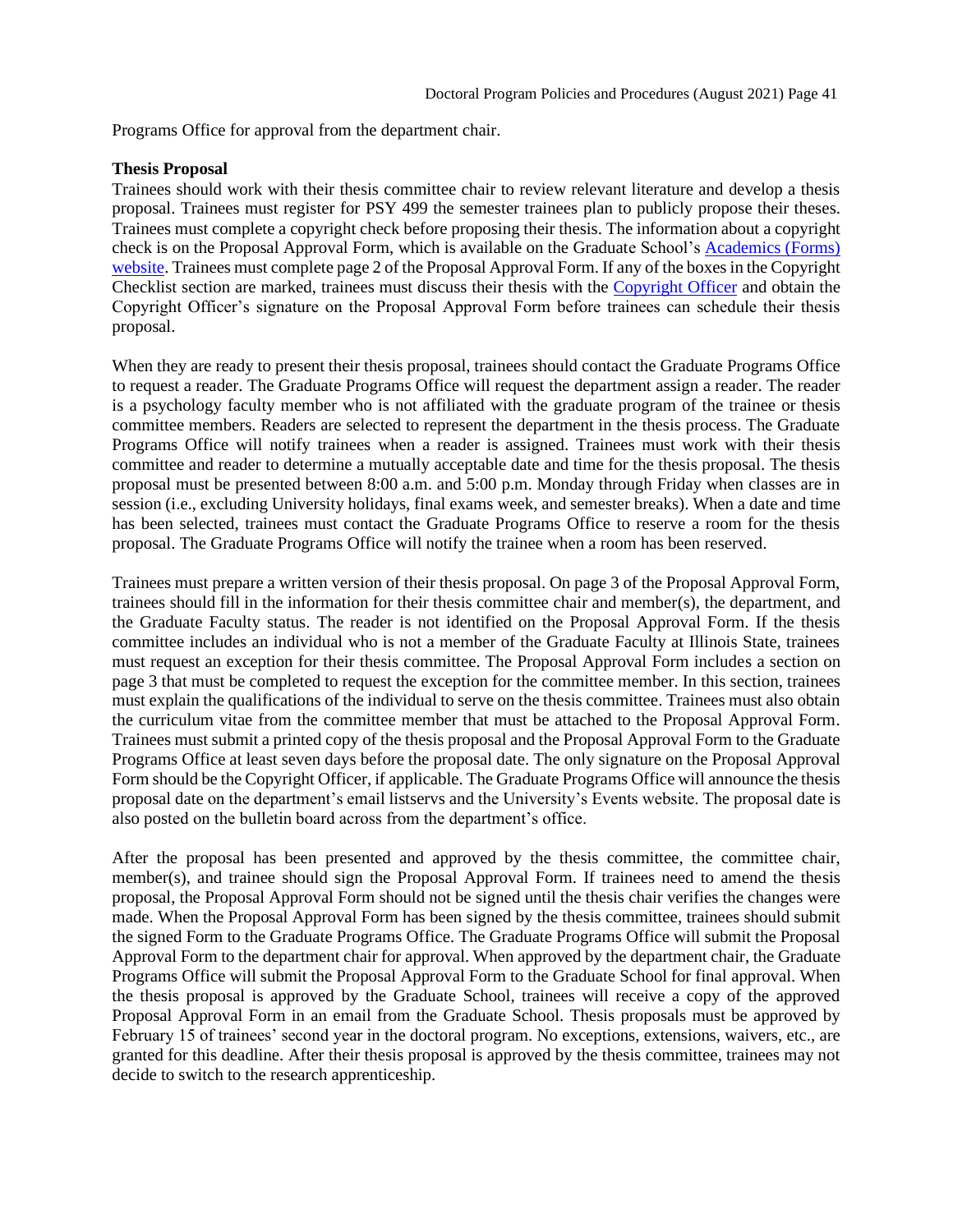Programs Office for approval from the department chair.

**Thesis Proposal**

Trainees should work with their thesis committee chair to review relevant literature and develop a thesis proposal. Trainees must register for PSY 499 the semester trainees plan to publicly propose their theses. Trainees must complete a copyright check before proposing their thesis. The information about a copyright check is on the Proposal Approval Form, which is available on the Graduate School's Academics (Forms) website. Trainees must complete page 2 of the Proposal Approval Form. If any of the boxes in the Copyright Checklist section are marked, trainees must discuss their thesis with the Copyright Officer and obtain the Copyright Officer's signature on the Proposal Approval Form before trainees can schedule their thesis proposal.

When they are ready to present their thesis proposal, trainees should contact the Graduate Programs Office to request a reader. The Graduate Programs Office will request the department assign a reader. The reader is a psychology faculty member who is not affiliated with the graduate program of the trainee or thesis committee members. Readers are selected to represent the department in the thesis process. The Graduate Programs Office will notify trainees when a reader is assigned. Trainees must work with their thesis committee and reader to determine a mutually acceptable date and time for the thesis proposal. The thesis proposal must be presented between 8:00 a.m. and 5:00 p.m. Monday through Friday when classes are in session (i.e., excluding University holidays, final exams week, and semester breaks). When a date and time has been selected, trainees must contact the Graduate Programs Office to reserve a room for the thesis proposal. The Graduate Programs Office will notify the trainee when a room has been reserved.

Trainees must prepare a written version of their thesis proposal. On page 3 of the Proposal Approval Form, trainees should fill in the information for their thesis committee chair and member(s), the department, and the Graduate Faculty status. The reader is not identified on the Proposal Approval Form. If the thesis committee includes an individual who is not a member of the Graduate Faculty at Illinois State, trainees must request an exception for their thesis committee. The Proposal Approval Form includes a section on page 3 that must be completed to request the exception for the committee member. In this section, trainees must explain the qualifications of the individual to serve on the thesis committee. Trainees must also obtain the curriculum vitae from the committee member that must be attached to the Proposal Approval Form. Trainees must submit a printed copy of the thesis proposal and the Proposal Approval Form to the Graduate Programs Office at least seven days before the proposal date. The only signature on the Proposal Approval Form should be the Copyright Officer, if applicable. The Graduate Programs Office will announce the thesis proposal date on the department's email listservs and the University's Events website. The proposal date is also posted on the bulletin board across from the department's office.

After the proposal has been presented and approved by the thesis committee, the committee chair, member(s), and trainee should sign the Proposal Approval Form. If trainees need to amend the thesis proposal, the Proposal Approval Form should not be signed until the thesis chair verifies the changes were made. When the Proposal Approval Form has been signed by the thesis committee, trainees should submit the signed Form to the Graduate Programs Office. The Graduate Programs Office will submit the Proposal Approval Form to the department chair for approval. When approved by the department chair, the Graduate Programs Office will submit the Proposal Approval Form to the Graduate School for final approval. When the thesis proposal is approved by the Graduate School, trainees will receive a copy of the approved Proposal Approval Form in an email from the Graduate School. Thesis proposals must be approved by February 15 of trainees' second year in the doctoral program. No exceptions, extensions, waivers, etc., are granted for this deadline. After their thesis proposal is approved by the thesis committee, trainees may not decide to switch to the research apprenticeship.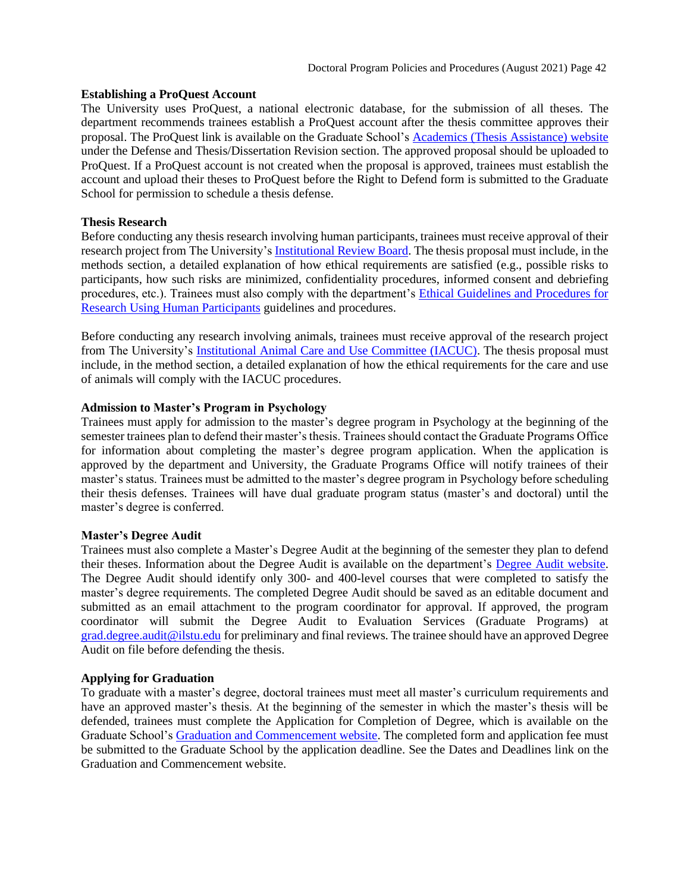**Establishing a ProQuest Account**

The University uses ProQuest, a national electronic database, for the submission of all theses. The department recommends trainees establish a ProQuest account after the thesis committee approves their proposal. The ProQuest link is available on the Graduate School's Academics (Thesis Assistance) website under the Defense and Thesis/Dissertation Revision section. The approved proposal should be uploaded to ProQuest. If a ProQuest account is not created when the proposal is approved, trainees must establish the account and upload their theses to ProQuest before the Right to Defend form is submitted to the Graduate School for permission to schedule a thesis defense.

**Thesis Research**

Before conducting any thesis research involving human participants, trainees must receive approval of their research project from The University's Institutional Review Board. The thesis proposal must include, in the methods section, a detailed explanation of how ethical requirements are satisfied (e.g., possible risks to participants, how such risks are minimized, confidentiality procedures, informed consent and debriefing procedures, etc.). Trainees must also comply with the department's Ethical Guidelines and Procedures for Research Using Human Participants guidelines and procedures.

Before conducting any research involving animals, trainees must receive approval of the research project from The University's Institutional Animal Care and Use Committee (IACUC). The thesis proposal must include, in the method section, a detailed explanation of how the ethical requirements for the care and use of animals will comply with the IACUC procedures.

**Admission to Master's Program in Psychology**

Trainees must apply for admission to the master's degree program in Psychology at the beginning of the semester trainees plan to defend their master's thesis. Trainees should contact the Graduate Programs Office for information about completing the master's degree program application. When the application is approved by the department and University, the Graduate Programs Office will notify trainees of their master's status. Trainees must be admitted to the master's degree program in Psychology before scheduling their thesis defenses. Trainees will have dual graduate program status (master's and doctoral) until the master's degree is conferred.

**Master's Degree Audit**

Trainees must also complete a Master's Degree Audit at the beginning of the semester they plan to defend their theses. Information about the Degree Audit is available on the department's Degree Audit website. The Degree Audit should identify only 300- and 400-level courses that were completed to satisfy the master's degree requirements. The completed Degree Audit should be saved as an editable document and submitted as an email attachment to the program coordinator for approval. If approved, the program coordinator will submit the Degree Audit to Evaluation Services (Graduate Programs) at grad.degree.audit@ilstu.edu for preliminary and final reviews. The trainee should have an approved Degree Audit on file before defending the thesis.

**Applying for Graduation**

To graduate with a master's degree, doctoral trainees must meet all master's curriculum requirements and have an approved master's thesis. At the beginning of the semester in which the master's thesis will be defended, trainees must complete the Application for Completion of Degree, which is available on the Graduate School's Graduation and Commencement website. The completed form and application fee must be submitted to the Graduate School by the application deadline. See the Dates and Deadlines link on the Graduation and Commencement website.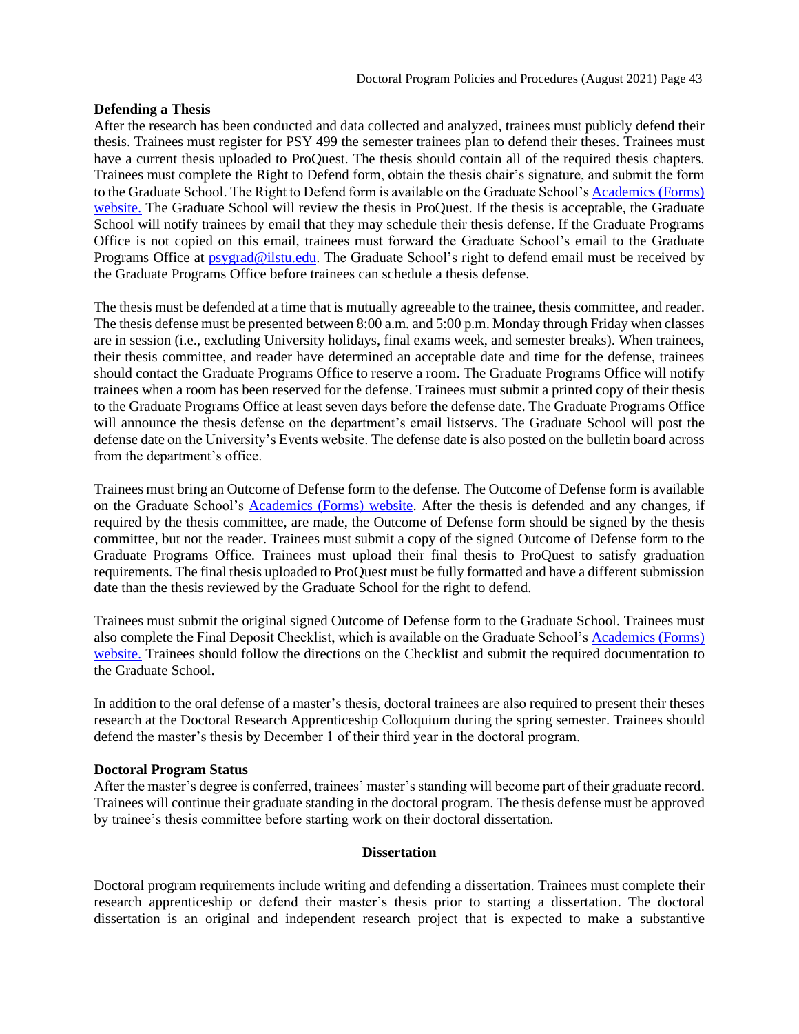**Defending a Thesis**

After the research has been conducted and data collected and analyzed, trainees must publicly defend their thesis. Trainees must register for PSY 499 the semester trainees plan to defend their theses. Trainees must have a current thesis uploaded to ProQuest. The thesis should contain all of the required thesis chapters. Trainees must complete the Right to Defend form, obtain the thesis chair's signature, and submit the form to the Graduate School. The Right to Defend form is available on the Graduate School's Academics (Forms) website. The Graduate School will review the thesis in ProQuest. If the thesis is acceptable, the Graduate School will notify trainees by email that they may schedule their thesis defense. If the Graduate Programs Office is not copied on this email, trainees must forward the Graduate School's email to the Graduate Programs Office at psygrad@ilstu.edu. The Graduate School's right to defend email must be received by the Graduate Programs Office before trainees can schedule a thesis defense.

The thesis must be defended at a time that is mutually agreeable to the trainee, thesis committee, and reader. The thesis defense must be presented between 8:00 a.m. and 5:00 p.m. Monday through Friday when classes are in session (i.e., excluding University holidays, final exams week, and semester breaks). When trainees, their thesis committee, and reader have determined an acceptable date and time for the defense, trainees should contact the Graduate Programs Office to reserve a room. The Graduate Programs Office will notify trainees when a room has been reserved for the defense. Trainees must submit a printed copy of their thesis to the Graduate Programs Office at least seven days before the defense date. The Graduate Programs Office will announce the thesis defense on the department's email listservs. The Graduate School will post the defense date on the University's Events website. The defense date is also posted on the bulletin board across from the department's office.

Trainees must bring an Outcome of Defense form to the defense. The Outcome of Defense form is available on the Graduate School's Academics (Forms) website. After the thesis is defended and any changes, if required by the thesis committee, are made, the Outcome of Defense form should be signed by the thesis committee, but not the reader. Trainees must submit a copy of the signed Outcome of Defense form to the Graduate Programs Office. Trainees must upload their final thesis to ProQuest to satisfy graduation requirements. The final thesis uploaded to ProQuest must be fully formatted and have a different submission date than the thesis reviewed by the Graduate School for the right to defend.

Trainees must submit the original signed Outcome of Defense form to the Graduate School. Trainees must also complete the Final Deposit Checklist, which is available on the Graduate School's Academics (Forms) website. Trainees should follow the directions on the Checklist and submit the required documentation to the Graduate School.

In addition to the oral defense of a master's thesis, doctoral trainees are also required to present their theses research at the Doctoral Research Apprenticeship Colloquium during the spring semester. Trainees should defend the master's thesis by December 1 of their third year in the doctoral program.

**Doctoral Program Status**

After the master's degree is conferred, trainees' master's standing will become part of their graduate record. Trainees will continue their graduate standing in the doctoral program. The thesis defense must be approved by trainee's thesis committee before starting work on their doctoral dissertation.

## Dissertation

Doctoral program requirements include writing and defending a dissertation. Trainees must complete their research apprenticeship or defend their master's thesis prior to starting a dissertation. The doctoral dissertation is an original and independent research project that is expected to make a substantive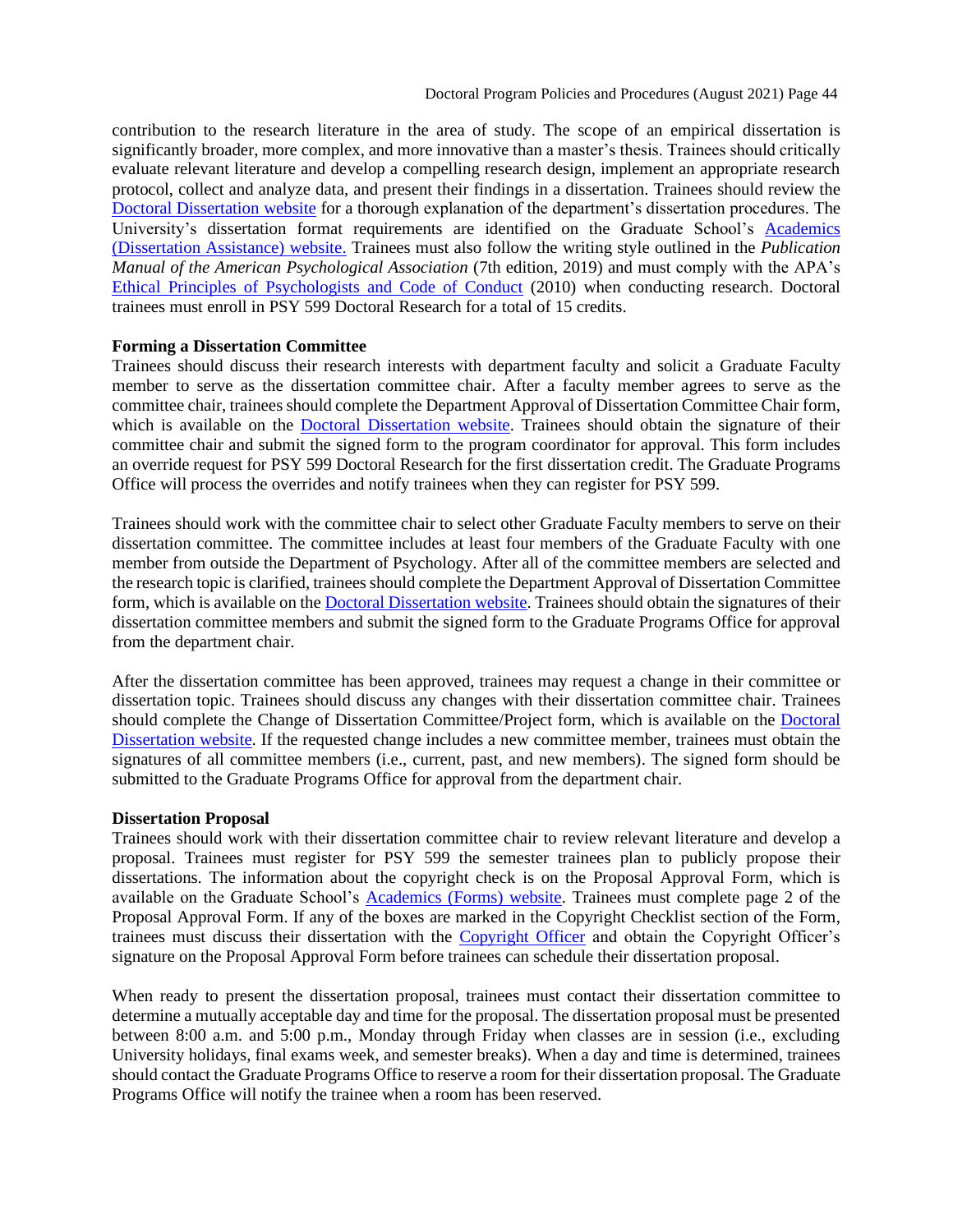contribution to the research literature in the area of study. The scope of an empirical dissertation is significantly broader, more complex, and more innovative than a master's thesis. Trainees should critically evaluate relevant literature and develop a compelling research design, implement an appropriate research protocol, collect and analyze data, and present their findings in a dissertation. Trainees should review the Doctoral Dissertation website for a thorough explanation of the department's dissertation procedures. The University's dissertation format requirements are identified on the Graduate School's Academics (Dissertation Assistance) website. Trainees must also follow the writing style outlined in the *Publication Manual of the American Psychological Association* (7th edition, 2019) and must comply with the APA's Ethical Principles of Psychologists and Code of Conduct (2010) when conducting research. Doctoral trainees must enroll in PSY 599 Doctoral Research for a total of 15 credits.

**Forming a Dissertation Committee**

Trainees should discuss their research interests with department faculty and solicit a Graduate Faculty member to serve as the dissertation committee chair. After a faculty member agrees to serve as the committee chair, trainees should complete the Department Approval of Dissertation Committee Chair form, which is available on the Doctoral Dissertation website. Trainees should obtain the signature of their committee chair and submit the signed form to the program coordinator for approval. This form includes an override request for PSY 599 Doctoral Research for the first dissertation credit. The Graduate Programs Office will process the overrides and notify trainees when they can register for PSY 599.

Trainees should work with the committee chair to select other Graduate Faculty members to serve on their dissertation committee. The committee includes at least four members of the Graduate Faculty with one member from outside the Department of Psychology. After all of the committee members are selected and the research topic is clarified, trainees should complete the Department Approval of Dissertation Committee form, which is available on the Doctoral Dissertation website. Trainees should obtain the signatures of their dissertation committee members and submit the signed form to the Graduate Programs Office for approval from the department chair.

After the dissertation committee has been approved, trainees may request a change in their committee or dissertation topic. Trainees should discuss any changes with their dissertation committee chair. Trainees should complete the Change of Dissertation Committee/Project form, which is available on the Doctoral Dissertation website. If the requested change includes a new committee member, trainees must obtain the signatures of all committee members (i.e., current, past, and new members). The signed form should be submitted to the Graduate Programs Office for approval from the department chair.

**Dissertation Proposal**

Trainees should work with their dissertation committee chair to review relevant literature and develop a proposal. Trainees must register for PSY 599 the semester trainees plan to publicly propose their dissertations. The information about the copyright check is on the Proposal Approval Form, which is available on the Graduate School's Academics (Forms) website. Trainees must complete page 2 of the Proposal Approval Form. If any of the boxes are marked in the Copyright Checklist section of the Form, trainees must discuss their dissertation with the Copyright Officer and obtain the Copyright Officer's signature on the Proposal Approval Form before trainees can schedule their dissertation proposal.

When ready to present the dissertation proposal, trainees must contact their dissertation committee to determine a mutually acceptable day and time for the proposal. The dissertation proposal must be presented between 8:00 a.m. and 5:00 p.m., Monday through Friday when classes are in session (i.e., excluding University holidays, final exams week, and semester breaks). When a day and time is determined, trainees should contact the Graduate Programs Office to reserve a room for their dissertation proposal. The Graduate Programs Office will notify the trainee when a room has been reserved.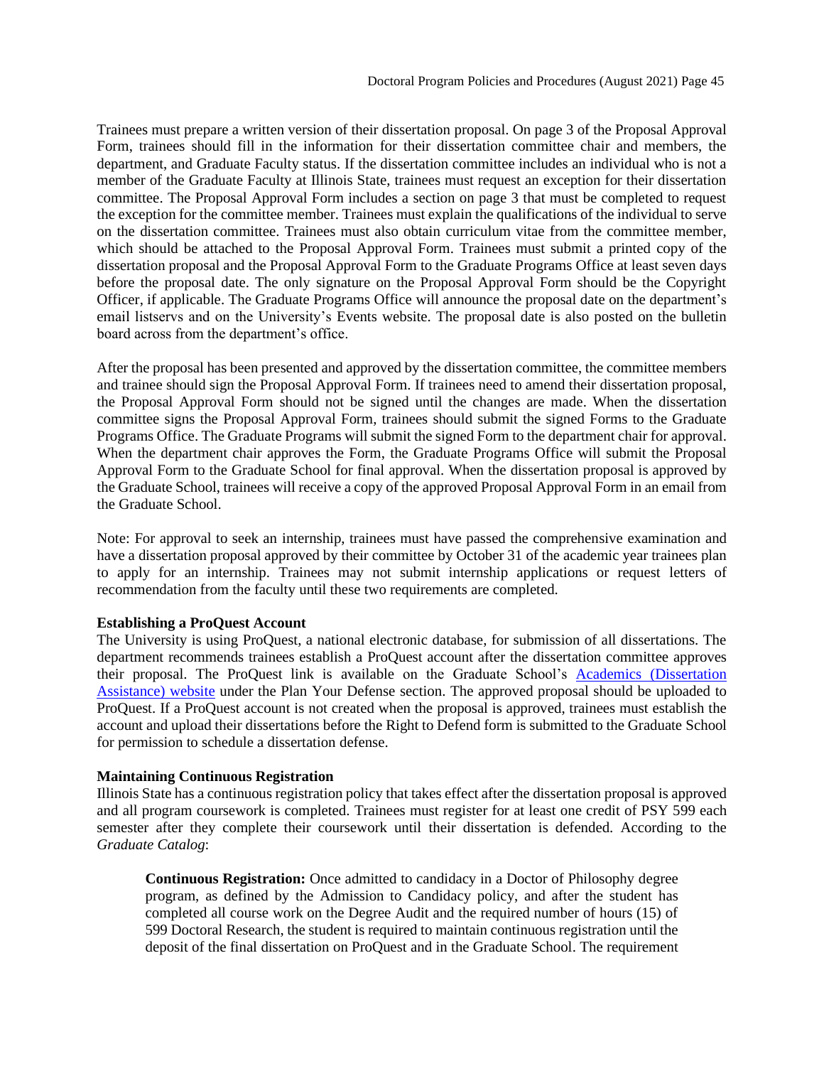Trainees must prepare a written version of their dissertation proposal. On page 3 of the Proposal Approval Form, trainees should fill in the information for their dissertation committee chair and members, the department, and Graduate Faculty status. If the dissertation committee includes an individual who is not a member of the Graduate Faculty at Illinois State, trainees must request an exception for their dissertation committee. The Proposal Approval Form includes a section on page 3 that must be completed to request the exception for the committee member. Trainees must explain the qualifications of the individual to serve on the dissertation committee. Trainees must also obtain curriculum vitae from the committee member, which should be attached to the Proposal Approval Form. Trainees must submit a printed copy of the dissertation proposal and the Proposal Approval Form to the Graduate Programs Office at least seven days before the proposal date. The only signature on the Proposal Approval Form should be the Copyright Officer, if applicable. The Graduate Programs Office will announce the proposal date on the department's email listservs and on the University's Events website. The proposal date is also posted on the bulletin board across from the department's office.

After the proposal has been presented and approved by the dissertation committee, the committee members and trainee should sign the Proposal Approval Form. If trainees need to amend their dissertation proposal, the Proposal Approval Form should not be signed until the changes are made. When the dissertation committee signs the Proposal Approval Form, trainees should submit the signed Forms to the Graduate Programs Office. The Graduate Programs will submit the signed Form to the department chair for approval. When the department chair approves the Form, the Graduate Programs Office will submit the Proposal Approval Form to the Graduate School for final approval. When the dissertation proposal is approved by the Graduate School, trainees will receive a copy of the approved Proposal Approval Form in an email from the Graduate School.

Note: For approval to seek an internship, trainees must have passed the comprehensive examination and have a dissertation proposal approved by their committee by October 31 of the academic year trainees plan to apply for an internship. Trainees may not submit internship applications or request letters of recommendation from the faculty until these two requirements are completed.

**Establishing a ProQuest Account**

The University is using ProQuest, a national electronic database, for submission of all dissertations. The department recommends trainees establish a ProQuest account after the dissertation committee approves their proposal. The ProQuest link is available on the Graduate School's Academics (Dissertation Assistance) website under the Plan Your Defense section. The approved proposal should be uploaded to ProQuest. If a ProQuest account is not created when the proposal is approved, trainees must establish the account and upload their dissertations before the Right to Defend form is submitted to the Graduate School for permission to schedule a dissertation defense.

**Maintaining Continuous Registration**

Illinois State has a continuous registration policy that takes effect after the dissertation proposal is approved and all program coursework is completed. Trainees must register for at least one credit of PSY 599 each semester after they complete their coursework until their dissertation is defended. According to the *Graduate Catalog*:

> **Continuous Registration:** Once admitted to candidacy in a Doctor of Philosophy degree program, as defined by the Admission to Candidacy policy, and after the student has completed all course work on the Degree Audit and the required number of hours (15) of 599 Doctoral Research, the student is required to maintain continuous registration until the deposit of the final dissertation on ProQuest and in the Graduate School. The requirement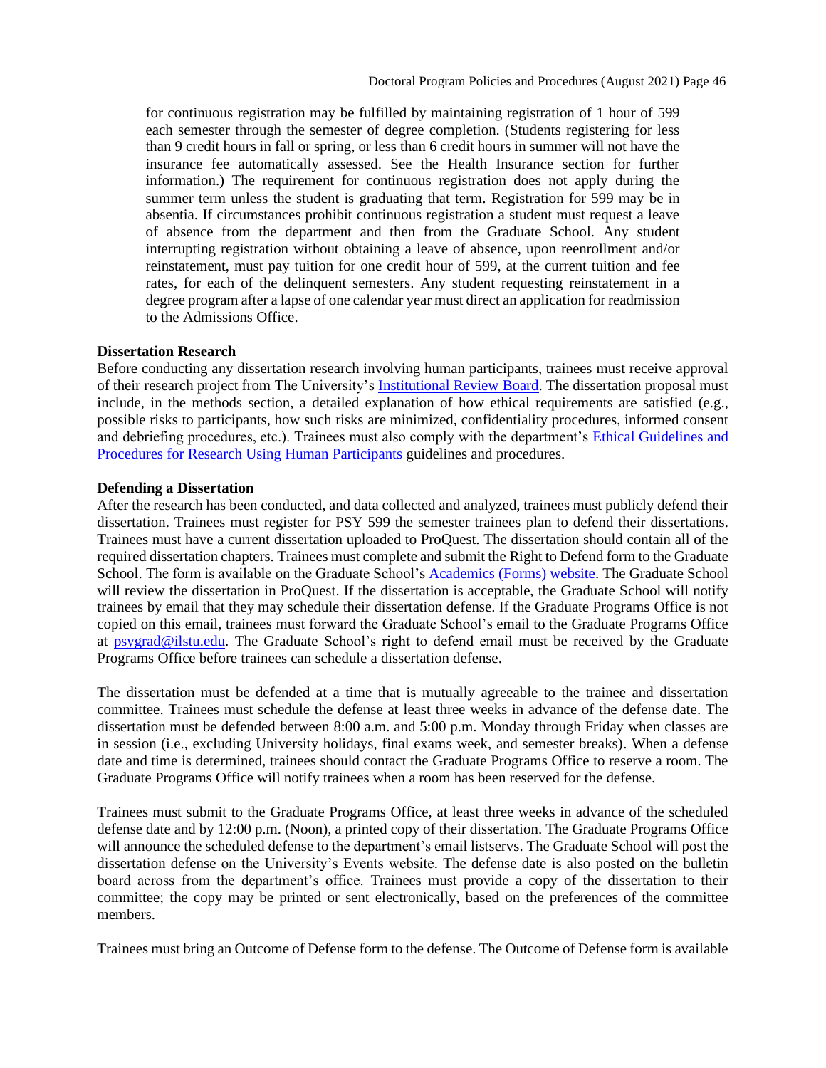for continuous registration may be fulfilled by maintaining registration of 1 hour of 599 each semester through the semester of degree completion. (Students registering for less than 9 credit hours in fall or spring, or less than 6 credit hours in summer will not have the insurance fee automatically assessed. See the Health Insurance section for further information.) The requirement for continuous registration does not apply during the summer term unless the student is graduating that term. Registration for 599 may be in absentia. If circumstances prohibit continuous registration a student must request a leave of absence from the department and then from the Graduate School. Any student interrupting registration without obtaining a leave of absence, upon reenrollment and/or reinstatement, must pay tuition for one credit hour of 599, at the current tuition and fee rates, for each of the delinquent semesters. Any student requesting reinstatement in a degree program after a lapse of one calendar year must direct an application for readmission to the Admissions Office.

**Dissertation Research**

Before conducting any dissertation research involving human participants, trainees must receive approval of their research project from The University's Institutional Review Board. The dissertation proposal must include, in the methods section, a detailed explanation of how ethical requirements are satisfied (e.g., possible risks to participants, how such risks are minimized, confidentiality procedures, informed consent and debriefing procedures, etc.). Trainees must also comply with the department's Ethical Guidelines and Procedures for Research Using Human Participants guidelines and procedures.

**Defending a Dissertation**

After the research has been conducted, and data collected and analyzed, trainees must publicly defend their dissertation. Trainees must register for PSY 599 the semester trainees plan to defend their dissertations. Trainees must have a current dissertation uploaded to ProQuest. The dissertation should contain all of the required dissertation chapters. Trainees must complete and submit the Right to Defend form to the Graduate School. The form is available on the Graduate School's Academics (Forms) website. The Graduate School will review the dissertation in ProQuest. If the dissertation is acceptable, the Graduate School will notify trainees by email that they may schedule their dissertation defense. If the Graduate Programs Office is not copied on this email, trainees must forward the Graduate School's email to the Graduate Programs Office at psygrad@ilstu.edu. The Graduate School's right to defend email must be received by the Graduate Programs Office before trainees can schedule a dissertation defense.

The dissertation must be defended at a time that is mutually agreeable to the trainee and dissertation committee. Trainees must schedule the defense at least three weeks in advance of the defense date. The dissertation must be defended between 8:00 a.m. and 5:00 p.m. Monday through Friday when classes are in session (i.e., excluding University holidays, final exams week, and semester breaks). When a defense date and time is determined, trainees should contact the Graduate Programs Office to reserve a room. The Graduate Programs Office will notify trainees when a room has been reserved for the defense.

Trainees must submit to the Graduate Programs Office, at least three weeks in advance of the scheduled defense date and by 12:00 p.m. (Noon), a printed copy of their dissertation. The Graduate Programs Office will announce the scheduled defense to the department's email listservs. The Graduate School will post the dissertation defense on the University's Events website. The defense date is also posted on the bulletin board across from the department's office. Trainees must provide a copy of the dissertation to their committee; the copy may be printed or sent electronically, based on the preferences of the committee members.

Trainees must bring an Outcome of Defense form to the defense. The Outcome of Defense form is available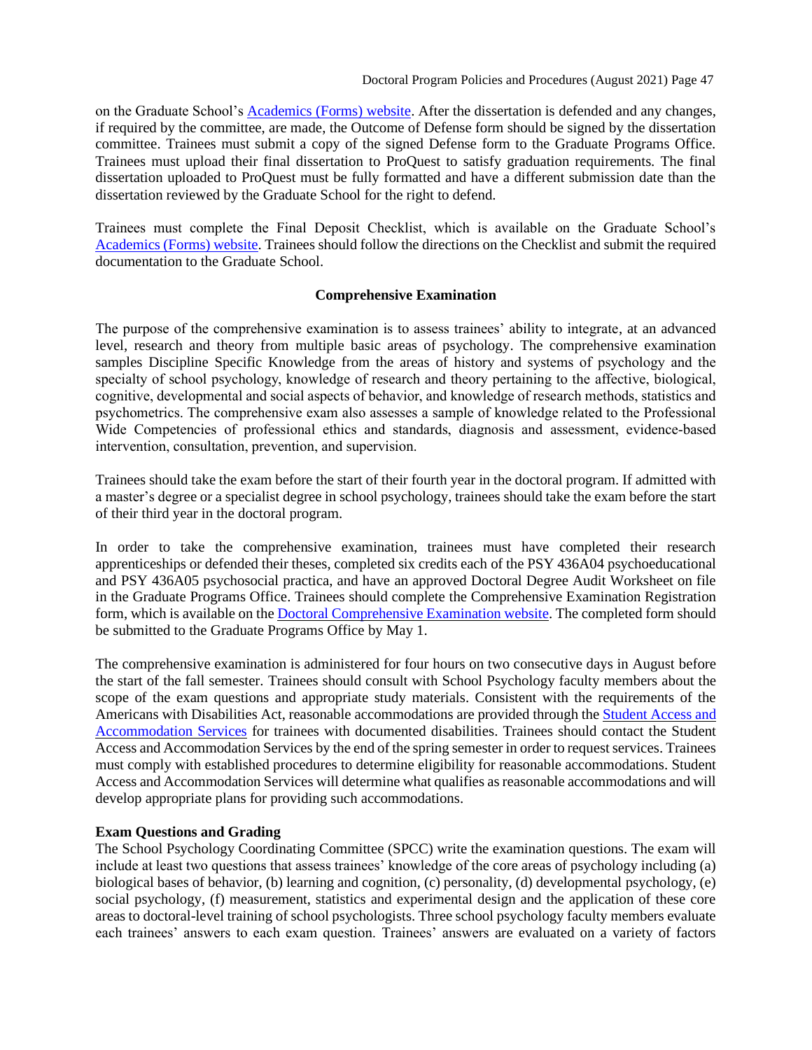on the Graduate School's [Academics (Forms) website](). After the dissertation is defended and any changes, if required by the committee, are made, the Outcome of Defense form should be signed by the dissertation committee. Trainees must submit a copy of the signed Defense form to the Graduate Programs Office. Trainees must upload their final dissertation to ProQuest to satisfy graduation requirements. The final dissertation uploaded to ProQuest must be fully formatted and have a different submission date than the dissertation reviewed by the Graduate School for the right to defend.

Trainees must complete the Final Deposit Checklist, which is available on the Graduate School's [Academics (Forms) website](). Trainees should follow the directions on the Checklist and submit the required documentation to the Graduate School.

## Comprehensive Examination

The purpose of the comprehensive examination is to assess trainees' ability to integrate, at an advanced level, research and theory from multiple basic areas of psychology. The comprehensive examination samples Discipline Specific Knowledge from the areas of history and systems of psychology and the specialty of school psychology, knowledge of research and theory pertaining to the affective, biological, cognitive, developmental and social aspects of behavior, and knowledge of research methods, statistics and psychometrics. The comprehensive exam also assesses a sample of knowledge related to the Professional Wide Competencies of professional ethics and standards, diagnosis and assessment, evidence-based intervention, consultation, prevention, and supervision.

Trainees should take the exam before the start of their fourth year in the doctoral program. If admitted with a master's degree or a specialist degree in school psychology, trainees should take the exam before the start of their third year in the doctoral program.

In order to take the comprehensive examination, trainees must have completed their research apprenticeships or defended their theses, completed six credits each of the PSY 436A04 psychoeducational and PSY 436A05 psychosocial practica, and have an approved Doctoral Degree Audit Worksheet on file in the Graduate Programs Office. Trainees should complete the Comprehensive Examination Registration form, which is available on the [Doctoral Comprehensive Examination website](). The completed form should be submitted to the Graduate Programs Office by May 1.

The comprehensive examination is administered for four hours on two consecutive days in August before the start of the fall semester. Trainees should consult with School Psychology faculty members about the scope of the exam questions and appropriate study materials. Consistent with the requirements of the Americans with Disabilities Act, reasonable accommodations are provided through the [Student Access and Accommodation Services]() for trainees with documented disabilities. Trainees should contact the Student Access and Accommodation Services by the end of the spring semester in order to request services. Trainees must comply with established procedures to determine eligibility for reasonable accommodations. Student Access and Accommodation Services will determine what qualifies as reasonable accommodations and will develop appropriate plans for providing such accommodations.

### Exam Questions and Grading

The School Psychology Coordinating Committee (SPCC) write the examination questions. The exam will include at least two questions that assess trainees' knowledge of the core areas of psychology including (a) biological bases of behavior, (b) learning and cognition, (c) personality, (d) developmental psychology, (e) social psychology, (f) measurement, statistics and experimental design and the application of these core areas to doctoral-level training of school psychologists. Three school psychology faculty members evaluate each trainees' answers to each exam question. Trainees' answers are evaluated on a variety of factors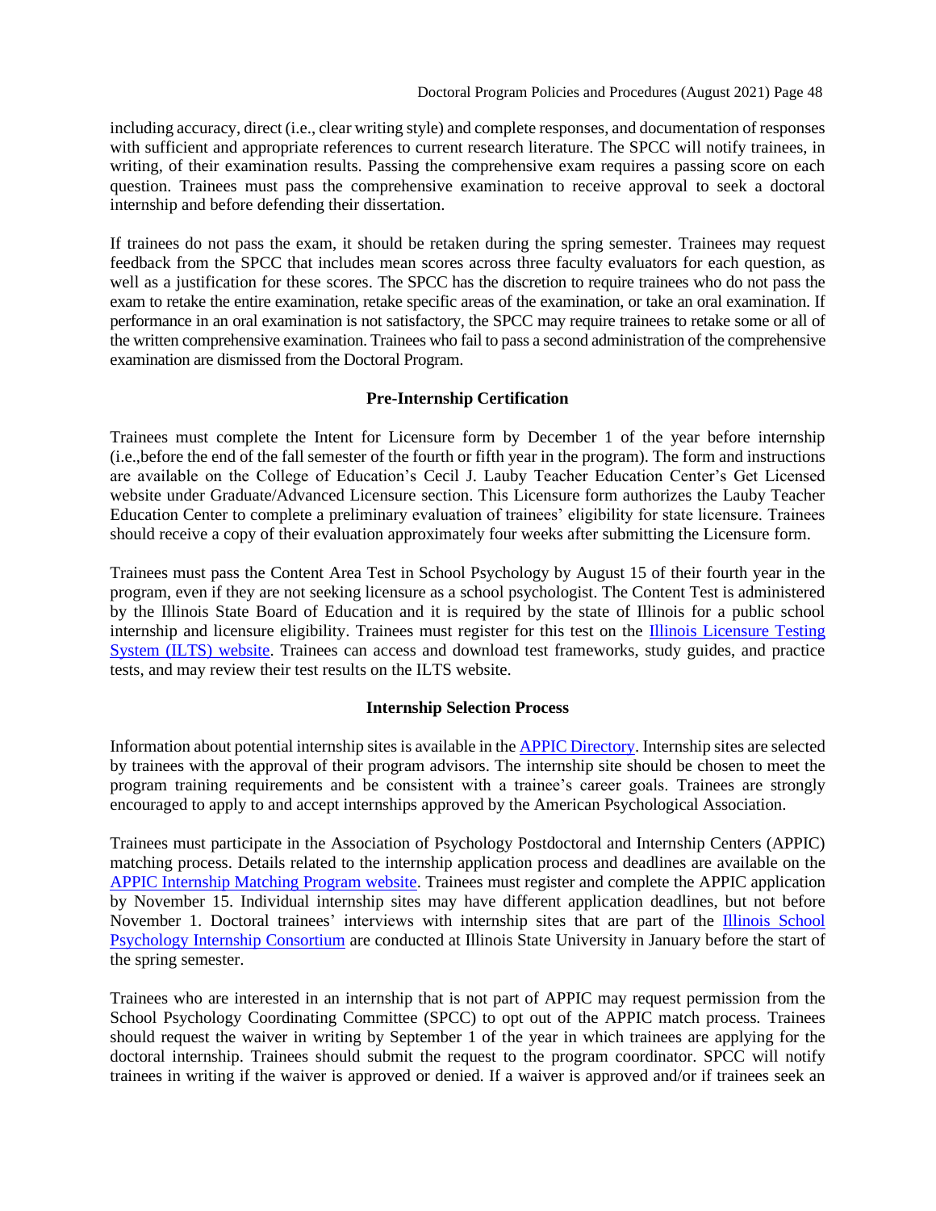including accuracy, direct (i.e., clear writing style) and complete responses, and documentation of responses with sufficient and appropriate references to current research literature. The SPCC will notify trainees, in writing, of their examination results. Passing the comprehensive exam requires a passing score on each question. Trainees must pass the comprehensive examination to receive approval to seek a doctoral internship and before defending their dissertation.

If trainees do not pass the exam, it should be retaken during the spring semester. Trainees may request feedback from the SPCC that includes mean scores across three faculty evaluators for each question, as well as a justification for these scores. The SPCC has the discretion to require trainees who do not pass the exam to retake the entire examination, retake specific areas of the examination, or take an oral examination. If performance in an oral examination is not satisfactory, the SPCC may require trainees to retake some or all of the written comprehensive examination. Trainees who fail to pass a second administration of the comprehensive examination are dismissed from the Doctoral Program.

### Pre-Internship Certification

Trainees must complete the Intent for Licensure form by December 1 of the year before internship (i.e.,before the end of the fall semester of the fourth or fifth year in the program). The form and instructions are available on the College of Education's Cecil J. Lauby Teacher Education Center's Get Licensed website under Graduate/Advanced Licensure section. This Licensure form authorizes the Lauby Teacher Education Center to complete a preliminary evaluation of trainees' eligibility for state licensure. Trainees should receive a copy of their evaluation approximately four weeks after submitting the Licensure form.

Trainees must pass the Content Area Test in School Psychology by August 15 of their fourth year in the program, even if they are not seeking licensure as a school psychologist. The Content Test is administered by the Illinois State Board of Education and it is required by the state of Illinois for a public school internship and licensure eligibility. Trainees must register for this test on the Illinois Licensure Testing System (ILTS) website. Trainees can access and download test frameworks, study guides, and practice tests, and may review their test results on the ILTS website.

### Internship Selection Process

Information about potential internship sites is available in the APPIC Directory. Internship sites are selected by trainees with the approval of their program advisors. The internship site should be chosen to meet the program training requirements and be consistent with a trainee's career goals. Trainees are strongly encouraged to apply to and accept internships approved by the American Psychological Association.

Trainees must participate in the Association of Psychology Postdoctoral and Internship Centers (APPIC) matching process. Details related to the internship application process and deadlines are available on the APPIC Internship Matching Program website. Trainees must register and complete the APPIC application by November 15. Individual internship sites may have different application deadlines, but not before November 1. Doctoral trainees' interviews with internship sites that are part of the Illinois School Psychology Internship Consortium are conducted at Illinois State University in January before the start of the spring semester.

Trainees who are interested in an internship that is not part of APPIC may request permission from the School Psychology Coordinating Committee (SPCC) to opt out of the APPIC match process. Trainees should request the waiver in writing by September 1 of the year in which trainees are applying for the doctoral internship. Trainees should submit the request to the program coordinator. SPCC will notify trainees in writing if the waiver is approved or denied. If a waiver is approved and/or if trainees seek an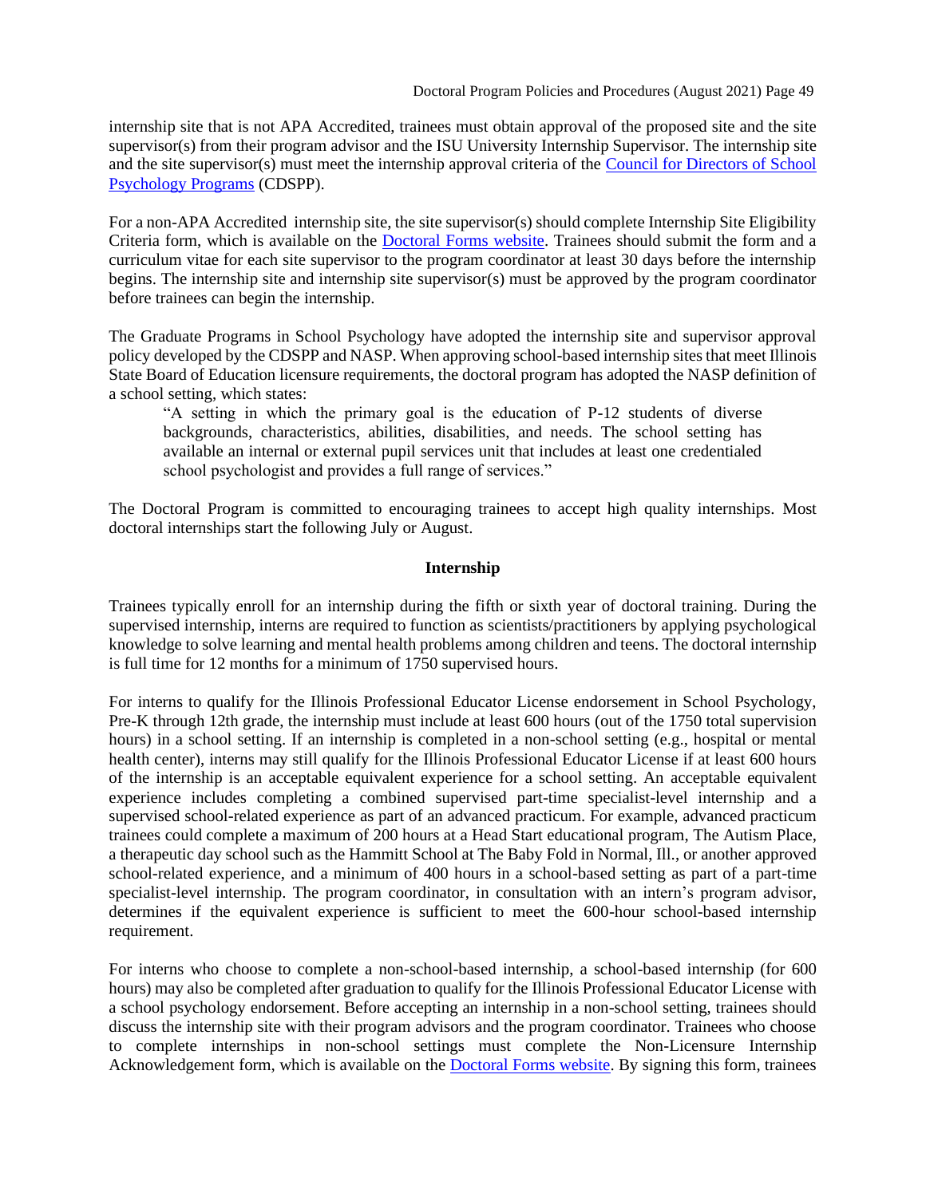internship site that is not APA Accredited, trainees must obtain approval of the proposed site and the site supervisor(s) from their program advisor and the ISU University Internship Supervisor. The internship site and the site supervisor(s) must meet the internship approval criteria of the [Council for Directors of School Psychology Programs](#) (CDSPP).

For a non-APA Accredited internship site, the site supervisor(s) should complete Internship Site Eligibility Criteria form, which is available on the [Doctoral Forms website](#). Trainees should submit the form and a curriculum vitae for each site supervisor to the program coordinator at least 30 days before the internship begins. The internship site and internship site supervisor(s) must be approved by the program coordinator before trainees can begin the internship.

The Graduate Programs in School Psychology have adopted the internship site and supervisor approval policy developed by the CDSPP and NASP. When approving school-based internship sites that meet Illinois State Board of Education licensure requirements, the doctoral program has adopted the NASP definition of a school setting, which states:

> "A setting in which the primary goal is the education of P-12 students of diverse backgrounds, characteristics, abilities, disabilities, and needs. The school setting has available an internal or external pupil services unit that includes at least one credentialed school psychologist and provides a full range of services."

The Doctoral Program is committed to encouraging trainees to accept high quality internships. Most doctoral internships start the following July or August.

## Internship

Trainees typically enroll for an internship during the fifth or sixth year of doctoral training. During the supervised internship, interns are required to function as scientists/practitioners by applying psychological knowledge to solve learning and mental health problems among children and teens. The doctoral internship is full time for 12 months for a minimum of 1750 supervised hours.

For interns to qualify for the Illinois Professional Educator License endorsement in School Psychology, Pre-K through 12th grade, the internship must include at least 600 hours (out of the 1750 total supervision hours) in a school setting. If an internship is completed in a non-school setting (e.g., hospital or mental health center), interns may still qualify for the Illinois Professional Educator License if at least 600 hours of the internship is an acceptable equivalent experience for a school setting. An acceptable equivalent experience includes completing a combined supervised part-time specialist-level internship and a supervised school-related experience as part of an advanced practicum. For example, advanced practicum trainees could complete a maximum of 200 hours at a Head Start educational program, The Autism Place, a therapeutic day school such as the Hammitt School at The Baby Fold in Normal, Ill., or another approved school-related experience, and a minimum of 400 hours in a school-based setting as part of a part-time specialist-level internship. The program coordinator, in consultation with an intern's program advisor, determines if the equivalent experience is sufficient to meet the 600-hour school-based internship requirement.

For interns who choose to complete a non-school-based internship, a school-based internship (for 600 hours) may also be completed after graduation to qualify for the Illinois Professional Educator License with a school psychology endorsement. Before accepting an internship in a non-school setting, trainees should discuss the internship site with their program advisors and the program coordinator. Trainees who choose to complete internships in non-school settings must complete the Non-Licensure Internship Acknowledgement form, which is available on the [Doctoral Forms website](#). By signing this form, trainees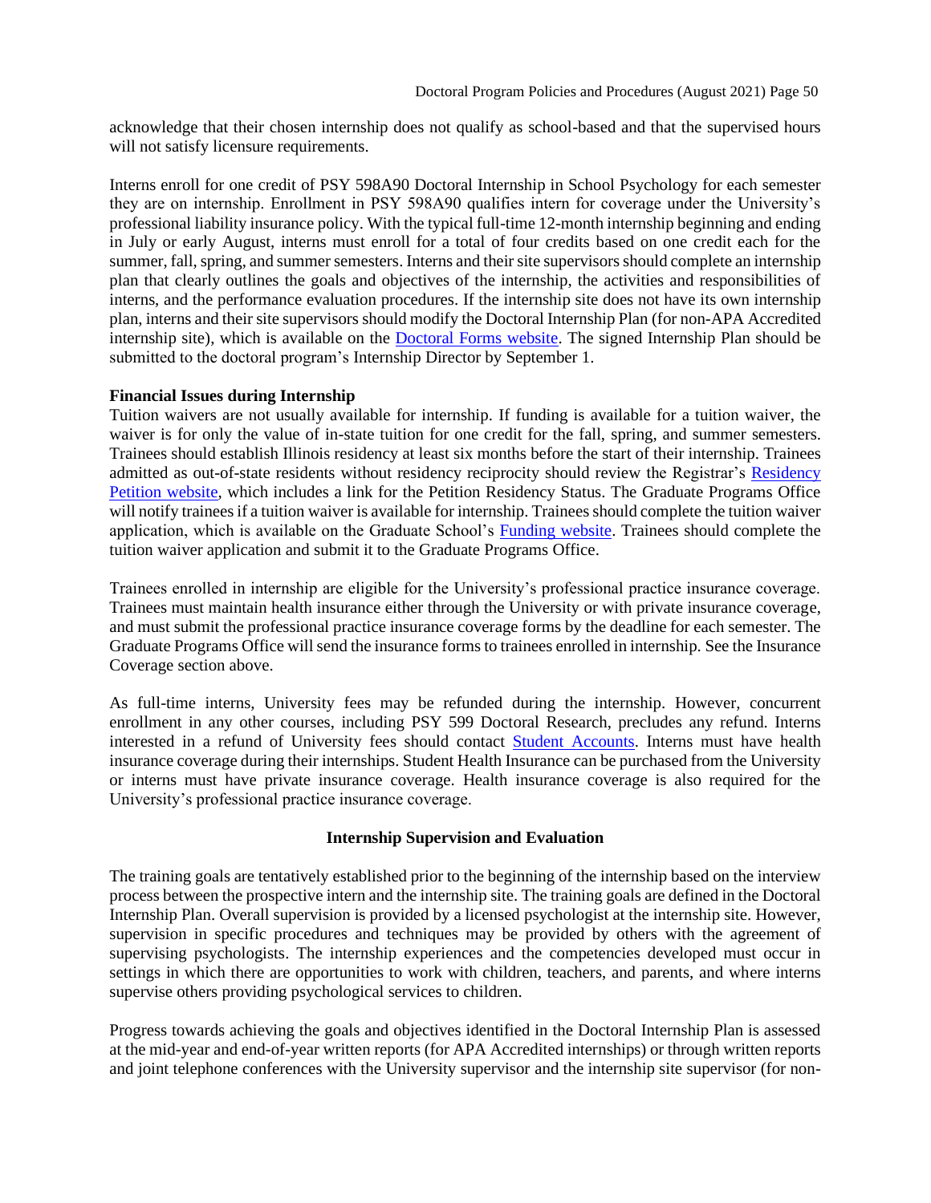acknowledge that their chosen internship does not qualify as school-based and that the supervised hours will not satisfy licensure requirements.

Interns enroll for one credit of PSY 598A90 Doctoral Internship in School Psychology for each semester they are on internship. Enrollment in PSY 598A90 qualifies intern for coverage under the University's professional liability insurance policy. With the typical full-time 12-month internship beginning and ending in July or early August, interns must enroll for a total of four credits based on one credit each for the summer, fall, spring, and summer semesters. Interns and their site supervisors should complete an internship plan that clearly outlines the goals and objectives of the internship, the activities and responsibilities of interns, and the performance evaluation procedures. If the internship site does not have its own internship plan, interns and their site supervisors should modify the Doctoral Internship Plan (for non-APA Accredited internship site), which is available on the Doctoral Forms website. The signed Internship Plan should be submitted to the doctoral program's Internship Director by September 1.

**Financial Issues during Internship**

Tuition waivers are not usually available for internship. If funding is available for a tuition waiver, the waiver is for only the value of in-state tuition for one credit for the fall, spring, and summer semesters. Trainees should establish Illinois residency at least six months before the start of their internship. Trainees admitted as out-of-state residents without residency reciprocity should review the Registrar's Residency Petition website, which includes a link for the Petition Residency Status. The Graduate Programs Office will notify trainees if a tuition waiver is available for internship. Trainees should complete the tuition waiver application, which is available on the Graduate School's Funding website. Trainees should complete the tuition waiver application and submit it to the Graduate Programs Office.

Trainees enrolled in internship are eligible for the University's professional practice insurance coverage. Trainees must maintain health insurance either through the University or with private insurance coverage, and must submit the professional practice insurance coverage forms by the deadline for each semester. The Graduate Programs Office will send the insurance forms to trainees enrolled in internship. See the Insurance Coverage section above.

As full-time interns, University fees may be refunded during the internship. However, concurrent enrollment in any other courses, including PSY 599 Doctoral Research, precludes any refund. Interns interested in a refund of University fees should contact Student Accounts. Interns must have health insurance coverage during their internships. Student Health Insurance can be purchased from the University or interns must have private insurance coverage. Health insurance coverage is also required for the University's professional practice insurance coverage.

## Internship Supervision and Evaluation

The training goals are tentatively established prior to the beginning of the internship based on the interview process between the prospective intern and the internship site. The training goals are defined in the Doctoral Internship Plan. Overall supervision is provided by a licensed psychologist at the internship site. However, supervision in specific procedures and techniques may be provided by others with the agreement of supervising psychologists. The internship experiences and the competencies developed must occur in settings in which there are opportunities to work with children, teachers, and parents, and where interns supervise others providing psychological services to children.

Progress towards achieving the goals and objectives identified in the Doctoral Internship Plan is assessed at the mid-year and end-of-year written reports (for APA Accredited internships) or through written reports and joint telephone conferences with the University supervisor and the internship site supervisor (for non-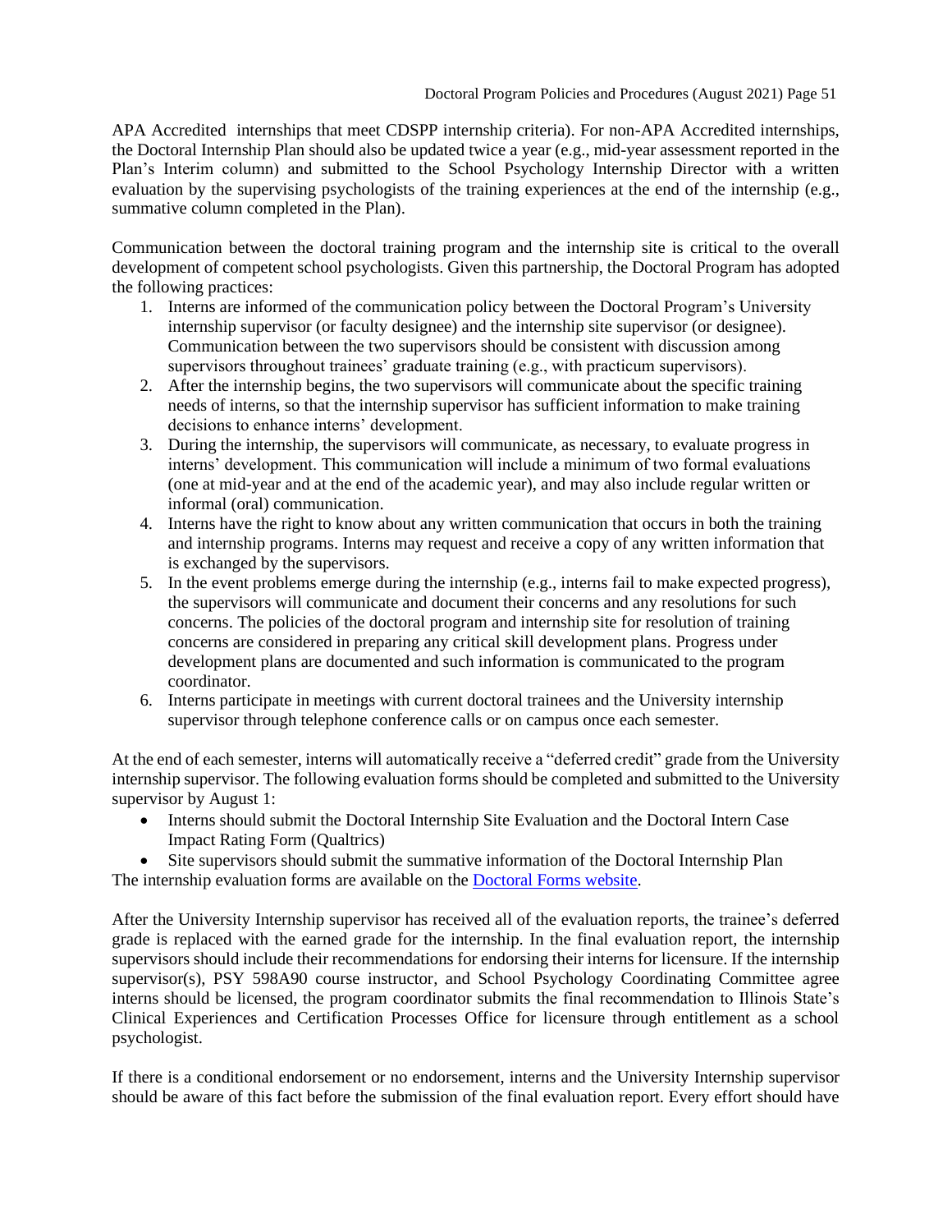APA Accredited internships that meet CDSPP internship criteria). For non-APA Accredited internships, the Doctoral Internship Plan should also be updated twice a year (e.g., mid-year assessment reported in the Plan's Interim column) and submitted to the School Psychology Internship Director with a written evaluation by the supervising psychologists of the training experiences at the end of the internship (e.g., summative column completed in the Plan).

Communication between the doctoral training program and the internship site is critical to the overall development of competent school psychologists. Given this partnership, the Doctoral Program has adopted the following practices:

1. Interns are informed of the communication policy between the Doctoral Program's University internship supervisor (or faculty designee) and the internship site supervisor (or designee). Communication between the two supervisors should be consistent with discussion among supervisors throughout trainees' graduate training (e.g., with practicum supervisors).
2. After the internship begins, the two supervisors will communicate about the specific training needs of interns, so that the internship supervisor has sufficient information to make training decisions to enhance interns' development.
3. During the internship, the supervisors will communicate, as necessary, to evaluate progress in interns' development. This communication will include a minimum of two formal evaluations (one at mid-year and at the end of the academic year), and may also include regular written or informal (oral) communication.
4. Interns have the right to know about any written communication that occurs in both the training and internship programs. Interns may request and receive a copy of any written information that is exchanged by the supervisors.
5. In the event problems emerge during the internship (e.g., interns fail to make expected progress), the supervisors will communicate and document their concerns and any resolutions for such concerns. The policies of the doctoral program and internship site for resolution of training concerns are considered in preparing any critical skill development plans. Progress under development plans are documented and such information is communicated to the program coordinator.
6. Interns participate in meetings with current doctoral trainees and the University internship supervisor through telephone conference calls or on campus once each semester.

At the end of each semester, interns will automatically receive a "deferred credit" grade from the University internship supervisor. The following evaluation forms should be completed and submitted to the University supervisor by August 1:

- Interns should submit the Doctoral Internship Site Evaluation and the Doctoral Intern Case Impact Rating Form (Qualtrics)
- Site supervisors should submit the summative information of the Doctoral Internship Plan

The internship evaluation forms are available on the Doctoral Forms website.

After the University Internship supervisor has received all of the evaluation reports, the trainee's deferred grade is replaced with the earned grade for the internship. In the final evaluation report, the internship supervisors should include their recommendations for endorsing their interns for licensure. If the internship supervisor(s), PSY 598A90 course instructor, and School Psychology Coordinating Committee agree interns should be licensed, the program coordinator submits the final recommendation to Illinois State's Clinical Experiences and Certification Processes Office for licensure through entitlement as a school psychologist.

If there is a conditional endorsement or no endorsement, interns and the University Internship supervisor should be aware of this fact before the submission of the final evaluation report. Every effort should have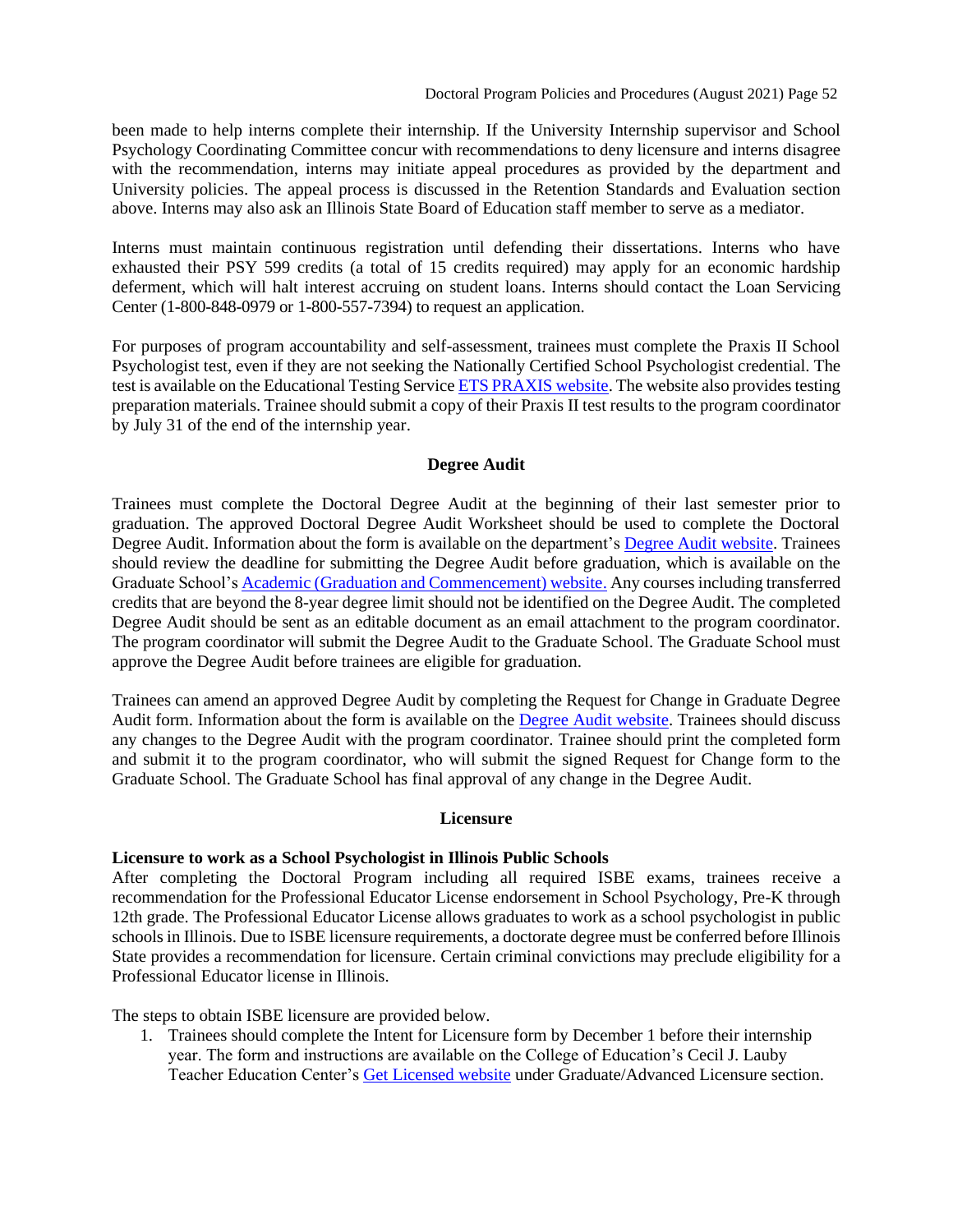been made to help interns complete their internship. If the University Internship supervisor and School Psychology Coordinating Committee concur with recommendations to deny licensure and interns disagree with the recommendation, interns may initiate appeal procedures as provided by the department and University policies. The appeal process is discussed in the Retention Standards and Evaluation section above. Interns may also ask an Illinois State Board of Education staff member to serve as a mediator.

Interns must maintain continuous registration until defending their dissertations. Interns who have exhausted their PSY 599 credits (a total of 15 credits required) may apply for an economic hardship deferment, which will halt interest accruing on student loans. Interns should contact the Loan Servicing Center (1-800-848-0979 or 1-800-557-7394) to request an application.

For purposes of program accountability and self-assessment, trainees must complete the Praxis II School Psychologist test, even if they are not seeking the Nationally Certified School Psychologist credential. The test is available on the Educational Testing Service ETS PRAXIS website. The website also provides testing preparation materials. Trainee should submit a copy of their Praxis II test results to the program coordinator by July 31 of the end of the internship year.

## Degree Audit

Trainees must complete the Doctoral Degree Audit at the beginning of their last semester prior to graduation. The approved Doctoral Degree Audit Worksheet should be used to complete the Doctoral Degree Audit. Information about the form is available on the department's Degree Audit website. Trainees should review the deadline for submitting the Degree Audit before graduation, which is available on the Graduate School's Academic (Graduation and Commencement) website. Any courses including transferred credits that are beyond the 8-year degree limit should not be identified on the Degree Audit. The completed Degree Audit should be sent as an editable document as an email attachment to the program coordinator. The program coordinator will submit the Degree Audit to the Graduate School. The Graduate School must approve the Degree Audit before trainees are eligible for graduation.

Trainees can amend an approved Degree Audit by completing the Request for Change in Graduate Degree Audit form. Information about the form is available on the Degree Audit website. Trainees should discuss any changes to the Degree Audit with the program coordinator. Trainee should print the completed form and submit it to the program coordinator, who will submit the signed Request for Change form to the Graduate School. The Graduate School has final approval of any change in the Degree Audit.

## Licensure

### Licensure to work as a School Psychologist in Illinois Public Schools

After completing the Doctoral Program including all required ISBE exams, trainees receive a recommendation for the Professional Educator License endorsement in School Psychology, Pre-K through 12th grade. The Professional Educator License allows graduates to work as a school psychologist in public schools in Illinois. Due to ISBE licensure requirements, a doctorate degree must be conferred before Illinois State provides a recommendation for licensure. Certain criminal convictions may preclude eligibility for a Professional Educator license in Illinois.

The steps to obtain ISBE licensure are provided below.

1. Trainees should complete the Intent for Licensure form by December 1 before their internship year. The form and instructions are available on the College of Education's Cecil J. Lauby Teacher Education Center's Get Licensed website under Graduate/Advanced Licensure section.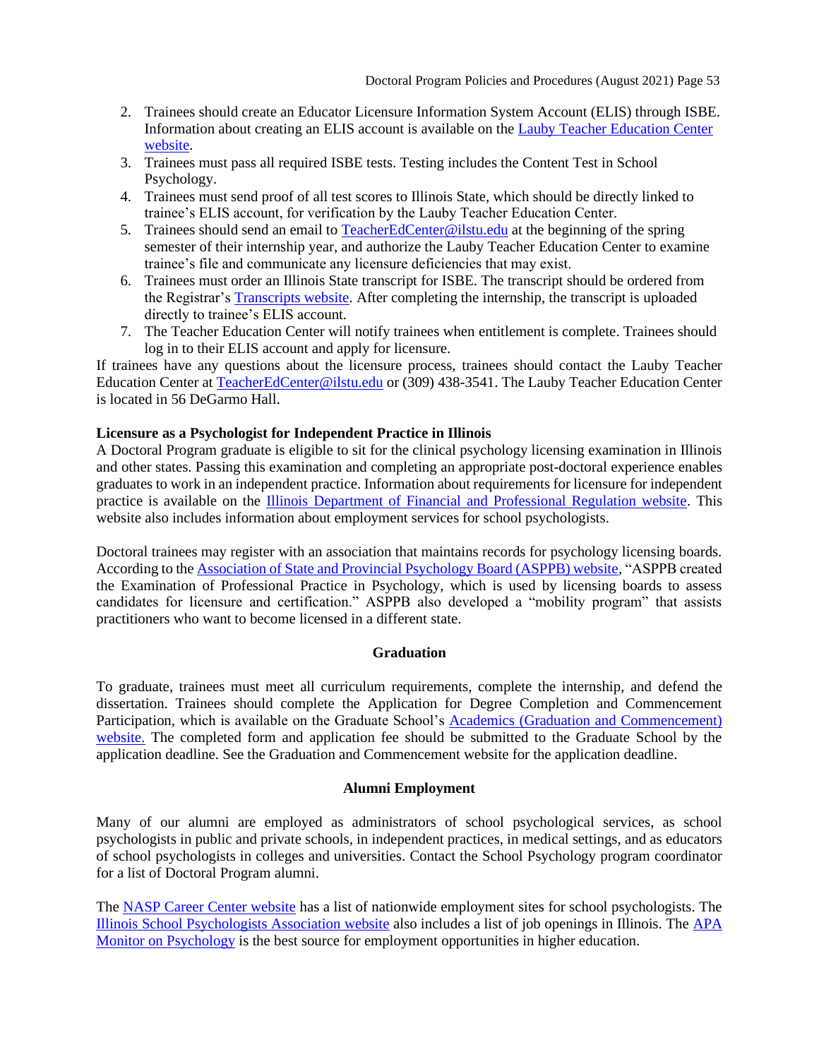2. Trainees should create an Educator Licensure Information System Account (ELIS) through ISBE. Information about creating an ELIS account is available on the Lauby Teacher Education Center website.
3. Trainees must pass all required ISBE tests. Testing includes the Content Test in School Psychology.
4. Trainees must send proof of all test scores to Illinois State, which should be directly linked to trainee's ELIS account, for verification by the Lauby Teacher Education Center.
5. Trainees should send an email to TeacherEdCenter@ilstu.edu at the beginning of the spring semester of their internship year, and authorize the Lauby Teacher Education Center to examine trainee's file and communicate any licensure deficiencies that may exist.
6. Trainees must order an Illinois State transcript for ISBE. The transcript should be ordered from the Registrar's Transcripts website. After completing the internship, the transcript is uploaded directly to trainee's ELIS account.
7. The Teacher Education Center will notify trainees when entitlement is complete. Trainees should log in to their ELIS account and apply for licensure.

If trainees have any questions about the licensure process, trainees should contact the Lauby Teacher Education Center at TeacherEdCenter@ilstu.edu or (309) 438-3541. The Lauby Teacher Education Center is located in 56 DeGarmo Hall.

**Licensure as a Psychologist for Independent Practice in Illinois**

A Doctoral Program graduate is eligible to sit for the clinical psychology licensing examination in Illinois and other states. Passing this examination and completing an appropriate post-doctoral experience enables graduates to work in an independent practice. Information about requirements for licensure for independent practice is available on the Illinois Department of Financial and Professional Regulation website. This website also includes information about employment services for school psychologists.

Doctoral trainees may register with an association that maintains records for psychology licensing boards. According to the Association of State and Provincial Psychology Board (ASPPB) website, "ASPPB created the Examination of Professional Practice in Psychology, which is used by licensing boards to assess candidates for licensure and certification." ASPPB also developed a "mobility program" that assists practitioners who want to become licensed in a different state.

## Graduation

To graduate, trainees must meet all curriculum requirements, complete the internship, and defend the dissertation. Trainees should complete the Application for Degree Completion and Commencement Participation, which is available on the Graduate School's Academics (Graduation and Commencement) website. The completed form and application fee should be submitted to the Graduate School by the application deadline. See the Graduation and Commencement website for the application deadline.

## Alumni Employment

Many of our alumni are employed as administrators of school psychological services, as school psychologists in public and private schools, in independent practices, in medical settings, and as educators of school psychologists in colleges and universities. Contact the School Psychology program coordinator for a list of Doctoral Program alumni.

The NASP Career Center website has a list of nationwide employment sites for school psychologists. The Illinois School Psychologists Association website also includes a list of job openings in Illinois. The APA Monitor on Psychology is the best source for employment opportunities in higher education.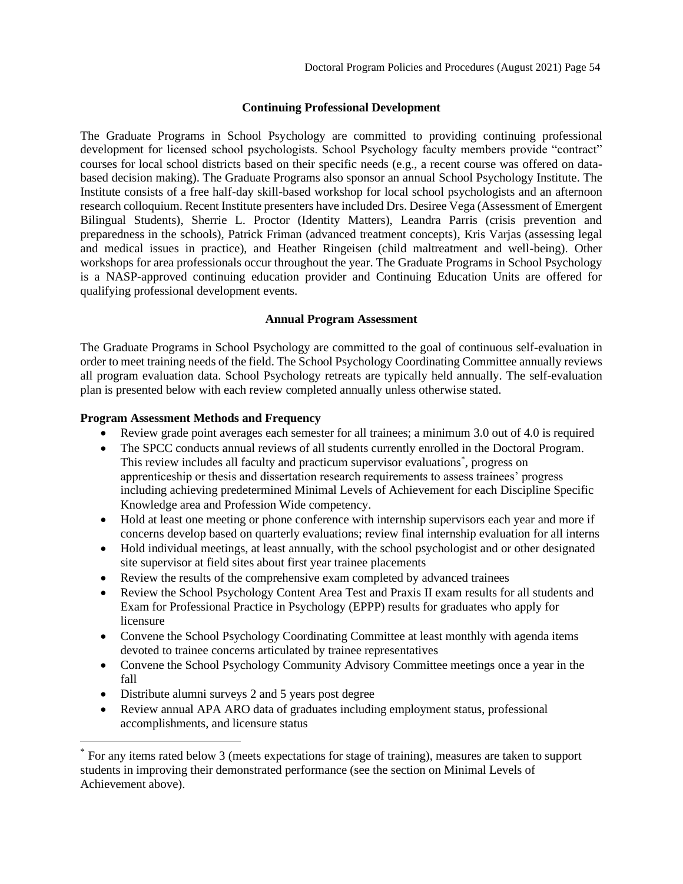## Continuing Professional Development

The Graduate Programs in School Psychology are committed to providing continuing professional development for licensed school psychologists. School Psychology faculty members provide "contract" courses for local school districts based on their specific needs (e.g., a recent course was offered on data-based decision making). The Graduate Programs also sponsor an annual School Psychology Institute. The Institute consists of a free half-day skill-based workshop for local school psychologists and an afternoon research colloquium. Recent Institute presenters have included Drs. Desiree Vega (Assessment of Emergent Bilingual Students), Sherrie L. Proctor (Identity Matters), Leandra Parris (crisis prevention and preparedness in the schools), Patrick Friman (advanced treatment concepts), Kris Varjas (assessing legal and medical issues in practice), and Heather Ringeisen (child maltreatment and well-being). Other workshops for area professionals occur throughout the year. The Graduate Programs in School Psychology is a NASP-approved continuing education provider and Continuing Education Units are offered for qualifying professional development events.

## Annual Program Assessment

The Graduate Programs in School Psychology are committed to the goal of continuous self-evaluation in order to meet training needs of the field. The School Psychology Coordinating Committee annually reviews all program evaluation data. School Psychology retreats are typically held annually. The self-evaluation plan is presented below with each review completed annually unless otherwise stated.

**Program Assessment Methods and Frequency**

- Review grade point averages each semester for all trainees; a minimum 3.0 out of 4.0 is required
- The SPCC conducts annual reviews of all students currently enrolled in the Doctoral Program. This review includes all faculty and practicum supervisor evaluations*, progress on apprenticeship or thesis and dissertation research requirements to assess trainees' progress including achieving predetermined Minimal Levels of Achievement for each Discipline Specific Knowledge area and Profession Wide competency.
- Hold at least one meeting or phone conference with internship supervisors each year and more if concerns develop based on quarterly evaluations; review final internship evaluation for all interns
- Hold individual meetings, at least annually, with the school psychologist and or other designated site supervisor at field sites about first year trainee placements
- Review the results of the comprehensive exam completed by advanced trainees
- Review the School Psychology Content Area Test and Praxis II exam results for all students and Exam for Professional Practice in Psychology (EPPP) results for graduates who apply for licensure
- Convene the School Psychology Coordinating Committee at least monthly with agenda items devoted to trainee concerns articulated by trainee representatives
- Convene the School Psychology Community Advisory Committee meetings once a year in the fall
- Distribute alumni surveys 2 and 5 years post degree
- Review annual APA ARO data of graduates including employment status, professional accomplishments, and licensure status

* For any items rated below 3 (meets expectations for stage of training), measures are taken to support students in improving their demonstrated performance (see the section on Minimal Levels of Achievement above).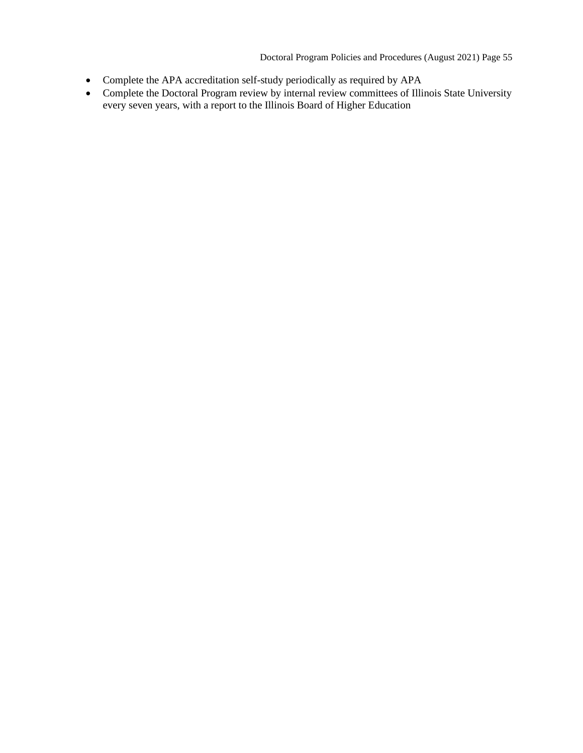- Complete the APA accreditation self-study periodically as required by APA
- Complete the Doctoral Program review by internal review committees of Illinois State University every seven years, with a report to the Illinois Board of Higher Education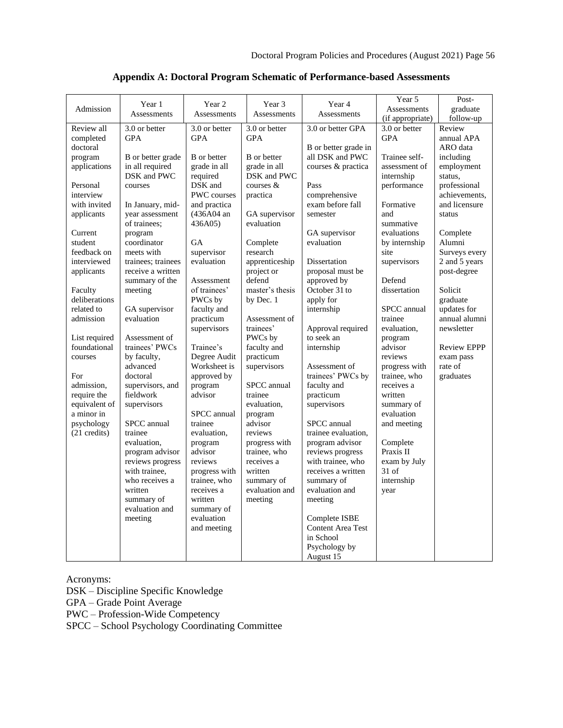## Appendix A: Doctoral Program Schematic of Performance-based Assessments

| Admission | Year 1 Assessments | Year 2 Assessments | Year 3 Assessments | Year 4 Assessments | Year 5 Assessments (if appropriate) | Post-graduate follow-up |
|---|---|---|---|---|---|---|
| Review all completed doctoral program applications<br><br>Personal interview with invited applicants<br><br>Current student feedback on interviewed applicants<br><br>Faculty deliberations related to admission<br><br>List required foundational courses<br><br>For admission, require the equivalent of a minor in psychology (21 credits) | 3.0 or better GPA<br><br>B or better grade in all required DSK and PWC courses<br><br>In January, mid-year assessment of trainees; program coordinator meets with trainees; trainees receive a written summary of the meeting<br><br>GA supervisor evaluation<br><br>Assessment of trainees' PWCs by faculty, advanced doctoral supervisors, and fieldwork supervisors<br><br>SPCC annual trainee evaluation, program advisor reviews progress with trainee, who receives a written summary of evaluation and meeting | 3.0 or better GPA<br><br>B or better grade in all required DSK and PWC courses and practica (436A04 an 436A05)<br><br>GA supervisor evaluation<br><br>Assessment of trainees' PWCs by faculty and practicum supervisors<br><br>Trainee's Degree Audit Worksheet is approved by program advisor<br><br>SPCC annual trainee evaluation, program advisor reviews progress with trainee, who receives a written summary of evaluation and meeting | 3.0 or better GPA<br><br>B or better grade in all DSK and PWC courses & practica<br><br>GA supervisor evaluation<br><br>Complete research apprenticeship project or defend master's thesis by Dec. 1<br><br>Assessment of trainees' PWCs by faculty and practicum supervisors<br><br>SPCC annual trainee evaluation, program advisor reviews progress with trainee, who receives a written summary of evaluation and meeting | 3.0 or better GPA<br><br>B or better grade in all DSK and PWC courses & practica<br><br>Pass comprehensive exam before fall semester<br><br>GA supervisor evaluation<br><br>Dissertation proposal must be approved by October 31 to apply for internship<br><br>Approval required to seek an internship<br><br>Assessment of trainees' PWCs by faculty and practicum supervisors<br><br>SPCC annual trainee evaluation, program advisor reviews progress with trainee, who receives a written summary of evaluation and meeting<br><br>Complete ISBE Content Area Test in School Psychology by August 15 | 3.0 or better GPA<br><br>Trainee self-assessment of internship performance<br><br>Formative and summative evaluations by internship site supervisors<br><br>Defend dissertation<br><br>SPCC annual trainee evaluation, program advisor reviews progress with trainee, who receives a written summary of evaluation and meeting<br><br>Complete Praxis II exam by July 31 of internship year | Review annual APA ARO data including employment status, professional achievements, and licensure status<br><br>Complete Alumni Surveys every 2 and 5 years post-degree<br><br>Solicit graduate updates for annual alumni newsletter<br><br>Review EPPP exam pass rate of graduates |

Acronyms:
DSK – Discipline Specific Knowledge
GPA – Grade Point Average
PWC – Profession-Wide Competency
SPCC – School Psychology Coordinating Committee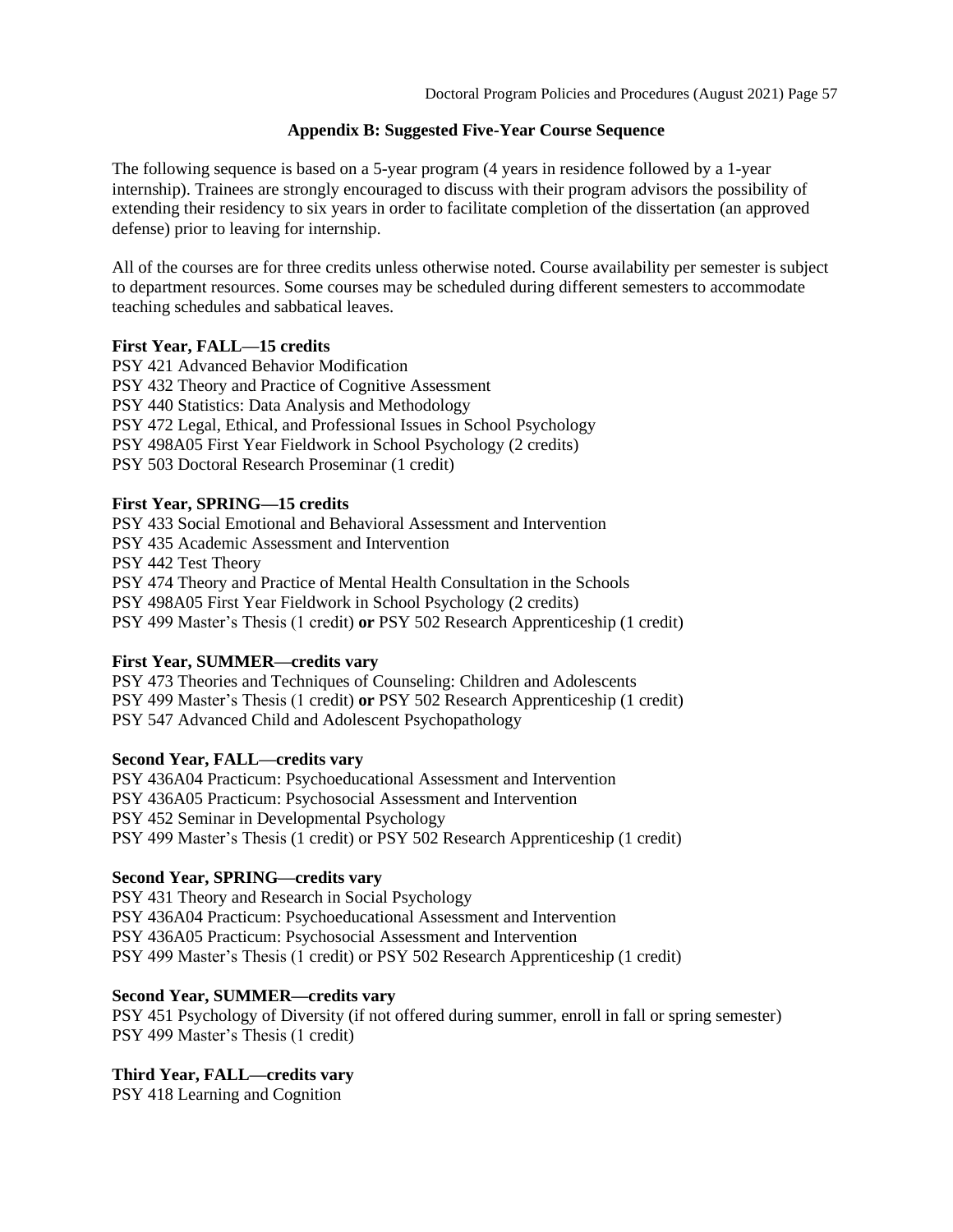## Appendix B: Suggested Five-Year Course Sequence

The following sequence is based on a 5-year program (4 years in residence followed by a 1-year internship). Trainees are strongly encouraged to discuss with their program advisors the possibility of extending their residency to six years in order to facilitate completion of the dissertation (an approved defense) prior to leaving for internship.

All of the courses are for three credits unless otherwise noted. Course availability per semester is subject to department resources. Some courses may be scheduled during different semesters to accommodate teaching schedules and sabbatical leaves.

**First Year, FALL—15 credits**

PSY 421 Advanced Behavior Modification
PSY 432 Theory and Practice of Cognitive Assessment
PSY 440 Statistics: Data Analysis and Methodology
PSY 472 Legal, Ethical, and Professional Issues in School Psychology
PSY 498A05 First Year Fieldwork in School Psychology (2 credits)
PSY 503 Doctoral Research Proseminar (1 credit)

**First Year, SPRING—15 credits**

PSY 433 Social Emotional and Behavioral Assessment and Intervention
PSY 435 Academic Assessment and Intervention
PSY 442 Test Theory
PSY 474 Theory and Practice of Mental Health Consultation in the Schools
PSY 498A05 First Year Fieldwork in School Psychology (2 credits)
PSY 499 Master's Thesis (1 credit) **or** PSY 502 Research Apprenticeship (1 credit)

**First Year, SUMMER—credits vary**

PSY 473 Theories and Techniques of Counseling: Children and Adolescents
PSY 499 Master's Thesis (1 credit) **or** PSY 502 Research Apprenticeship (1 credit)
PSY 547 Advanced Child and Adolescent Psychopathology

**Second Year, FALL—credits vary**

PSY 436A04 Practicum: Psychoeducational Assessment and Intervention
PSY 436A05 Practicum: Psychosocial Assessment and Intervention
PSY 452 Seminar in Developmental Psychology
PSY 499 Master's Thesis (1 credit) or PSY 502 Research Apprenticeship (1 credit)

**Second Year, SPRING—credits vary**

PSY 431 Theory and Research in Social Psychology
PSY 436A04 Practicum: Psychoeducational Assessment and Intervention
PSY 436A05 Practicum: Psychosocial Assessment and Intervention
PSY 499 Master's Thesis (1 credit) or PSY 502 Research Apprenticeship (1 credit)

**Second Year, SUMMER—credits vary**

PSY 451 Psychology of Diversity (if not offered during summer, enroll in fall or spring semester)
PSY 499 Master's Thesis (1 credit)

**Third Year, FALL—credits vary**

PSY 418 Learning and Cognition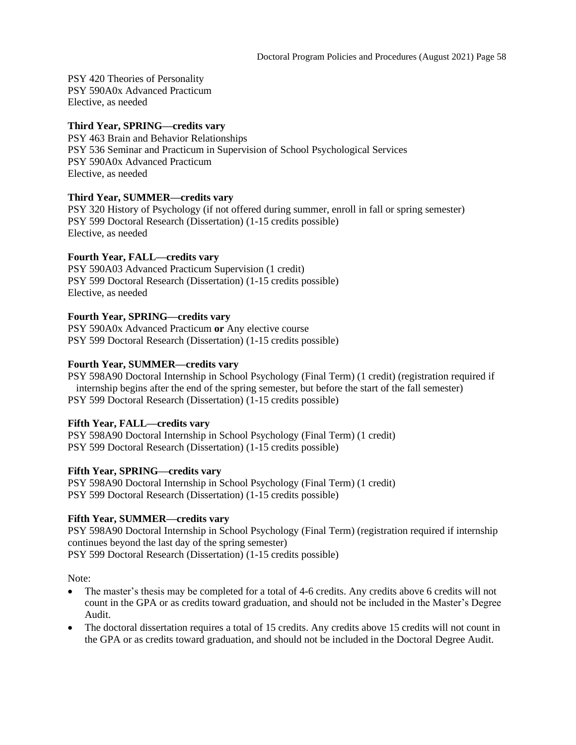PSY 420 Theories of Personality
PSY 590A0x Advanced Practicum
Elective, as needed

**Third Year, SPRING—credits vary**
PSY 463 Brain and Behavior Relationships
PSY 536 Seminar and Practicum in Supervision of School Psychological Services
PSY 590A0x Advanced Practicum
Elective, as needed

**Third Year, SUMMER—credits vary**
PSY 320 History of Psychology (if not offered during summer, enroll in fall or spring semester)
PSY 599 Doctoral Research (Dissertation) (1-15 credits possible)
Elective, as needed

**Fourth Year, FALL—credits vary**
PSY 590A03 Advanced Practicum Supervision (1 credit)
PSY 599 Doctoral Research (Dissertation) (1-15 credits possible)
Elective, as needed

**Fourth Year, SPRING—credits vary**
PSY 590A0x Advanced Practicum **or** Any elective course
PSY 599 Doctoral Research (Dissertation) (1-15 credits possible)

**Fourth Year, SUMMER—credits vary**
PSY 598A90 Doctoral Internship in School Psychology (Final Term) (1 credit) (registration required if internship begins after the end of the spring semester, but before the start of the fall semester)
PSY 599 Doctoral Research (Dissertation) (1-15 credits possible)

**Fifth Year, FALL—credits vary**
PSY 598A90 Doctoral Internship in School Psychology (Final Term) (1 credit)
PSY 599 Doctoral Research (Dissertation) (1-15 credits possible)

**Fifth Year, SPRING—credits vary**
PSY 598A90 Doctoral Internship in School Psychology (Final Term) (1 credit)
PSY 599 Doctoral Research (Dissertation) (1-15 credits possible)

**Fifth Year, SUMMER—credits vary**
PSY 598A90 Doctoral Internship in School Psychology (Final Term) (registration required if internship continues beyond the last day of the spring semester)
PSY 599 Doctoral Research (Dissertation) (1-15 credits possible)

Note:

- The master's thesis may be completed for a total of 4-6 credits. Any credits above 6 credits will not count in the GPA or as credits toward graduation, and should not be included in the Master's Degree Audit.
- The doctoral dissertation requires a total of 15 credits. Any credits above 15 credits will not count in the GPA or as credits toward graduation, and should not be included in the Doctoral Degree Audit.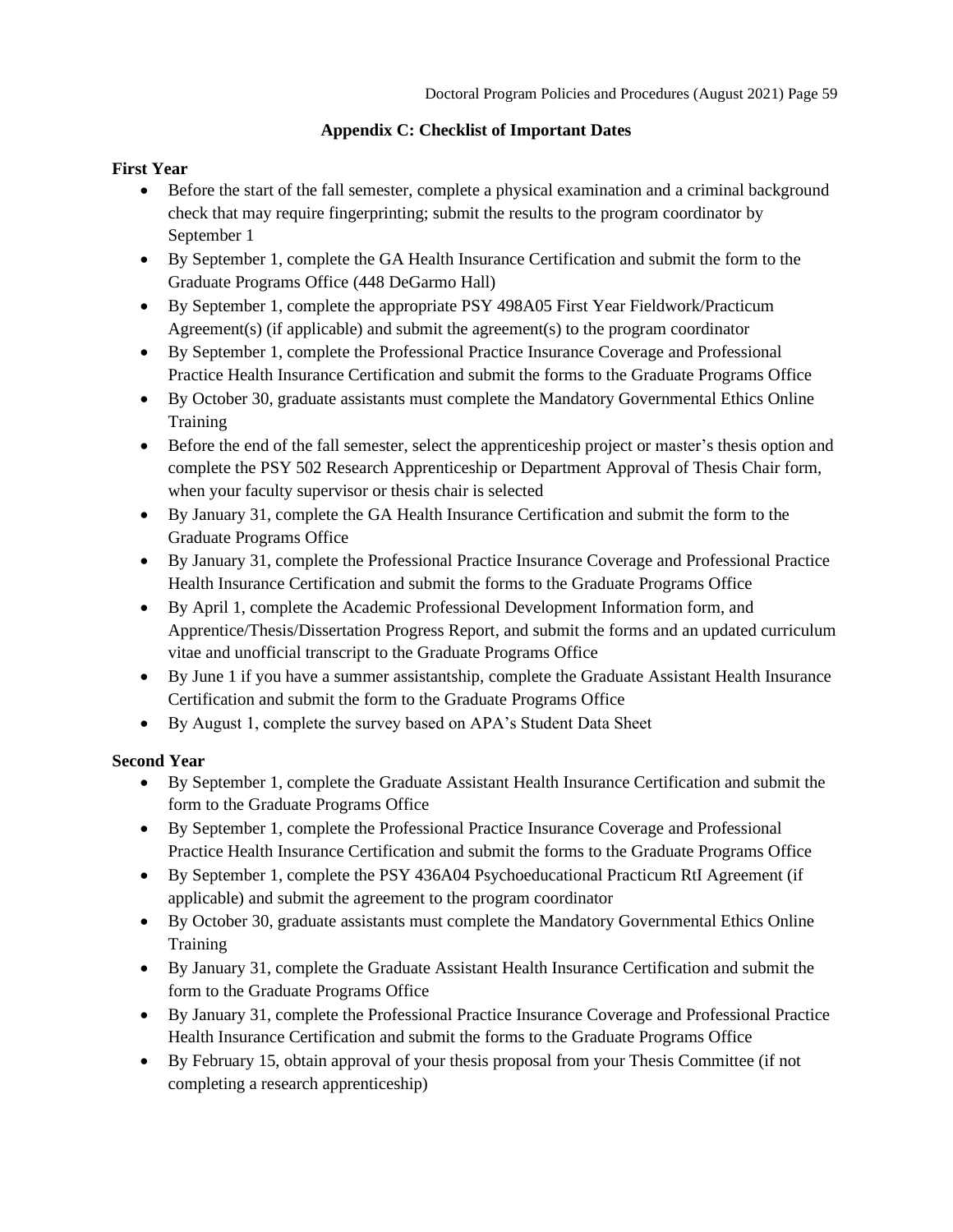## Appendix C: Checklist of Important Dates

**First Year**

- Before the start of the fall semester, complete a physical examination and a criminal background check that may require fingerprinting; submit the results to the program coordinator by September 1
- By September 1, complete the GA Health Insurance Certification and submit the form to the Graduate Programs Office (448 DeGarmo Hall)
- By September 1, complete the appropriate PSY 498A05 First Year Fieldwork/Practicum Agreement(s) (if applicable) and submit the agreement(s) to the program coordinator
- By September 1, complete the Professional Practice Insurance Coverage and Professional Practice Health Insurance Certification and submit the forms to the Graduate Programs Office
- By October 30, graduate assistants must complete the Mandatory Governmental Ethics Online Training
- Before the end of the fall semester, select the apprenticeship project or master's thesis option and complete the PSY 502 Research Apprenticeship or Department Approval of Thesis Chair form, when your faculty supervisor or thesis chair is selected
- By January 31, complete the GA Health Insurance Certification and submit the form to the Graduate Programs Office
- By January 31, complete the Professional Practice Insurance Coverage and Professional Practice Health Insurance Certification and submit the forms to the Graduate Programs Office
- By April 1, complete the Academic Professional Development Information form, and Apprentice/Thesis/Dissertation Progress Report, and submit the forms and an updated curriculum vitae and unofficial transcript to the Graduate Programs Office
- By June 1 if you have a summer assistantship, complete the Graduate Assistant Health Insurance Certification and submit the form to the Graduate Programs Office
- By August 1, complete the survey based on APA's Student Data Sheet

**Second Year**

- By September 1, complete the Graduate Assistant Health Insurance Certification and submit the form to the Graduate Programs Office
- By September 1, complete the Professional Practice Insurance Coverage and Professional Practice Health Insurance Certification and submit the forms to the Graduate Programs Office
- By September 1, complete the PSY 436A04 Psychoeducational Practicum RtI Agreement (if applicable) and submit the agreement to the program coordinator
- By October 30, graduate assistants must complete the Mandatory Governmental Ethics Online Training
- By January 31, complete the Graduate Assistant Health Insurance Certification and submit the form to the Graduate Programs Office
- By January 31, complete the Professional Practice Insurance Coverage and Professional Practice Health Insurance Certification and submit the forms to the Graduate Programs Office
- By February 15, obtain approval of your thesis proposal from your Thesis Committee (if not completing a research apprenticeship)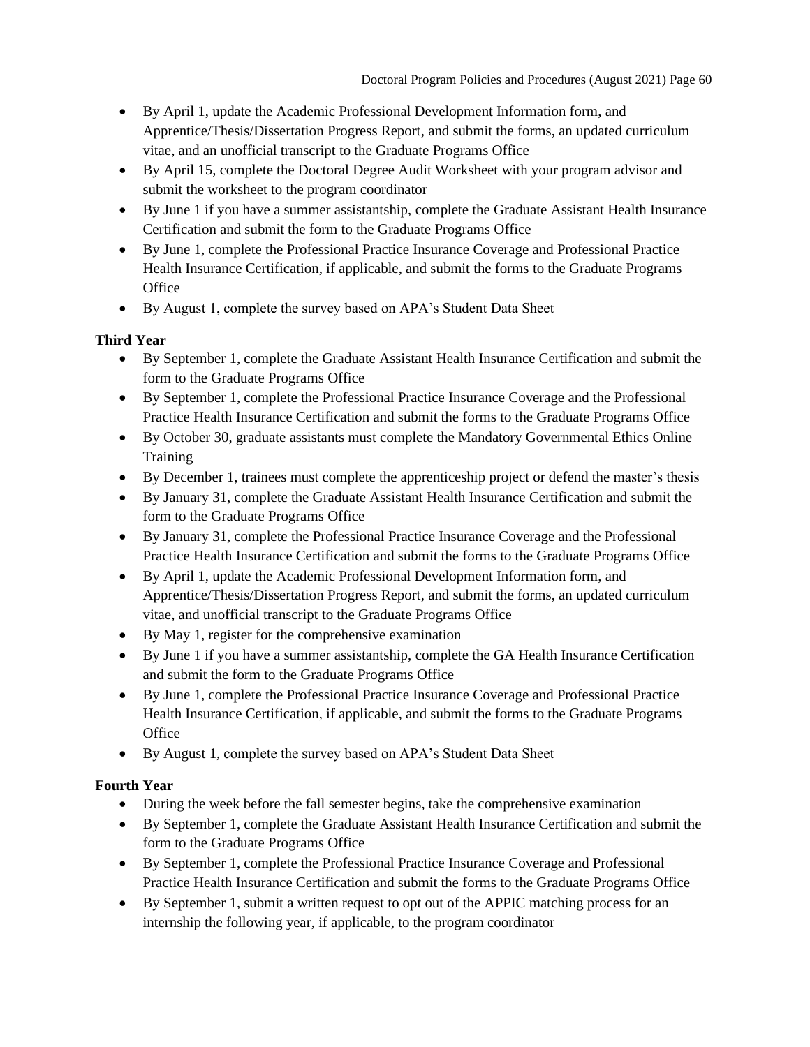- By April 1, update the Academic Professional Development Information form, and Apprentice/Thesis/Dissertation Progress Report, and submit the forms, an updated curriculum vitae, and an unofficial transcript to the Graduate Programs Office
- By April 15, complete the Doctoral Degree Audit Worksheet with your program advisor and submit the worksheet to the program coordinator
- By June 1 if you have a summer assistantship, complete the Graduate Assistant Health Insurance Certification and submit the form to the Graduate Programs Office
- By June 1, complete the Professional Practice Insurance Coverage and Professional Practice Health Insurance Certification, if applicable, and submit the forms to the Graduate Programs Office
- By August 1, complete the survey based on APA's Student Data Sheet

**Third Year**

- By September 1, complete the Graduate Assistant Health Insurance Certification and submit the form to the Graduate Programs Office
- By September 1, complete the Professional Practice Insurance Coverage and the Professional Practice Health Insurance Certification and submit the forms to the Graduate Programs Office
- By October 30, graduate assistants must complete the Mandatory Governmental Ethics Online Training
- By December 1, trainees must complete the apprenticeship project or defend the master's thesis
- By January 31, complete the Graduate Assistant Health Insurance Certification and submit the form to the Graduate Programs Office
- By January 31, complete the Professional Practice Insurance Coverage and the Professional Practice Health Insurance Certification and submit the forms to the Graduate Programs Office
- By April 1, update the Academic Professional Development Information form, and Apprentice/Thesis/Dissertation Progress Report, and submit the forms, an updated curriculum vitae, and unofficial transcript to the Graduate Programs Office
- By May 1, register for the comprehensive examination
- By June 1 if you have a summer assistantship, complete the GA Health Insurance Certification and submit the form to the Graduate Programs Office
- By June 1, complete the Professional Practice Insurance Coverage and Professional Practice Health Insurance Certification, if applicable, and submit the forms to the Graduate Programs Office
- By August 1, complete the survey based on APA's Student Data Sheet

**Fourth Year**

- During the week before the fall semester begins, take the comprehensive examination
- By September 1, complete the Graduate Assistant Health Insurance Certification and submit the form to the Graduate Programs Office
- By September 1, complete the Professional Practice Insurance Coverage and Professional Practice Health Insurance Certification and submit the forms to the Graduate Programs Office
- By September 1, submit a written request to opt out of the APPIC matching process for an internship the following year, if applicable, to the program coordinator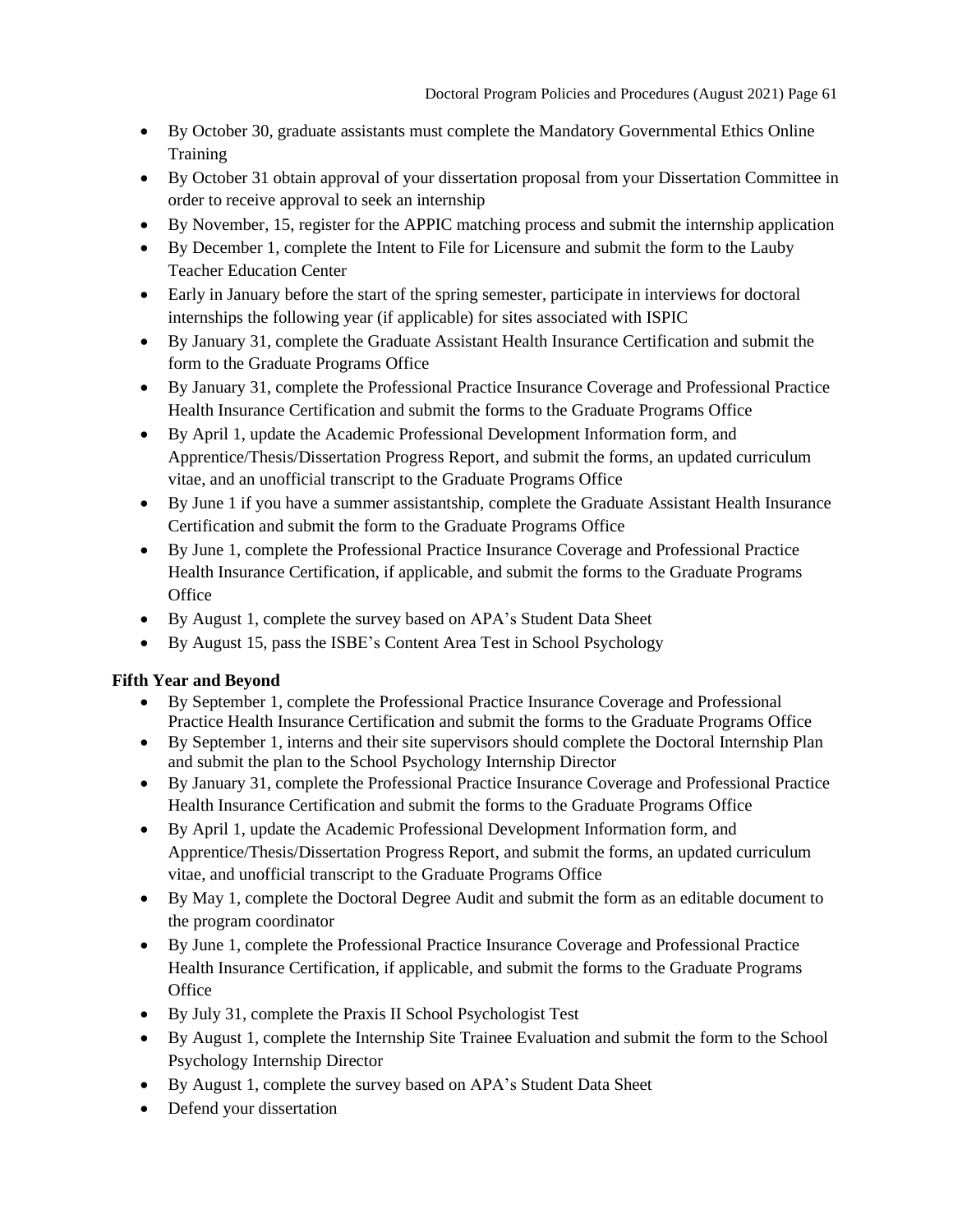- By October 30, graduate assistants must complete the Mandatory Governmental Ethics Online Training
- By October 31 obtain approval of your dissertation proposal from your Dissertation Committee in order to receive approval to seek an internship
- By November, 15, register for the APPIC matching process and submit the internship application
- By December 1, complete the Intent to File for Licensure and submit the form to the Lauby Teacher Education Center
- Early in January before the start of the spring semester, participate in interviews for doctoral internships the following year (if applicable) for sites associated with ISPIC
- By January 31, complete the Graduate Assistant Health Insurance Certification and submit the form to the Graduate Programs Office
- By January 31, complete the Professional Practice Insurance Coverage and Professional Practice Health Insurance Certification and submit the forms to the Graduate Programs Office
- By April 1, update the Academic Professional Development Information form, and Apprentice/Thesis/Dissertation Progress Report, and submit the forms, an updated curriculum vitae, and an unofficial transcript to the Graduate Programs Office
- By June 1 if you have a summer assistantship, complete the Graduate Assistant Health Insurance Certification and submit the form to the Graduate Programs Office
- By June 1, complete the Professional Practice Insurance Coverage and Professional Practice Health Insurance Certification, if applicable, and submit the forms to the Graduate Programs Office
- By August 1, complete the survey based on APA's Student Data Sheet
- By August 15, pass the ISBE's Content Area Test in School Psychology

**Fifth Year and Beyond**

- By September 1, complete the Professional Practice Insurance Coverage and Professional Practice Health Insurance Certification and submit the forms to the Graduate Programs Office
- By September 1, interns and their site supervisors should complete the Doctoral Internship Plan and submit the plan to the School Psychology Internship Director
- By January 31, complete the Professional Practice Insurance Coverage and Professional Practice Health Insurance Certification and submit the forms to the Graduate Programs Office
- By April 1, update the Academic Professional Development Information form, and Apprentice/Thesis/Dissertation Progress Report, and submit the forms, an updated curriculum vitae, and unofficial transcript to the Graduate Programs Office
- By May 1, complete the Doctoral Degree Audit and submit the form as an editable document to the program coordinator
- By June 1, complete the Professional Practice Insurance Coverage and Professional Practice Health Insurance Certification, if applicable, and submit the forms to the Graduate Programs Office
- By July 31, complete the Praxis II School Psychologist Test
- By August 1, complete the Internship Site Trainee Evaluation and submit the form to the School Psychology Internship Director
- By August 1, complete the survey based on APA's Student Data Sheet
- Defend your dissertation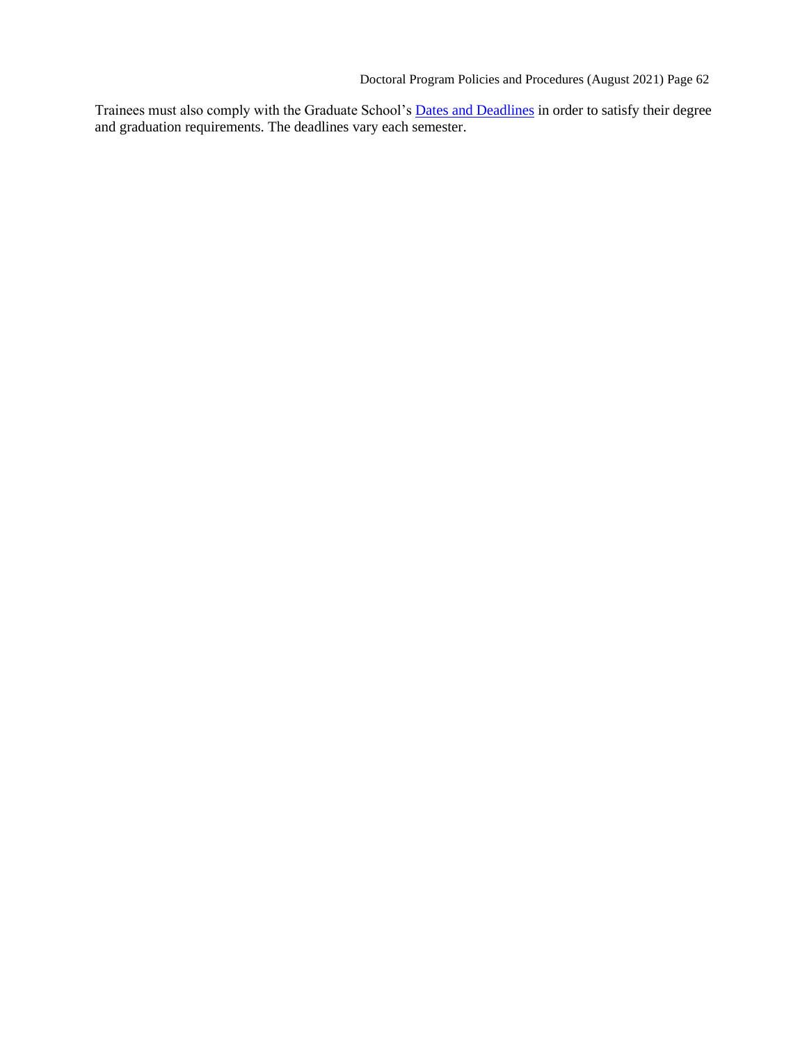Trainees must also comply with the Graduate School's Dates and Deadlines in order to satisfy their degree and graduation requirements. The deadlines vary each semester.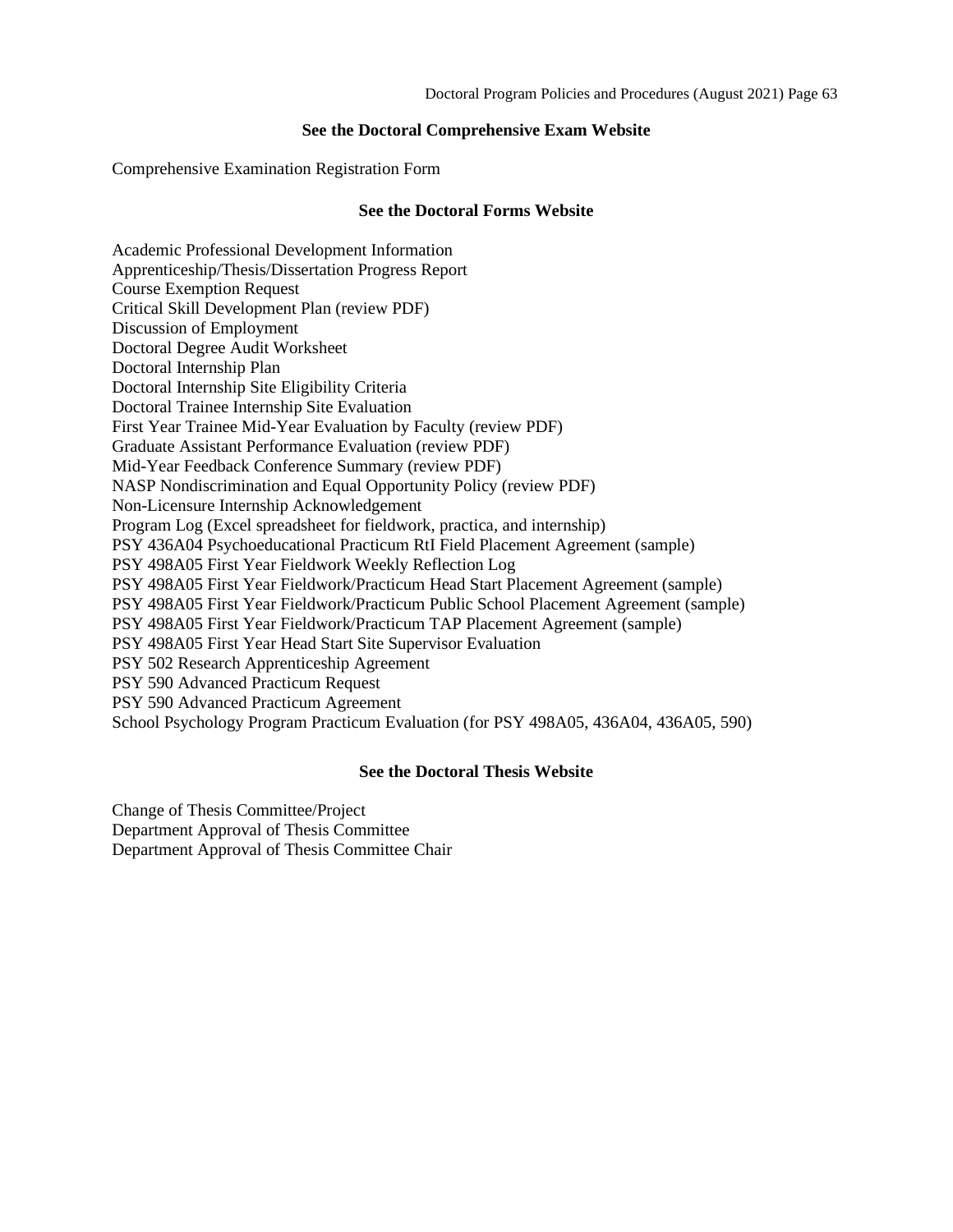**See the Doctoral Comprehensive Exam Website**

Comprehensive Examination Registration Form

**See the Doctoral Forms Website**

Academic Professional Development Information
Apprenticeship/Thesis/Dissertation Progress Report
Course Exemption Request
Critical Skill Development Plan (review PDF)
Discussion of Employment
Doctoral Degree Audit Worksheet
Doctoral Internship Plan
Doctoral Internship Site Eligibility Criteria
Doctoral Trainee Internship Site Evaluation
First Year Trainee Mid-Year Evaluation by Faculty (review PDF)
Graduate Assistant Performance Evaluation (review PDF)
Mid-Year Feedback Conference Summary (review PDF)
NASP Nondiscrimination and Equal Opportunity Policy (review PDF)
Non-Licensure Internship Acknowledgement
Program Log (Excel spreadsheet for fieldwork, practica, and internship)
PSY 436A04 Psychoeducational Practicum RtI Field Placement Agreement (sample)
PSY 498A05 First Year Fieldwork Weekly Reflection Log
PSY 498A05 First Year Fieldwork/Practicum Head Start Placement Agreement (sample)
PSY 498A05 First Year Fieldwork/Practicum Public School Placement Agreement (sample)
PSY 498A05 First Year Fieldwork/Practicum TAP Placement Agreement (sample)
PSY 498A05 First Year Head Start Site Supervisor Evaluation
PSY 502 Research Apprenticeship Agreement
PSY 590 Advanced Practicum Request
PSY 590 Advanced Practicum Agreement
School Psychology Program Practicum Evaluation (for PSY 498A05, 436A04, 436A05, 590)

**See the Doctoral Thesis Website**

Change of Thesis Committee/Project
Department Approval of Thesis Committee
Department Approval of Thesis Committee Chair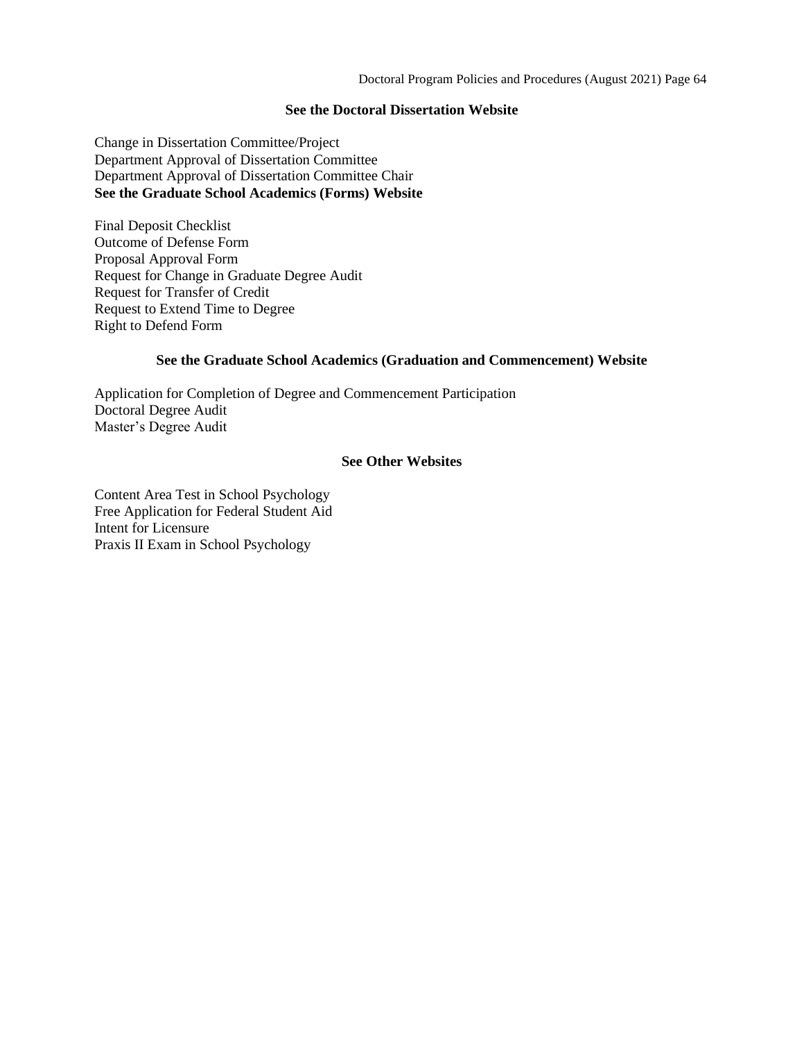**See the Doctoral Dissertation Website**

Change in Dissertation Committee/Project
Department Approval of Dissertation Committee
Department Approval of Dissertation Committee Chair

**See the Graduate School Academics (Forms) Website**

Final Deposit Checklist
Outcome of Defense Form
Proposal Approval Form
Request for Change in Graduate Degree Audit
Request for Transfer of Credit
Request to Extend Time to Degree
Right to Defend Form

**See the Graduate School Academics (Graduation and Commencement) Website**

Application for Completion of Degree and Commencement Participation
Doctoral Degree Audit
Master's Degree Audit

**See Other Websites**

Content Area Test in School Psychology
Free Application for Federal Student Aid
Intent for Licensure
Praxis II Exam in School Psychology